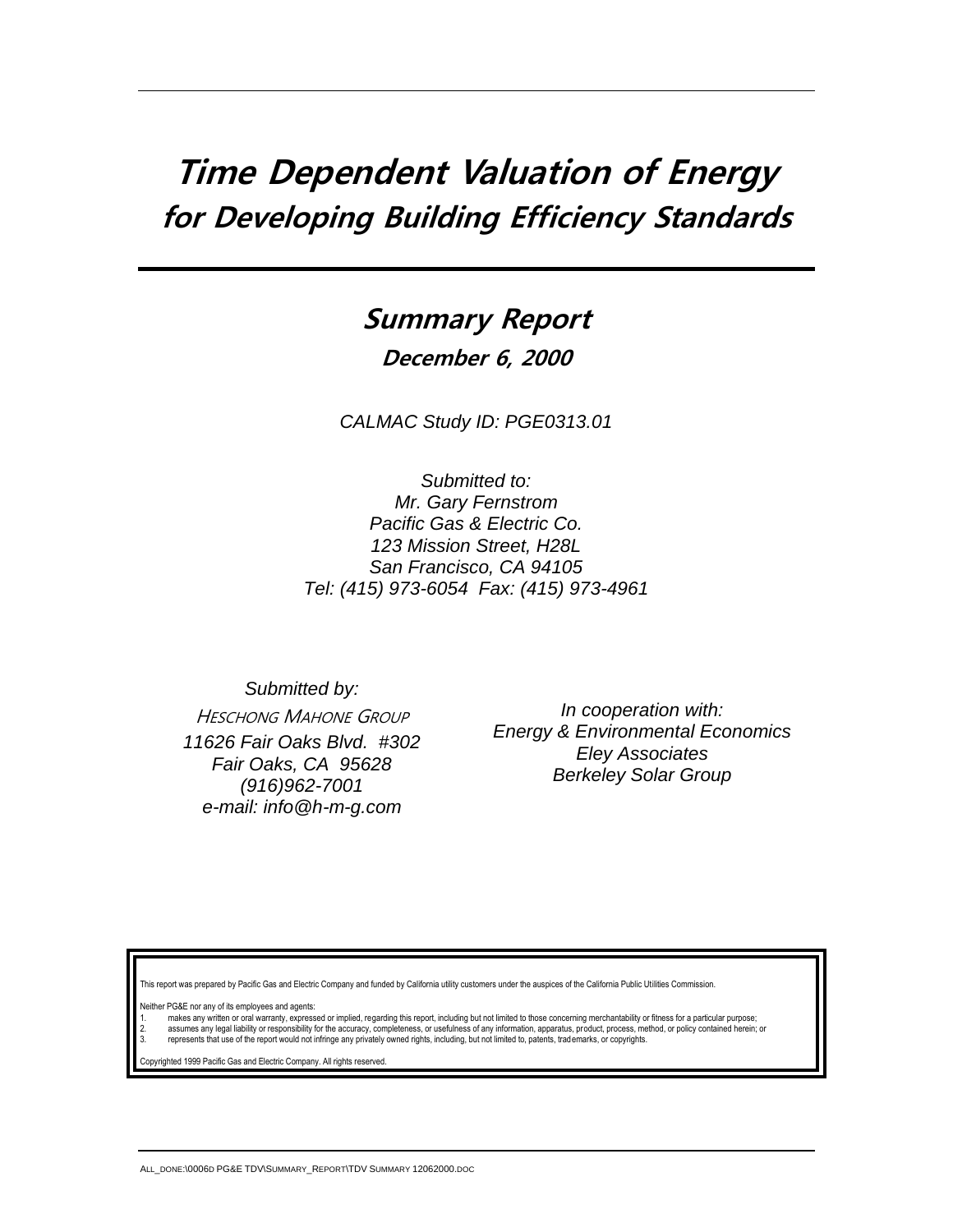# Time Dependent Valuation of Energy for Developing Building Efficiency Standards

## Summary Report

**December 6, 2000**

*CALMAC Study ID: PGE0313.01*

*Submitted to:*
*Mr. Gary Fernstrom*
*Pacific Gas & Electric Co.*
*123 Mission Street, H28L*
*San Francisco, CA 94105*
*Tel: (415) 973-6054 Fax: (415) 973-4961*

*Submitted by:*
HESCHONG MAHONE GROUP
*11626 Fair Oaks Blvd. #302*
*Fair Oaks, CA 95628*
*(916)962-7001*
*e-mail: info@h-m-g.com*

*In cooperation with:*
*Energy & Environmental Economics*
*Eley Associates*
*Berkeley Solar Group*

This report was prepared by Pacific Gas and Electric Company and funded by California utility customers under the auspices of the California Public Utilities Commission.

Neither PG&E nor any of its employees and agents:

1. makes any written or oral warranty, expressed or implied, regarding this report, including but not limited to those concerning merchantability or fitness for a particular purpose;
2. assumes any legal liability or responsibility for the accuracy, completeness, or usefulness of any information, apparatus, product, process, method, or policy contained herein; or
3. represents that use of the report would not infringe any privately owned rights, including, but not limited to, patents, trademarks, or copyrights.

Copyrighted 1999 Pacific Gas and Electric Company. All rights reserved.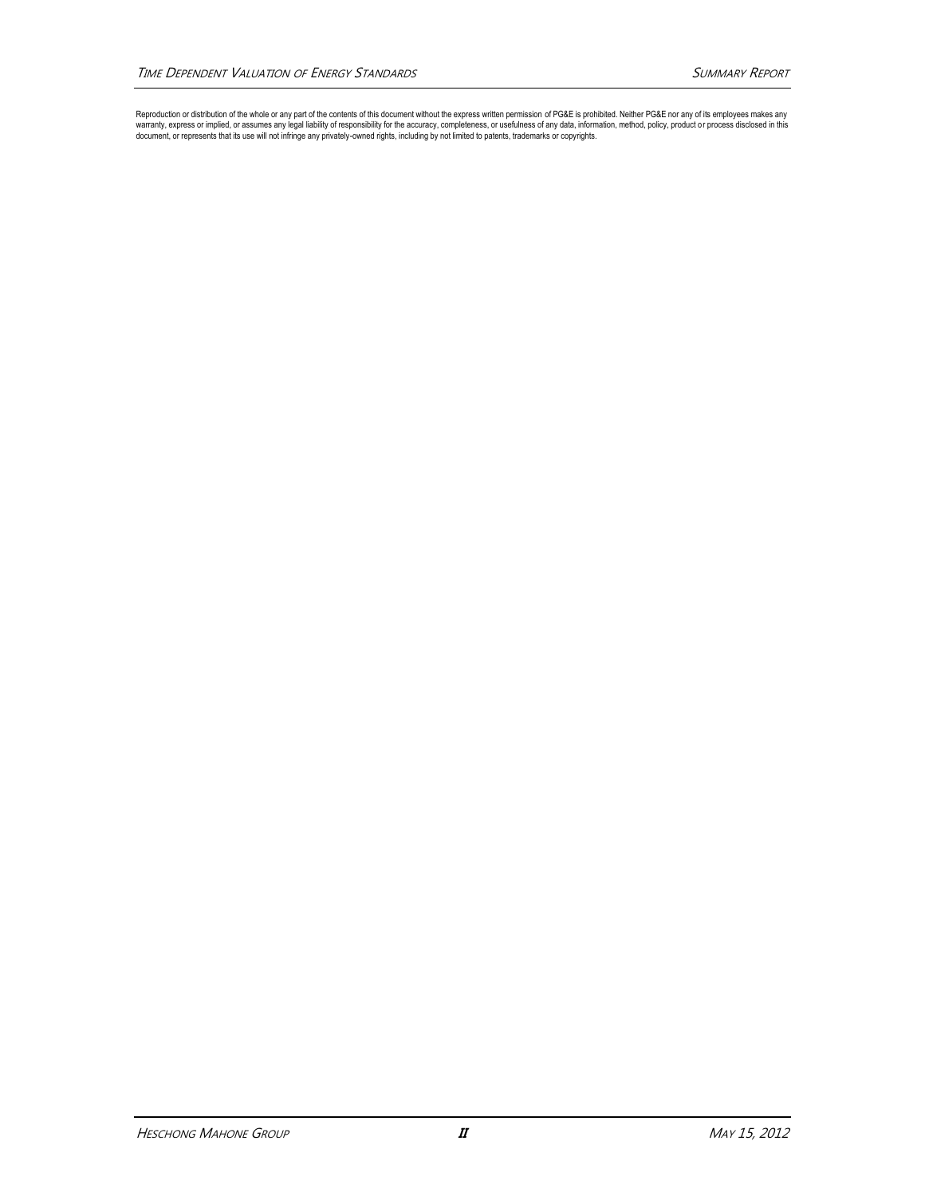Reproduction or distribution of the whole or any part of the contents of this document without the express written permission of PG&E is prohibited. Neither PG&E nor any of its employees makes any warranty, express or implied, or assumes any legal liability of responsibility for the accuracy, completeness, or usefulness of any data, information, method, policy, product or process disclosed in this document, or represents that its use will not infringe any privately-owned rights, including by not limited to patents, trademarks or copyrights.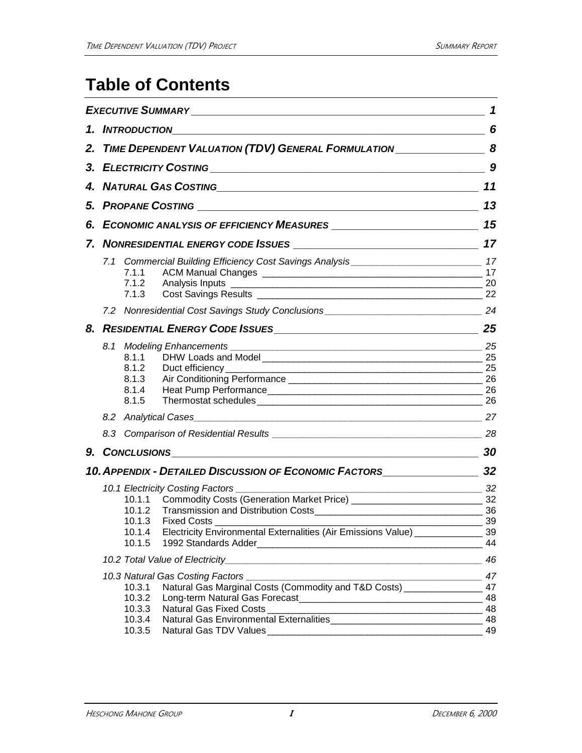# Table of Contents

| | | |
|---|---|---|
| ***EXECUTIVE SUMMARY*** | | ***1*** |
| ***1.*** | ***INTRODUCTION*** | ***6*** |
| ***2.*** | ***TIME DEPENDENT VALUATION (TDV) GENERAL FORMULATION*** | ***8*** |
| ***3.*** | ***ELECTRICITY COSTING*** | ***9*** |
| ***4.*** | ***NATURAL GAS COSTING*** | ***11*** |
| ***5.*** | ***PROPANE COSTING*** | ***13*** |
| ***6.*** | ***ECONOMIC ANALYSIS OF EFFICIENCY MEASURES*** | ***15*** |
| ***7.*** | ***NONRESIDENTIAL ENERGY CODE ISSUES*** | ***17*** |
| *7.1* | *Commercial Building Efficiency Cost Savings Analysis* | *17* |
| 7.1.1 | ACM Manual Changes | 17 |
| 7.1.2 | Analysis Inputs | 20 |
| 7.1.3 | Cost Savings Results | 22 |
| *7.2* | *Nonresidential Cost Savings Study Conclusions* | *24* |
| ***8.*** | ***RESIDENTIAL ENERGY CODE ISSUES*** | ***25*** |
| *8.1* | *Modeling Enhancements* | *25* |
| 8.1.1 | DHW Loads and Model | 25 |
| 8.1.2 | Duct efficiency | 25 |
| 8.1.3 | Air Conditioning Performance | 26 |
| 8.1.4 | Heat Pump Performance | 26 |
| 8.1.5 | Thermostat schedules | 26 |
| *8.2* | *Analytical Cases* | *27* |
| *8.3* | *Comparison of Residential Results* | *28* |
| ***9.*** | ***CONCLUSIONS*** | ***30*** |
| ***10.*** | ***APPENDIX - DETAILED DISCUSSION OF ECONOMIC FACTORS*** | ***32*** |
| *10.1* | *Electricity Costing Factors* | *32* |
| 10.1.1 | Commodity Costs (Generation Market Price) | 32 |
| 10.1.2 | Transmission and Distribution Costs | 36 |
| 10.1.3 | Fixed Costs | 39 |
| 10.1.4 | Electricity Environmental Externalities (Air Emissions Value) | 39 |
| 10.1.5 | 1992 Standards Adder | 44 |
| *10.2* | *Total Value of Electricity* | *46* |
| *10.3* | *Natural Gas Costing Factors* | *47* |
| 10.3.1 | Natural Gas Marginal Costs (Commodity and T&D Costs) | 47 |
| 10.3.2 | Long-term Natural Gas Forecast | 48 |
| 10.3.3 | Natural Gas Fixed Costs | 48 |
| 10.3.4 | Natural Gas Environmental Externalities | 48 |
| 10.3.5 | Natural Gas TDV Values | 49 |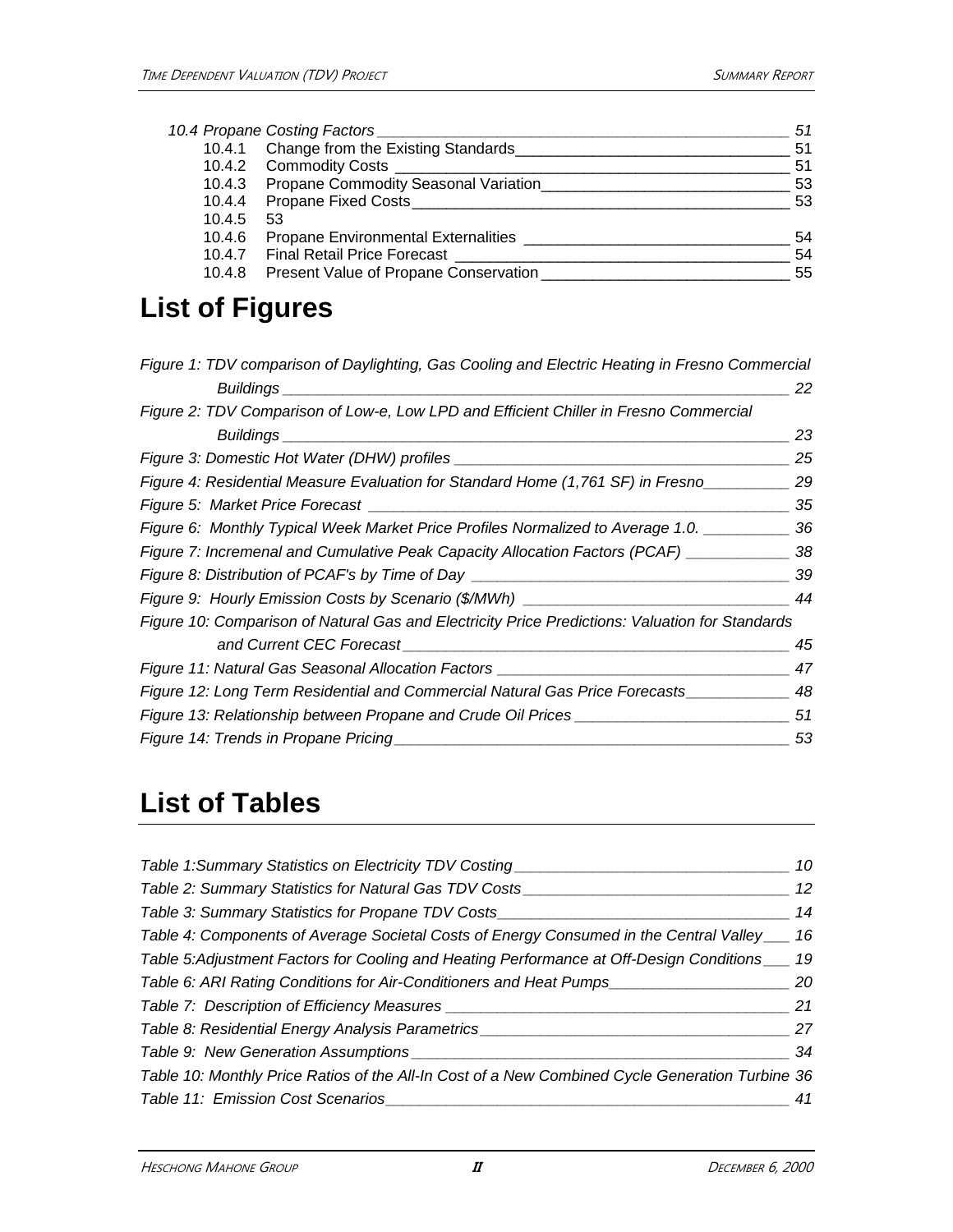*10.4 Propane Costing Factors* _______________________________________________ *51*

10.4.1 Change from the Existing Standards_______________________________ 51
10.4.2 Commodity Costs _____________________________________________ 51
10.4.3 Propane Commodity Seasonal Variation_____________________________ 53
10.4.4 Propane Fixed Costs____________________________________________ 53
10.4.5 53
10.4.6 Propane Environmental Externalities ________________________________ 54
10.4.7 Final Retail Price Forecast ________________________________________ 54
10.4.8 Present Value of Propane Conservation _____________________________ 55

# List of Figures

*Figure 1: TDV comparison of Daylighting, Gas Cooling and Electric Heating in Fresno Commercial Buildings* ______________________________________________________ *22*
*Figure 2: TDV Comparison of Low-e, Low LPD and Efficient Chiller in Fresno Commercial Buildings* ______________________________________________________ *23*
*Figure 3: Domestic Hot Water (DHW) profiles* ______________________________________ *25*
*Figure 4: Residential Measure Evaluation for Standard Home (1,761 SF) in Fresno*__________ *29*
*Figure 5: Market Price Forecast* ________________________________________________ *35*
*Figure 6: Monthly Typical Week Market Price Profiles Normalized to Average 1.0.* __________ *36*
*Figure 7: Incremenal and Cumulative Peak Capacity Allocation Factors (PCAF)* ____________ *38*
*Figure 8: Distribution of PCAF's by Time of Day* ___________________________________ *39*
*Figure 9: Hourly Emission Costs by Scenario ($/MWh)* ______________________________ *44*
*Figure 10: Comparison of Natural Gas and Electricity Price Predictions: Valuation for Standards and Current CEC Forecast* ____________________________________________ *45*
*Figure 11: Natural Gas Seasonal Allocation Factors* _________________________________ *47*
*Figure 12: Long Term Residential and Commercial Natural Gas Price Forecasts*____________ *48*
*Figure 13: Relationship between Propane and Crude Oil Prices* _________________________ *51*
*Figure 14: Trends in Propane Pricing*______________________________________________ *53*

# List of Tables

*Table 1:Summary Statistics on Electricity TDV Costing*________________________________ *10*
*Table 2: Summary Statistics for Natural Gas TDV Costs*_______________________________ *12*
*Table 3: Summary Statistics for Propane TDV Costs*__________________________________ *14*
*Table 4: Components of Average Societal Costs of Energy Consumed in the Central Valley*___ *16*
*Table 5:Adjustment Factors for Cooling and Heating Performance at Off-Design Conditions*___ *19*
*Table 6: ARI Rating Conditions for Air-Conditioners and Heat Pumps*_____________________ *20*
*Table 7: Description of Efficiency Measures* ________________________________________ *21*
*Table 8: Residential Energy Analysis Parametrics*____________________________________ *27*
*Table 9: New Generation Assumptions*____________________________________________ *34*
*Table 10: Monthly Price Ratios of the All-In Cost of a New Combined Cycle Generation Turbine* *36*
*Table 11: Emission Cost Scenarios*_______________________________________________ *41*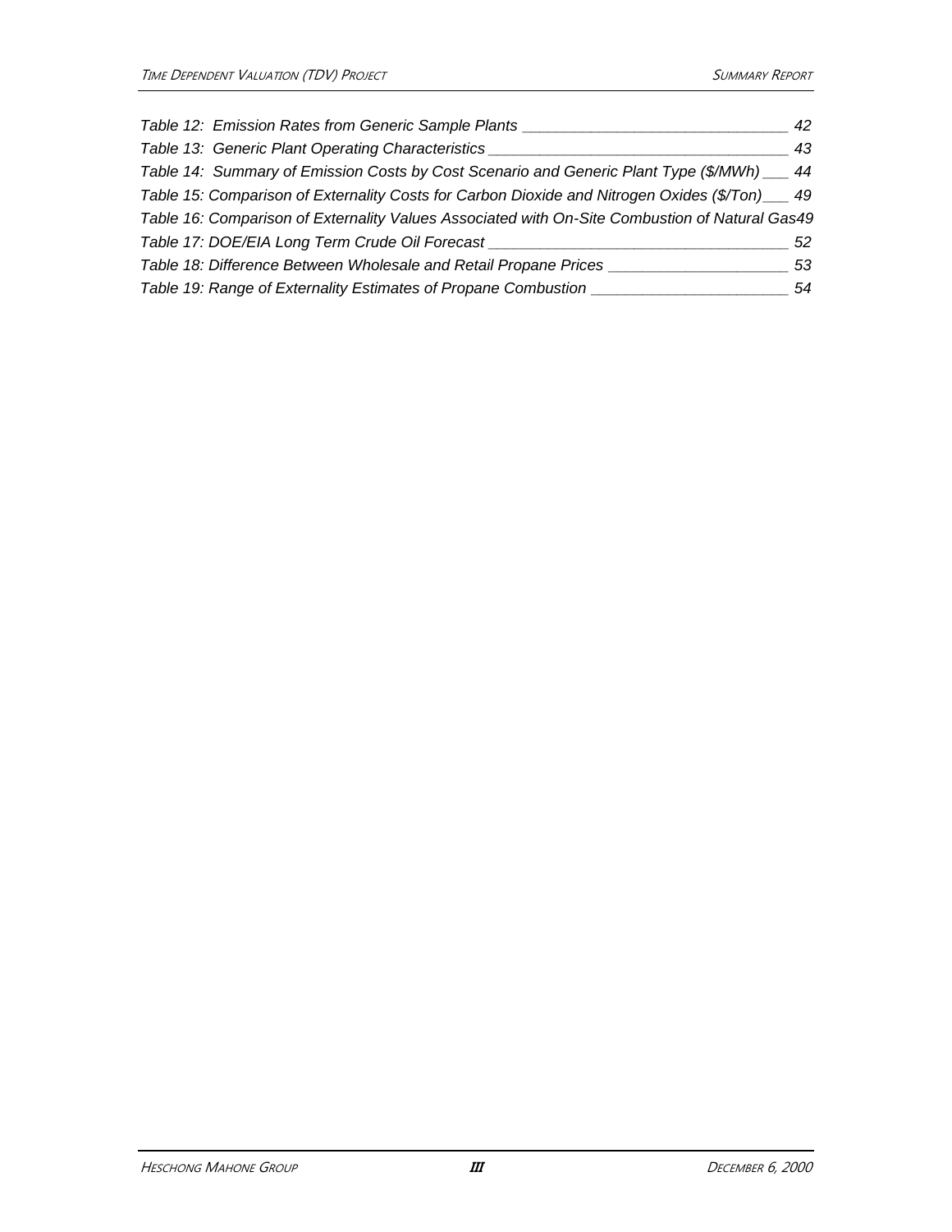*Table 12: Emission Rates from Generic Sample Plants ______________________________ 42*

*Table 13: Generic Plant Operating Characteristics __________________________________ 43*

*Table 14: Summary of Emission Costs by Cost Scenario and Generic Plant Type ($/MWh) ___ 44*

*Table 15: Comparison of Externality Costs for Carbon Dioxide and Nitrogen Oxides ($/Ton)___ 49*

*Table 16: Comparison of Externality Values Associated with On-Site Combustion of Natural Gas49*

*Table 17: DOE/EIA Long Term Crude Oil Forecast __________________________________ 52*

*Table 18: Difference Between Wholesale and Retail Propane Prices ____________________ 53*

*Table 19: Range of Externality Estimates of Propane Combustion ______________________ 54*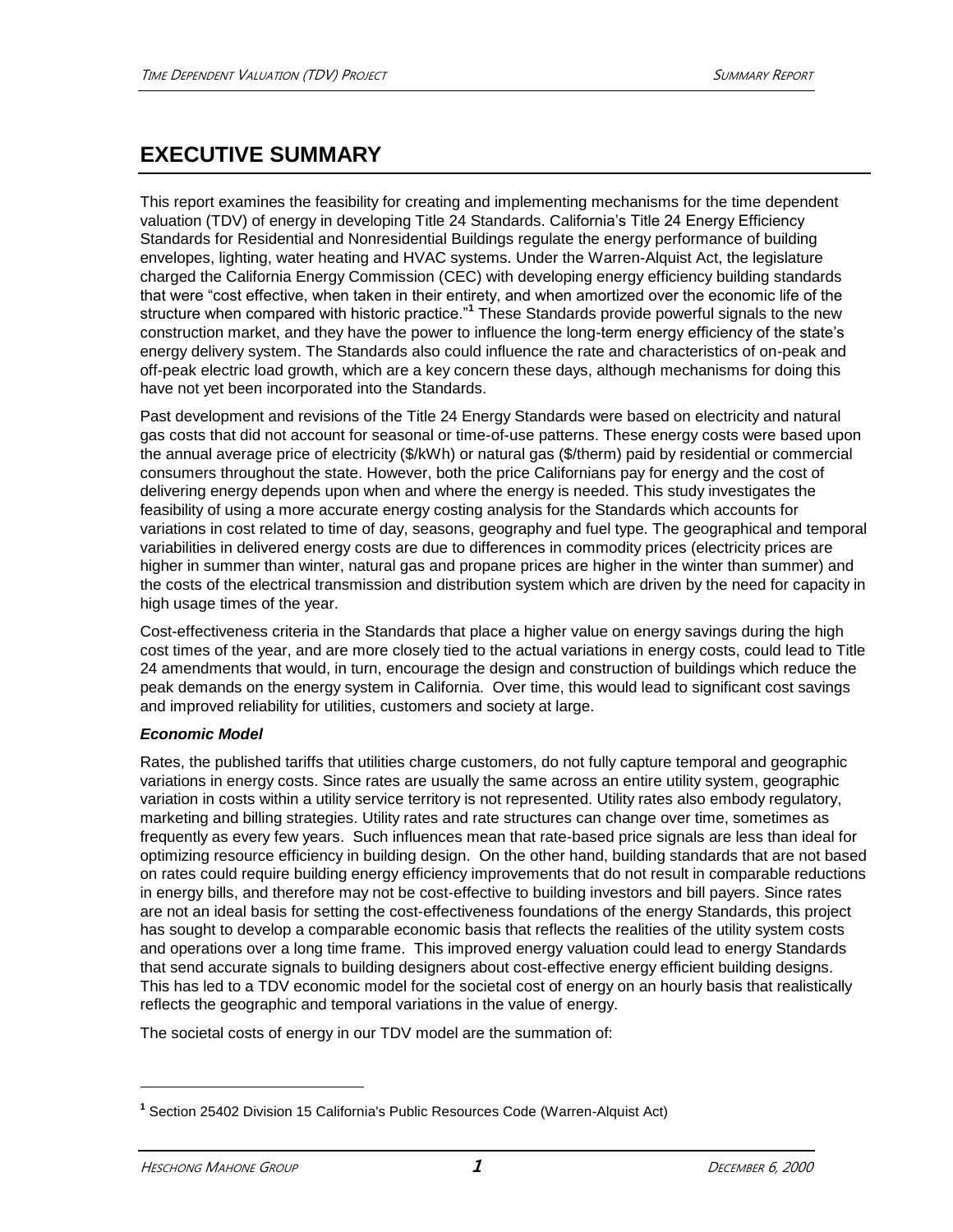# EXECUTIVE SUMMARY

This report examines the feasibility for creating and implementing mechanisms for the time dependent valuation (TDV) of energy in developing Title 24 Standards. California's Title 24 Energy Efficiency Standards for Residential and Nonresidential Buildings regulate the energy performance of building envelopes, lighting, water heating and HVAC systems. Under the Warren-Alquist Act, the legislature charged the California Energy Commission (CEC) with developing energy efficiency building standards that were "cost effective, when taken in their entirety, and when amortized over the economic life of the structure when compared with historic practice."[1] These Standards provide powerful signals to the new construction market, and they have the power to influence the long-term energy efficiency of the state's energy delivery system. The Standards also could influence the rate and characteristics of on-peak and off-peak electric load growth, which are a key concern these days, although mechanisms for doing this have not yet been incorporated into the Standards.

Past development and revisions of the Title 24 Energy Standards were based on electricity and natural gas costs that did not account for seasonal or time-of-use patterns. These energy costs were based upon the annual average price of electricity ($/kWh) or natural gas ($/therm) paid by residential or commercial consumers throughout the state. However, both the price Californians pay for energy and the cost of delivering energy depends upon when and where the energy is needed. This study investigates the feasibility of using a more accurate energy costing analysis for the Standards which accounts for variations in cost related to time of day, seasons, geography and fuel type. The geographical and temporal variabilities in delivered energy costs are due to differences in commodity prices (electricity prices are higher in summer than winter, natural gas and propane prices are higher in the winter than summer) and the costs of the electrical transmission and distribution system which are driven by the need for capacity in high usage times of the year.

Cost-effectiveness criteria in the Standards that place a higher value on energy savings during the high cost times of the year, and are more closely tied to the actual variations in energy costs, could lead to Title 24 amendments that would, in turn, encourage the design and construction of buildings which reduce the peak demands on the energy system in California. Over time, this would lead to significant cost savings and improved reliability for utilities, customers and society at large.

***Economic Model***

Rates, the published tariffs that utilities charge customers, do not fully capture temporal and geographic variations in energy costs. Since rates are usually the same across an entire utility system, geographic variation in costs within a utility service territory is not represented. Utility rates also embody regulatory, marketing and billing strategies. Utility rates and rate structures can change over time, sometimes as frequently as every few years. Such influences mean that rate-based price signals are less than ideal for optimizing resource efficiency in building design. On the other hand, building standards that are not based on rates could require building energy efficiency improvements that do not result in comparable reductions in energy bills, and therefore may not be cost-effective to building investors and bill payers. Since rates are not an ideal basis for setting the cost-effectiveness foundations of the energy Standards, this project has sought to develop a comparable economic basis that reflects the realities of the utility system costs and operations over a long time frame. This improved energy valuation could lead to energy Standards that send accurate signals to building designers about cost-effective energy efficient building designs. This has led to a TDV economic model for the societal cost of energy on an hourly basis that realistically reflects the geographic and temporal variations in the value of energy.

The societal costs of energy in our TDV model are the summation of:

[1] Section 25402 Division 15 California's Public Resources Code (Warren-Alquist Act)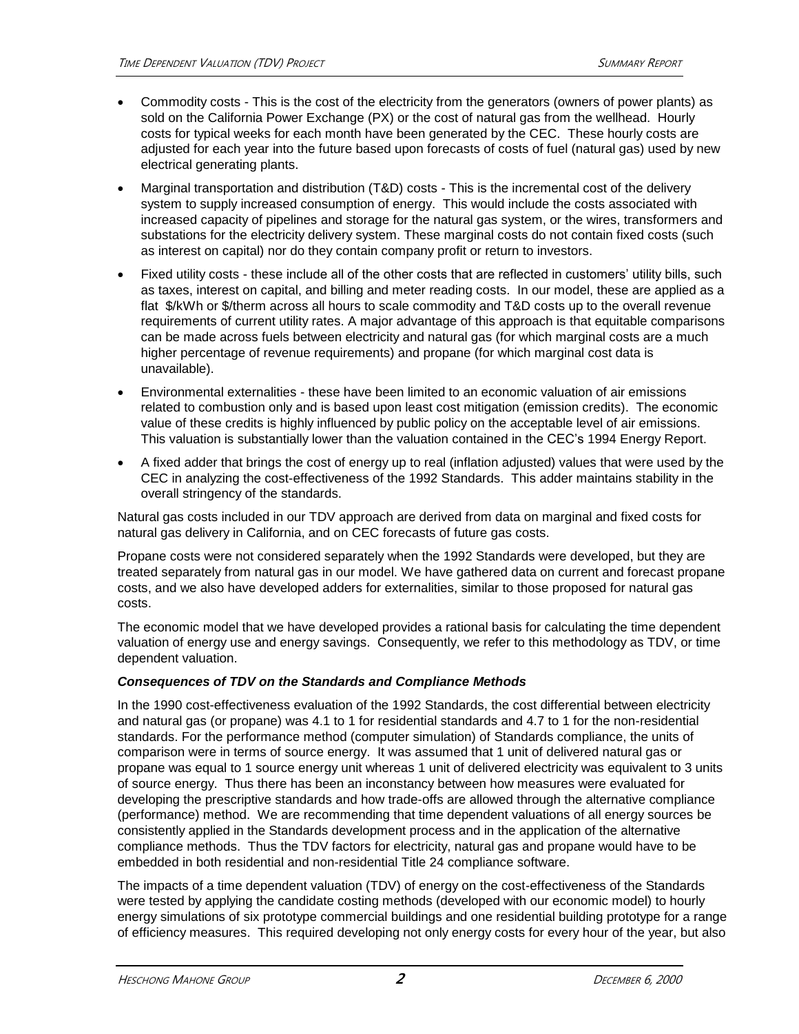- Commodity costs - This is the cost of the electricity from the generators (owners of power plants) as sold on the California Power Exchange (PX) or the cost of natural gas from the wellhead. Hourly costs for typical weeks for each month have been generated by the CEC. These hourly costs are adjusted for each year into the future based upon forecasts of costs of fuel (natural gas) used by new electrical generating plants.
- Marginal transportation and distribution (T&D) costs - This is the incremental cost of the delivery system to supply increased consumption of energy. This would include the costs associated with increased capacity of pipelines and storage for the natural gas system, or the wires, transformers and substations for the electricity delivery system. These marginal costs do not contain fixed costs (such as interest on capital) nor do they contain company profit or return to investors.
- Fixed utility costs - these include all of the other costs that are reflected in customers' utility bills, such as taxes, interest on capital, and billing and meter reading costs. In our model, these are applied as a flat $/kWh or $/therm across all hours to scale commodity and T&D costs up to the overall revenue requirements of current utility rates. A major advantage of this approach is that equitable comparisons can be made across fuels between electricity and natural gas (for which marginal costs are a much higher percentage of revenue requirements) and propane (for which marginal cost data is unavailable).
- Environmental externalities - these have been limited to an economic valuation of air emissions related to combustion only and is based upon least cost mitigation (emission credits). The economic value of these credits is highly influenced by public policy on the acceptable level of air emissions. This valuation is substantially lower than the valuation contained in the CEC's 1994 Energy Report.
- A fixed adder that brings the cost of energy up to real (inflation adjusted) values that were used by the CEC in analyzing the cost-effectiveness of the 1992 Standards. This adder maintains stability in the overall stringency of the standards.

Natural gas costs included in our TDV approach are derived from data on marginal and fixed costs for natural gas delivery in California, and on CEC forecasts of future gas costs.

Propane costs were not considered separately when the 1992 Standards were developed, but they are treated separately from natural gas in our model. We have gathered data on current and forecast propane costs, and we also have developed adders for externalities, similar to those proposed for natural gas costs.

The economic model that we have developed provides a rational basis for calculating the time dependent valuation of energy use and energy savings. Consequently, we refer to this methodology as TDV, or time dependent valuation.

### *Consequences of TDV on the Standards and Compliance Methods*

In the 1990 cost-effectiveness evaluation of the 1992 Standards, the cost differential between electricity and natural gas (or propane) was 4.1 to 1 for residential standards and 4.7 to 1 for the non-residential standards. For the performance method (computer simulation) of Standards compliance, the units of comparison were in terms of source energy. It was assumed that 1 unit of delivered natural gas or propane was equal to 1 source energy unit whereas 1 unit of delivered electricity was equivalent to 3 units of source energy. Thus there has been an inconstancy between how measures were evaluated for developing the prescriptive standards and how trade-offs are allowed through the alternative compliance (performance) method. We are recommending that time dependent valuations of all energy sources be consistently applied in the Standards development process and in the application of the alternative compliance methods. Thus the TDV factors for electricity, natural gas and propane would have to be embedded in both residential and non-residential Title 24 compliance software.

The impacts of a time dependent valuation (TDV) of energy on the cost-effectiveness of the Standards were tested by applying the candidate costing methods (developed with our economic model) to hourly energy simulations of six prototype commercial buildings and one residential building prototype for a range of efficiency measures. This required developing not only energy costs for every hour of the year, but also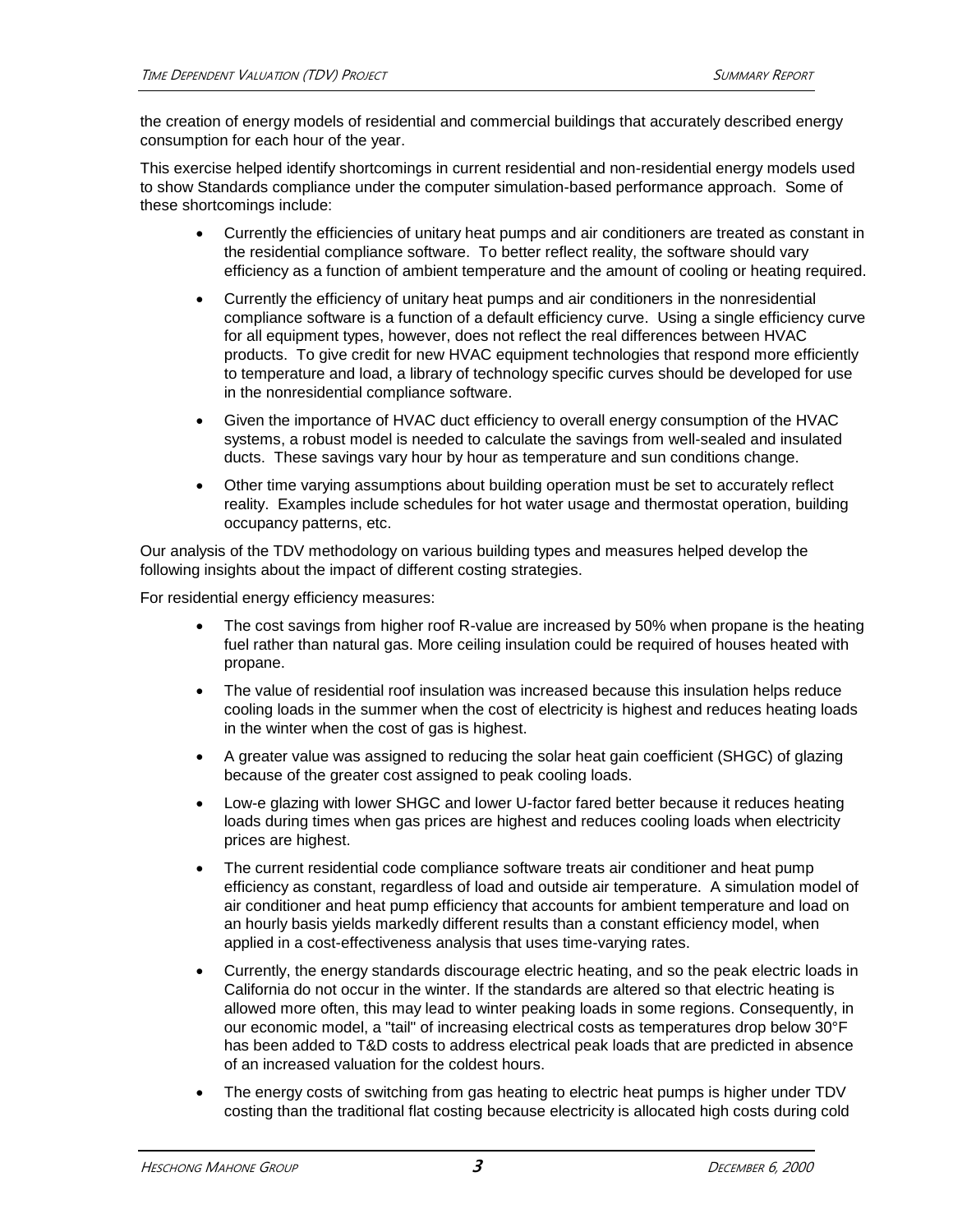the creation of energy models of residential and commercial buildings that accurately described energy consumption for each hour of the year.

This exercise helped identify shortcomings in current residential and non-residential energy models used to show Standards compliance under the computer simulation-based performance approach. Some of these shortcomings include:

- Currently the efficiencies of unitary heat pumps and air conditioners are treated as constant in the residential compliance software. To better reflect reality, the software should vary efficiency as a function of ambient temperature and the amount of cooling or heating required.
- Currently the efficiency of unitary heat pumps and air conditioners in the nonresidential compliance software is a function of a default efficiency curve. Using a single efficiency curve for all equipment types, however, does not reflect the real differences between HVAC products. To give credit for new HVAC equipment technologies that respond more efficiently to temperature and load, a library of technology specific curves should be developed for use in the nonresidential compliance software.
- Given the importance of HVAC duct efficiency to overall energy consumption of the HVAC systems, a robust model is needed to calculate the savings from well-sealed and insulated ducts. These savings vary hour by hour as temperature and sun conditions change.
- Other time varying assumptions about building operation must be set to accurately reflect reality. Examples include schedules for hot water usage and thermostat operation, building occupancy patterns, etc.

Our analysis of the TDV methodology on various building types and measures helped develop the following insights about the impact of different costing strategies.

For residential energy efficiency measures:

- The cost savings from higher roof R-value are increased by 50% when propane is the heating fuel rather than natural gas. More ceiling insulation could be required of houses heated with propane.
- The value of residential roof insulation was increased because this insulation helps reduce cooling loads in the summer when the cost of electricity is highest and reduces heating loads in the winter when the cost of gas is highest.
- A greater value was assigned to reducing the solar heat gain coefficient (SHGC) of glazing because of the greater cost assigned to peak cooling loads.
- Low-e glazing with lower SHGC and lower U-factor fared better because it reduces heating loads during times when gas prices are highest and reduces cooling loads when electricity prices are highest.
- The current residential code compliance software treats air conditioner and heat pump efficiency as constant, regardless of load and outside air temperature. A simulation model of air conditioner and heat pump efficiency that accounts for ambient temperature and load on an hourly basis yields markedly different results than a constant efficiency model, when applied in a cost-effectiveness analysis that uses time-varying rates.
- Currently, the energy standards discourage electric heating, and so the peak electric loads in California do not occur in the winter. If the standards are altered so that electric heating is allowed more often, this may lead to winter peaking loads in some regions. Consequently, in our economic model, a "tail" of increasing electrical costs as temperatures drop below 30°F has been added to T&D costs to address electrical peak loads that are predicted in absence of an increased valuation for the coldest hours.
- The energy costs of switching from gas heating to electric heat pumps is higher under TDV costing than the traditional flat costing because electricity is allocated high costs during cold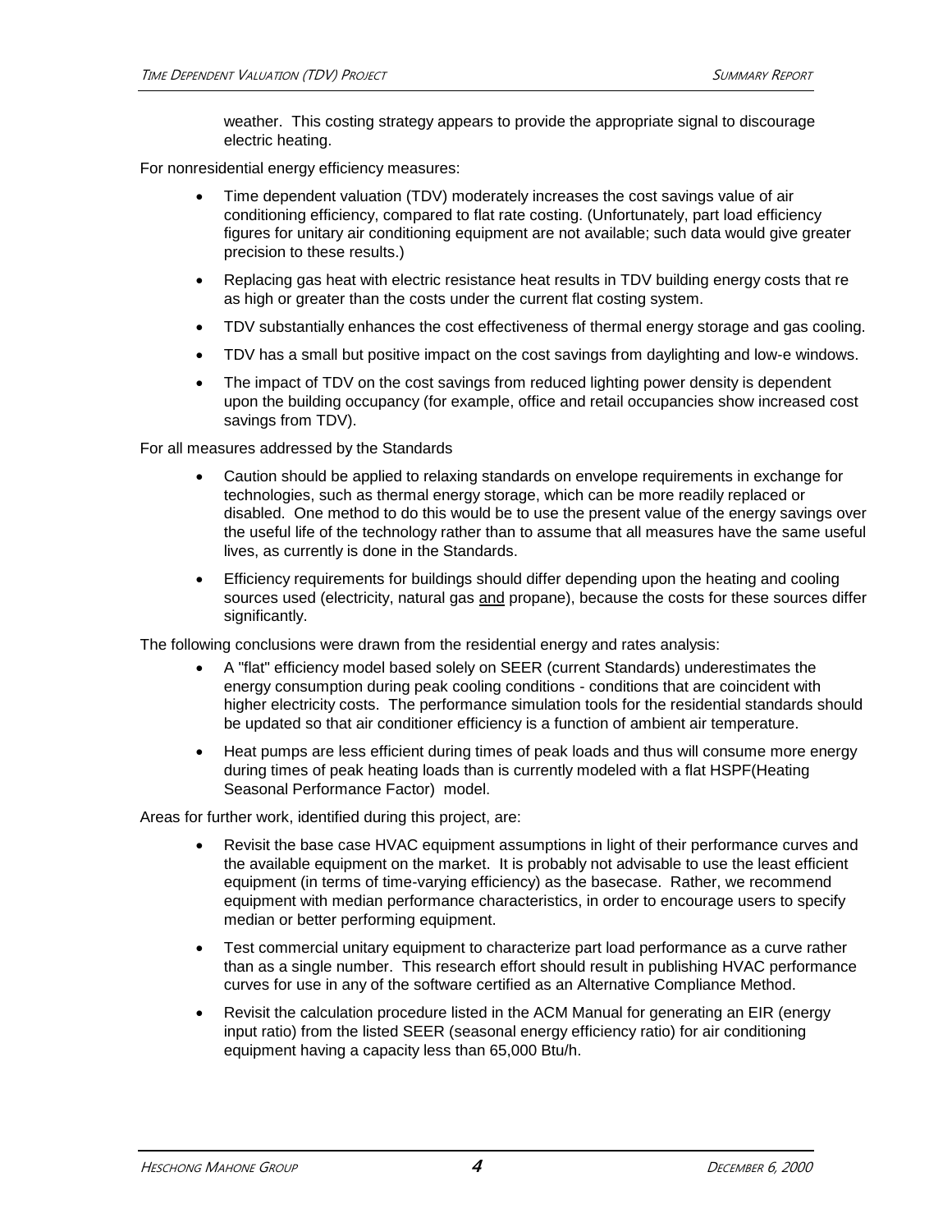weather. This costing strategy appears to provide the appropriate signal to discourage electric heating.

For nonresidential energy efficiency measures:

- Time dependent valuation (TDV) moderately increases the cost savings value of air conditioning efficiency, compared to flat rate costing. (Unfortunately, part load efficiency figures for unitary air conditioning equipment are not available; such data would give greater precision to these results.)
- Replacing gas heat with electric resistance heat results in TDV building energy costs that re as high or greater than the costs under the current flat costing system.
- TDV substantially enhances the cost effectiveness of thermal energy storage and gas cooling.
- TDV has a small but positive impact on the cost savings from daylighting and low-e windows.
- The impact of TDV on the cost savings from reduced lighting power density is dependent upon the building occupancy (for example, office and retail occupancies show increased cost savings from TDV).

For all measures addressed by the Standards

- Caution should be applied to relaxing standards on envelope requirements in exchange for technologies, such as thermal energy storage, which can be more readily replaced or disabled. One method to do this would be to use the present value of the energy savings over the useful life of the technology rather than to assume that all measures have the same useful lives, as currently is done in the Standards.
- Efficiency requirements for buildings should differ depending upon the heating and cooling sources used (electricity, natural gas <u>and</u> propane), because the costs for these sources differ significantly.

The following conclusions were drawn from the residential energy and rates analysis:

- A "flat" efficiency model based solely on SEER (current Standards) underestimates the energy consumption during peak cooling conditions - conditions that are coincident with higher electricity costs. The performance simulation tools for the residential standards should be updated so that air conditioner efficiency is a function of ambient air temperature.
- Heat pumps are less efficient during times of peak loads and thus will consume more energy during times of peak heating loads than is currently modeled with a flat HSPF(Heating Seasonal Performance Factor) model.

Areas for further work, identified during this project, are:

- Revisit the base case HVAC equipment assumptions in light of their performance curves and the available equipment on the market. It is probably not advisable to use the least efficient equipment (in terms of time-varying efficiency) as the basecase. Rather, we recommend equipment with median performance characteristics, in order to encourage users to specify median or better performing equipment.
- Test commercial unitary equipment to characterize part load performance as a curve rather than as a single number. This research effort should result in publishing HVAC performance curves for use in any of the software certified as an Alternative Compliance Method.
- Revisit the calculation procedure listed in the ACM Manual for generating an EIR (energy input ratio) from the listed SEER (seasonal energy efficiency ratio) for air conditioning equipment having a capacity less than 65,000 Btu/h.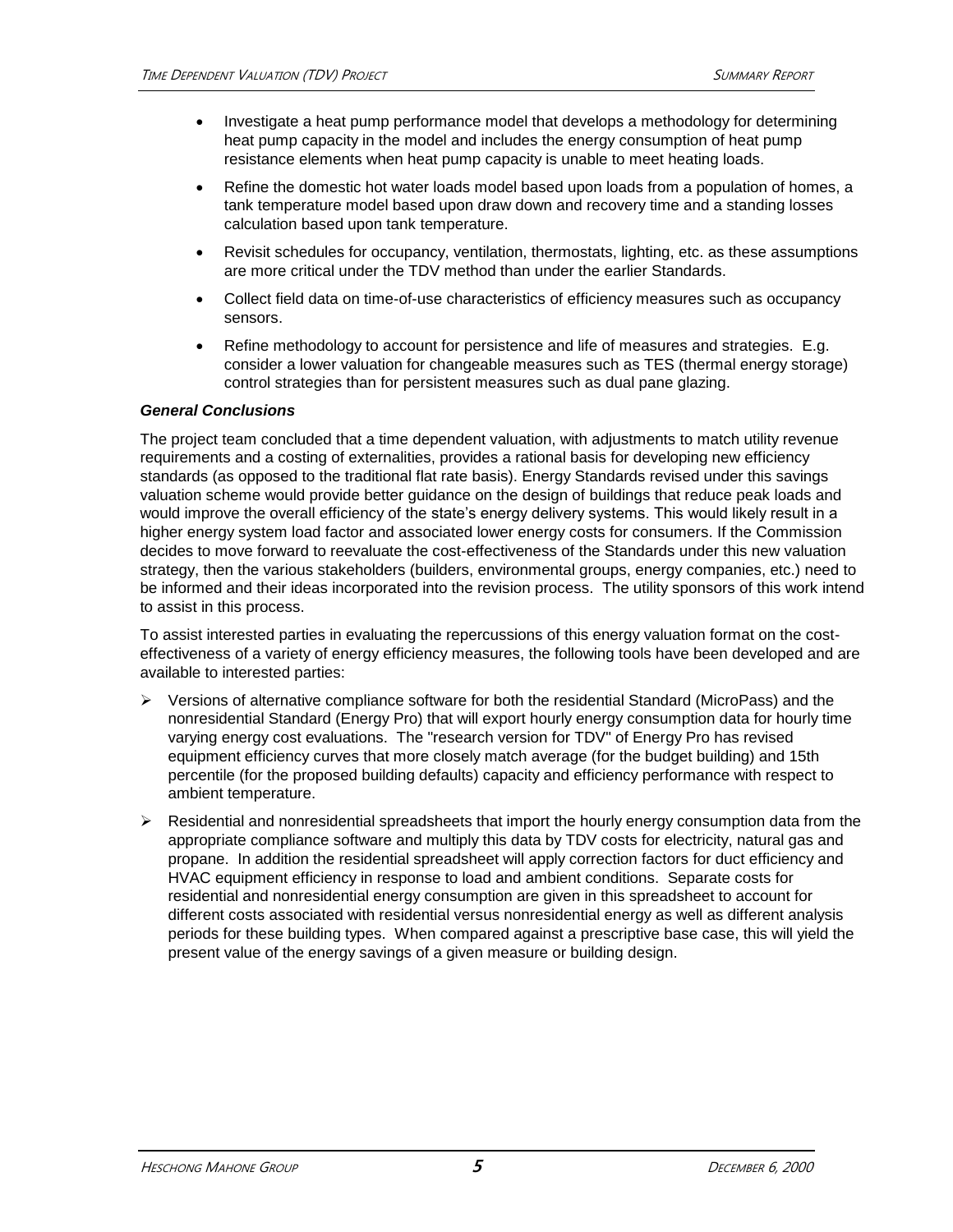- Investigate a heat pump performance model that develops a methodology for determining heat pump capacity in the model and includes the energy consumption of heat pump resistance elements when heat pump capacity is unable to meet heating loads.
- Refine the domestic hot water loads model based upon loads from a population of homes, a tank temperature model based upon draw down and recovery time and a standing losses calculation based upon tank temperature.
- Revisit schedules for occupancy, ventilation, thermostats, lighting, etc. as these assumptions are more critical under the TDV method than under the earlier Standards.
- Collect field data on time-of-use characteristics of efficiency measures such as occupancy sensors.
- Refine methodology to account for persistence and life of measures and strategies. E.g. consider a lower valuation for changeable measures such as TES (thermal energy storage) control strategies than for persistent measures such as dual pane glazing.

***General Conclusions***

The project team concluded that a time dependent valuation, with adjustments to match utility revenue requirements and a costing of externalities, provides a rational basis for developing new efficiency standards (as opposed to the traditional flat rate basis). Energy Standards revised under this savings valuation scheme would provide better guidance on the design of buildings that reduce peak loads and would improve the overall efficiency of the state's energy delivery systems. This would likely result in a higher energy system load factor and associated lower energy costs for consumers. If the Commission decides to move forward to reevaluate the cost-effectiveness of the Standards under this new valuation strategy, then the various stakeholders (builders, environmental groups, energy companies, etc.) need to be informed and their ideas incorporated into the revision process. The utility sponsors of this work intend to assist in this process.

To assist interested parties in evaluating the repercussions of this energy valuation format on the cost-effectiveness of a variety of energy efficiency measures, the following tools have been developed and are available to interested parties:

- Versions of alternative compliance software for both the residential Standard (MicroPass) and the nonresidential Standard (Energy Pro) that will export hourly energy consumption data for hourly time varying energy cost evaluations. The "research version for TDV" of Energy Pro has revised equipment efficiency curves that more closely match average (for the budget building) and 15th percentile (for the proposed building defaults) capacity and efficiency performance with respect to ambient temperature.
- Residential and nonresidential spreadsheets that import the hourly energy consumption data from the appropriate compliance software and multiply this data by TDV costs for electricity, natural gas and propane. In addition the residential spreadsheet will apply correction factors for duct efficiency and HVAC equipment efficiency in response to load and ambient conditions. Separate costs for residential and nonresidential energy consumption are given in this spreadsheet to account for different costs associated with residential versus nonresidential energy as well as different analysis periods for these building types. When compared against a prescriptive base case, this will yield the present value of the energy savings of a given measure or building design.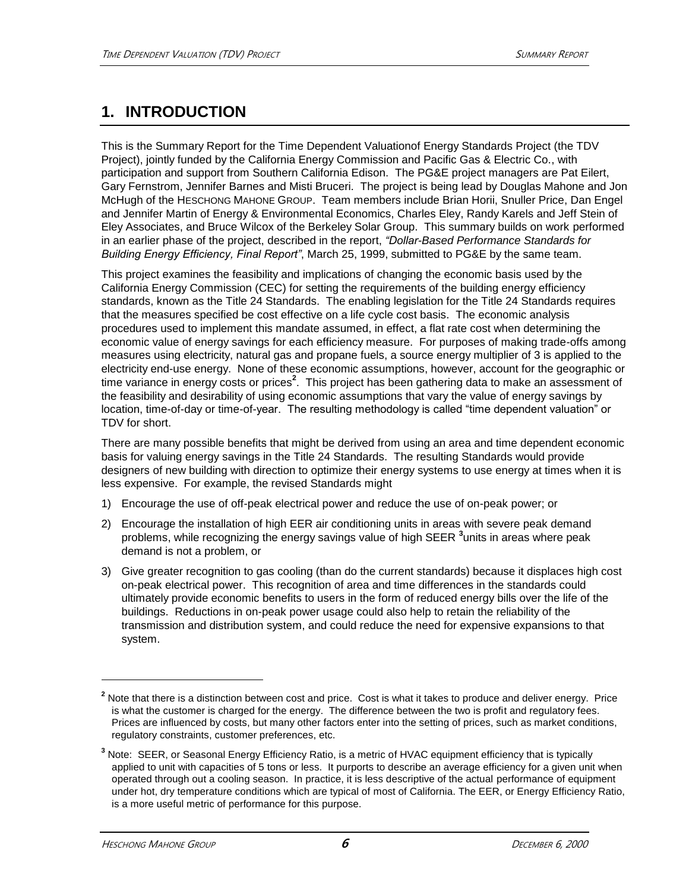# 1. INTRODUCTION

This is the Summary Report for the Time Dependent Valuationof Energy Standards Project (the TDV Project), jointly funded by the California Energy Commission and Pacific Gas & Electric Co., with participation and support from Southern California Edison. The PG&E project managers are Pat Eilert, Gary Fernstrom, Jennifer Barnes and Misti Bruceri. The project is being lead by Douglas Mahone and Jon McHugh of the HESCHONG MAHONE GROUP. Team members include Brian Horii, Snuller Price, Dan Engel and Jennifer Martin of Energy & Environmental Economics, Charles Eley, Randy Karels and Jeff Stein of Eley Associates, and Bruce Wilcox of the Berkeley Solar Group. This summary builds on work performed in an earlier phase of the project, described in the report, *"Dollar-Based Performance Standards for Building Energy Efficiency, Final Report"*, March 25, 1999, submitted to PG&E by the same team.

This project examines the feasibility and implications of changing the economic basis used by the California Energy Commission (CEC) for setting the requirements of the building energy efficiency standards, known as the Title 24 Standards. The enabling legislation for the Title 24 Standards requires that the measures specified be cost effective on a life cycle cost basis. The economic analysis procedures used to implement this mandate assumed, in effect, a flat rate cost when determining the economic value of energy savings for each efficiency measure. For purposes of making trade-offs among measures using electricity, natural gas and propane fuels, a source energy multiplier of 3 is applied to the electricity end-use energy. None of these economic assumptions, however, account for the geographic or time variance in energy costs or prices[2]. This project has been gathering data to make an assessment of the feasibility and desirability of using economic assumptions that vary the value of energy savings by location, time-of-day or time-of-year. The resulting methodology is called "time dependent valuation" or TDV for short.

There are many possible benefits that might be derived from using an area and time dependent economic basis for valuing energy savings in the Title 24 Standards. The resulting Standards would provide designers of new building with direction to optimize their energy systems to use energy at times when it is less expensive. For example, the revised Standards might

1) Encourage the use of off-peak electrical power and reduce the use of on-peak power; or
2) Encourage the installation of high EER air conditioning units in areas with severe peak demand problems, while recognizing the energy savings value of high SEER [3]units in areas where peak demand is not a problem, or
3) Give greater recognition to gas cooling (than do the current standards) because it displaces high cost on-peak electrical power. This recognition of area and time differences in the standards could ultimately provide economic benefits to users in the form of reduced energy bills over the life of the buildings. Reductions in on-peak power usage could also help to retain the reliability of the transmission and distribution system, and could reduce the need for expensive expansions to that system.

---

[2] Note that there is a distinction between cost and price. Cost is what it takes to produce and deliver energy. Price is what the customer is charged for the energy. The difference between the two is profit and regulatory fees. Prices are influenced by costs, but many other factors enter into the setting of prices, such as market conditions, regulatory constraints, customer preferences, etc.

[3] Note: SEER, or Seasonal Energy Efficiency Ratio, is a metric of HVAC equipment efficiency that is typically applied to unit with capacities of 5 tons or less. It purports to describe an average efficiency for a given unit when operated through out a cooling season. In practice, it is less descriptive of the actual performance of equipment under hot, dry temperature conditions which are typical of most of California. The EER, or Energy Efficiency Ratio, is a more useful metric of performance for this purpose.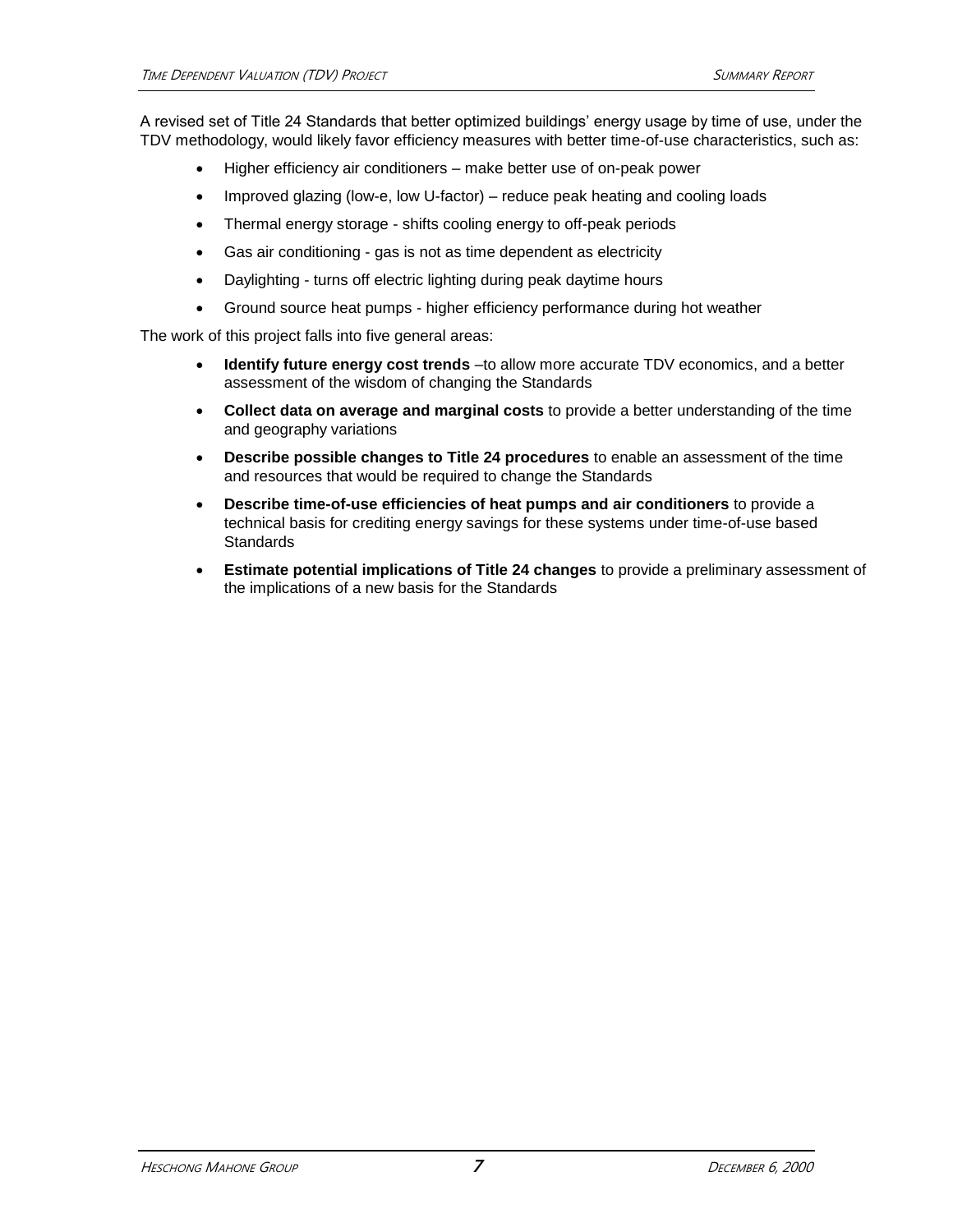A revised set of Title 24 Standards that better optimized buildings' energy usage by time of use, under the TDV methodology, would likely favor efficiency measures with better time-of-use characteristics, such as:

- Higher efficiency air conditioners – make better use of on-peak power
- Improved glazing (low-e, low U-factor) – reduce peak heating and cooling loads
- Thermal energy storage - shifts cooling energy to off-peak periods
- Gas air conditioning - gas is not as time dependent as electricity
- Daylighting - turns off electric lighting during peak daytime hours
- Ground source heat pumps - higher efficiency performance during hot weather

The work of this project falls into five general areas:

- **Identify future energy cost trends** –to allow more accurate TDV economics, and a better assessment of the wisdom of changing the Standards
- **Collect data on average and marginal costs** to provide a better understanding of the time and geography variations
- **Describe possible changes to Title 24 procedures** to enable an assessment of the time and resources that would be required to change the Standards
- **Describe time-of-use efficiencies of heat pumps and air conditioners** to provide a technical basis for crediting energy savings for these systems under time-of-use based Standards
- **Estimate potential implications of Title 24 changes** to provide a preliminary assessment of the implications of a new basis for the Standards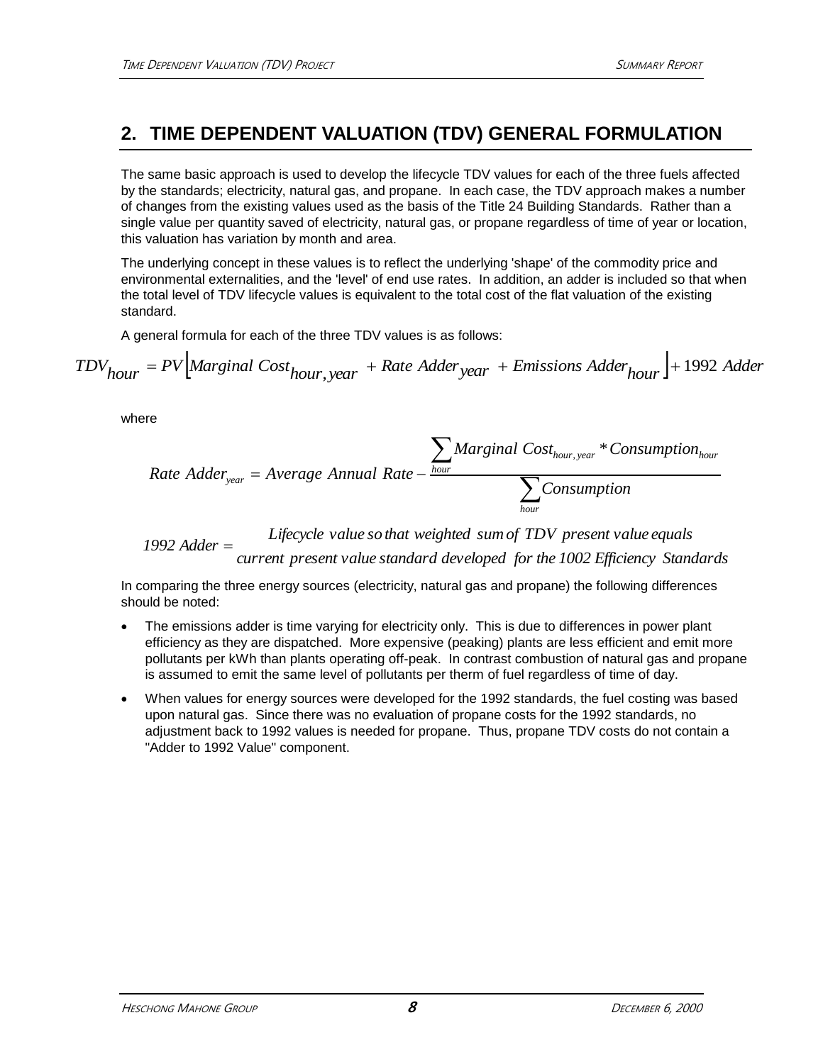## 2. TIME DEPENDENT VALUATION (TDV) GENERAL FORMULATION

The same basic approach is used to develop the lifecycle TDV values for each of the three fuels affected by the standards; electricity, natural gas, and propane. In each case, the TDV approach makes a number of changes from the existing values used as the basis of the Title 24 Building Standards. Rather than a single value per quantity saved of electricity, natural gas, or propane regardless of time of year or location, this valuation has variation by month and area.

The underlying concept in these values is to reflect the underlying 'shape' of the commodity price and environmental externalities, and the 'level' of end use rates. In addition, an adder is included so that when the total level of TDV lifecycle values is equivalent to the total cost of the flat valuation of the existing standard.

A general formula for each of the three TDV values is as follows:

$$TDV_{hour} = PV\left[Marginal\ Cost_{hour,year} + Rate\ Adder_{year} + Emissions\ Adder_{hour}\right] + 1992\ Adder$$

where

$$Rate\ Adder_{year} = Average\ Annual\ Rate - \frac{\sum_{hour} Marginal\ Cost_{hour,year} * Consumption_{hour}}{\sum_{hour} Consumption}$$

$$1992\ Adder = \begin{array}{c} Lifecycle\ value\ so\ that\ weighted\ sum\ of\ TDV\ present\ value\ equals \\ current\ present\ value\ standard\ developed\ for\ the\ 1002\ Efficiency\ Standards \end{array}$$

In comparing the three energy sources (electricity, natural gas and propane) the following differences should be noted:

- The emissions adder is time varying for electricity only. This is due to differences in power plant efficiency as they are dispatched. More expensive (peaking) plants are less efficient and emit more pollutants per kWh than plants operating off-peak. In contrast combustion of natural gas and propane is assumed to emit the same level of pollutants per therm of fuel regardless of time of day.
- When values for energy sources were developed for the 1992 standards, the fuel costing was based upon natural gas. Since there was no evaluation of propane costs for the 1992 standards, no adjustment back to 1992 values is needed for propane. Thus, propane TDV costs do not contain a "Adder to 1992 Value" component.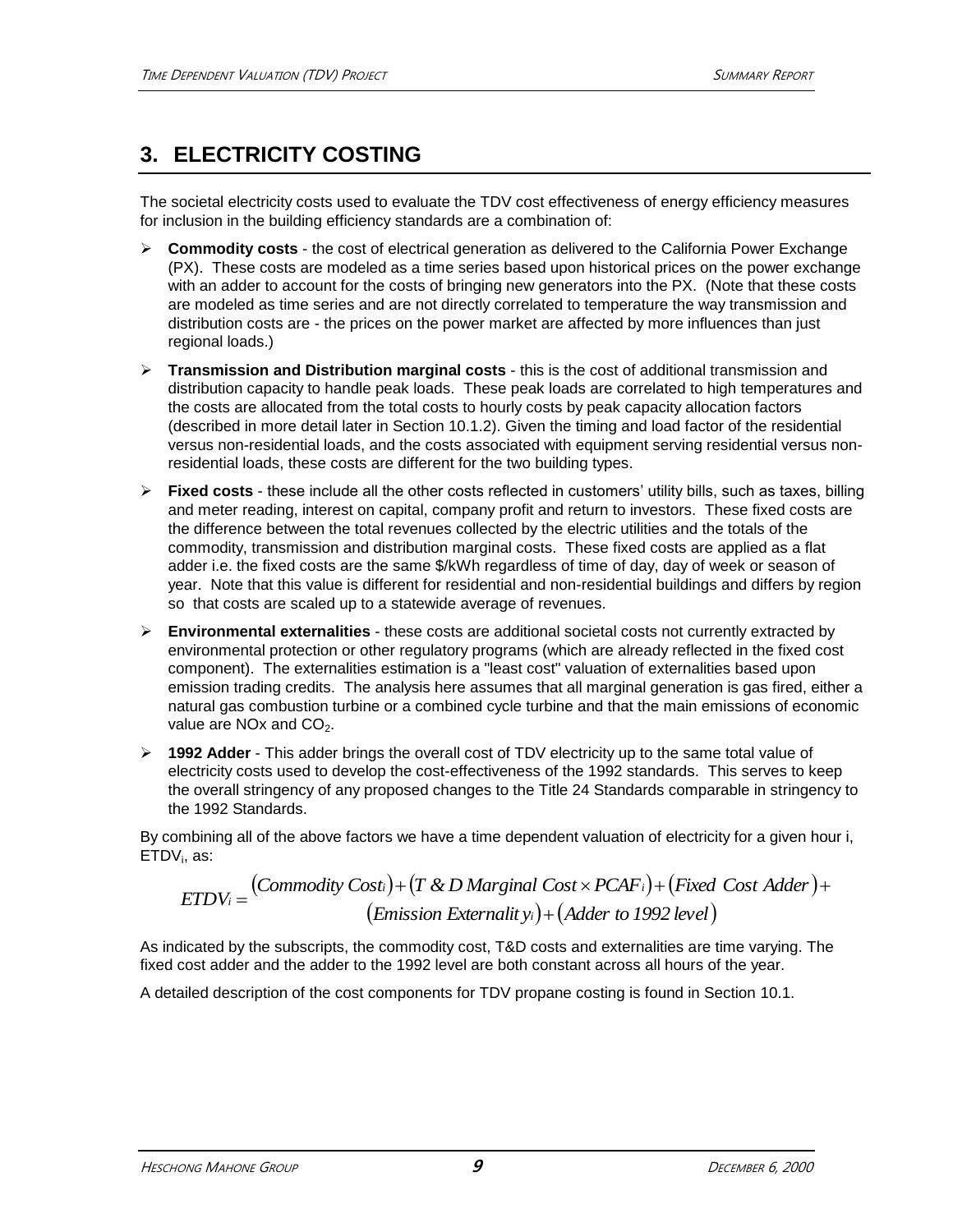## 3. ELECTRICITY COSTING

The societal electricity costs used to evaluate the TDV cost effectiveness of energy efficiency measures for inclusion in the building efficiency standards are a combination of:

- **Commodity costs** - the cost of electrical generation as delivered to the California Power Exchange (PX). These costs are modeled as a time series based upon historical prices on the power exchange with an adder to account for the costs of bringing new generators into the PX. (Note that these costs are modeled as time series and are not directly correlated to temperature the way transmission and distribution costs are - the prices on the power market are affected by more influences than just regional loads.)
- **Transmission and Distribution marginal costs** - this is the cost of additional transmission and distribution capacity to handle peak loads. These peak loads are correlated to high temperatures and the costs are allocated from the total costs to hourly costs by peak capacity allocation factors (described in more detail later in Section 10.1.2). Given the timing and load factor of the residential versus non-residential loads, and the costs associated with equipment serving residential versus non-residential loads, these costs are different for the two building types.
- **Fixed costs** - these include all the other costs reflected in customers' utility bills, such as taxes, billing and meter reading, interest on capital, company profit and return to investors. These fixed costs are the difference between the total revenues collected by the electric utilities and the totals of the commodity, transmission and distribution marginal costs. These fixed costs are applied as a flat adder i.e. the fixed costs are the same \$/kWh regardless of time of day, day of week or season of year. Note that this value is different for residential and non-residential buildings and differs by region so that costs are scaled up to a statewide average of revenues.
- **Environmental externalities** - these costs are additional societal costs not currently extracted by environmental protection or other regulatory programs (which are already reflected in the fixed cost component). The externalities estimation is a "least cost" valuation of externalities based upon emission trading credits. The analysis here assumes that all marginal generation is gas fired, either a natural gas combustion turbine or a combined cycle turbine and that the main emissions of economic value are NOx and $CO_2$.
- **1992 Adder** - This adder brings the overall cost of TDV electricity up to the same total value of electricity costs used to develop the cost-effectiveness of the 1992 standards. This serves to keep the overall stringency of any proposed changes to the Title 24 Standards comparable in stringency to the 1992 Standards.

By combining all of the above factors we have a time dependent valuation of electricity for a given hour i, $ETDV_i$, as:

$$ETDV_i = \begin{array}{c}(Commodity\ Cost_i) + (T\ \&\ D\ Marginal\ Cost \times PCAF_i) + (Fixed\ Cost\ Adder) + \\ (Emission\ Externality_i) + (Adder\ to\ 1992\ level)\end{array}$$

As indicated by the subscripts, the commodity cost, T&D costs and externalities are time varying. The fixed cost adder and the adder to the 1992 level are both constant across all hours of the year.

A detailed description of the cost components for TDV propane costing is found in Section 10.1.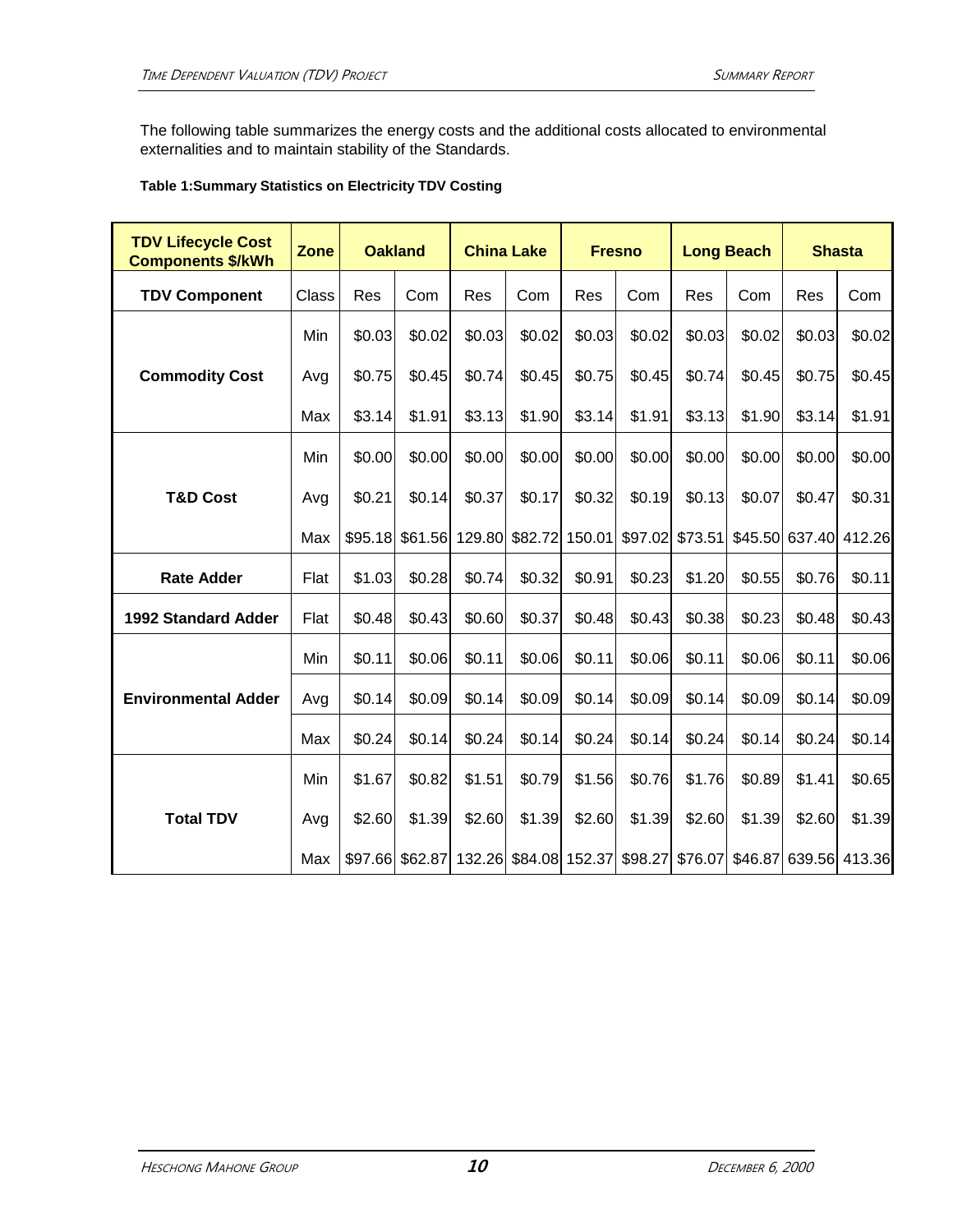The following table summarizes the energy costs and the additional costs allocated to environmental externalities and to maintain stability of the Standards.

**Table 1:Summary Statistics on Electricity TDV Costing**

| TDV Lifecycle Cost Components $/kWh | Zone | Oakland | | China Lake | | Fresno | | Long Beach | | Shasta | |
|---|---|---|---|---|---|---|---|---|---|---|---|
| **TDV Component** | Class | Res | Com | Res | Com | Res | Com | Res | Com | Res | Com |
| **Commodity Cost** | Min | $0.03 | $0.02 | $0.03 | $0.02 | $0.03 | $0.02 | $0.03 | $0.02 | $0.03 | $0.02 |
| | Avg | $0.75 | $0.45 | $0.74 | $0.45 | $0.75 | $0.45 | $0.74 | $0.45 | $0.75 | $0.45 |
| | Max | $3.14 | $1.91 | $3.13 | $1.90 | $3.14 | $1.91 | $3.13 | $1.90 | $3.14 | $1.91 |
| **T&D Cost** | Min | $0.00 | $0.00 | $0.00 | $0.00 | $0.00 | $0.00 | $0.00 | $0.00 | $0.00 | $0.00 |
| | Avg | $0.21 | $0.14 | $0.37 | $0.17 | $0.32 | $0.19 | $0.13 | $0.07 | $0.47 | $0.31 |
| | Max | $95.18 | $61.56 | 129.80 | $82.72 | 150.01 | $97.02 | $73.51 | $45.50 | 637.40 | 412.26 |
| **Rate Adder** | Flat | $1.03 | $0.28 | $0.74 | $0.32 | $0.91 | $0.23 | $1.20 | $0.55 | $0.76 | $0.11 |
| **1992 Standard Adder** | Flat | $0.48 | $0.43 | $0.60 | $0.37 | $0.48 | $0.43 | $0.38 | $0.23 | $0.48 | $0.43 |
| **Environmental Adder** | Min | $0.11 | $0.06 | $0.11 | $0.06 | $0.11 | $0.06 | $0.11 | $0.06 | $0.11 | $0.06 |
| | Avg | $0.14 | $0.09 | $0.14 | $0.09 | $0.14 | $0.09 | $0.14 | $0.09 | $0.14 | $0.09 |
| | Max | $0.24 | $0.14 | $0.24 | $0.14 | $0.24 | $0.14 | $0.24 | $0.14 | $0.24 | $0.14 |
| **Total TDV** | Min | $1.67 | $0.82 | $1.51 | $0.79 | $1.56 | $0.76 | $1.76 | $0.89 | $1.41 | $0.65 |
| | Avg | $2.60 | $1.39 | $2.60 | $1.39 | $2.60 | $1.39 | $2.60 | $1.39 | $2.60 | $1.39 |
| | Max | $97.66 | $62.87 | 132.26 | $84.08 | 152.37 | $98.27 | $76.07 | $46.87 | 639.56 | 413.36 |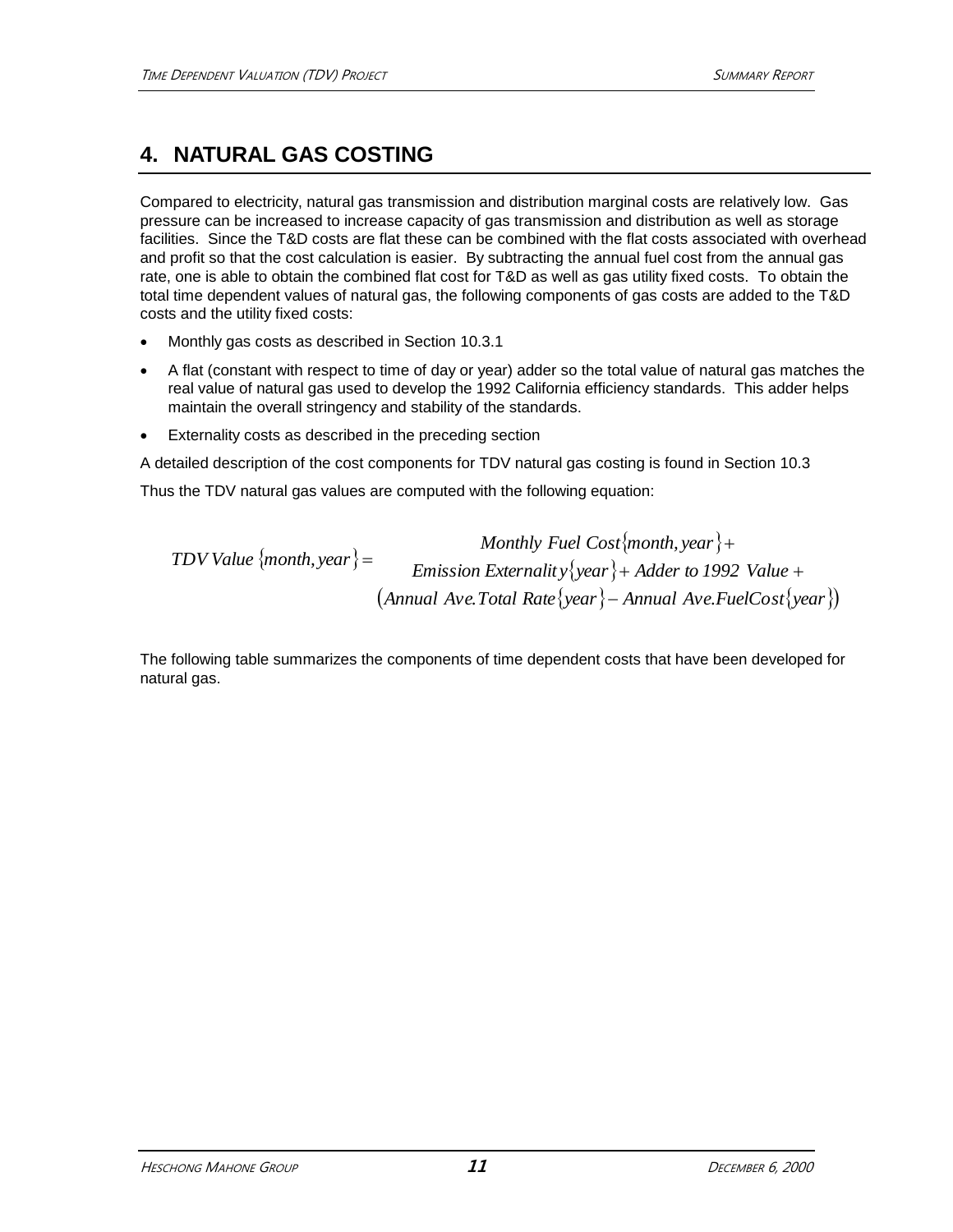# 4. NATURAL GAS COSTING

Compared to electricity, natural gas transmission and distribution marginal costs are relatively low. Gas pressure can be increased to increase capacity of gas transmission and distribution as well as storage facilities. Since the T&D costs are flat these can be combined with the flat costs associated with overhead and profit so that the cost calculation is easier. By subtracting the annual fuel cost from the annual gas rate, one is able to obtain the combined flat cost for T&D as well as gas utility fixed costs. To obtain the total time dependent values of natural gas, the following components of gas costs are added to the T&D costs and the utility fixed costs:

- Monthly gas costs as described in Section 10.3.1
- A flat (constant with respect to time of day or year) adder so the total value of natural gas matches the real value of natural gas used to develop the 1992 California efficiency standards. This adder helps maintain the overall stringency and stability of the standards.
- Externality costs as described in the preceding section

A detailed description of the cost components for TDV natural gas costing is found in Section 10.3

Thus the TDV natural gas values are computed with the following equation:

$$
\begin{aligned}
TDV\ Value\ \{month, year\} = \ & Monthly\ Fuel\ Cost\{month, year\} + \\
& Emission\ Externality\{year\} + Adder\ to\ 1992\ Value + \\
& \left(Annual\ Ave.Total\ Rate\{year\} - Annual\ Ave.FuelCost\{year\}\right)
\end{aligned}
$$

The following table summarizes the components of time dependent costs that have been developed for natural gas.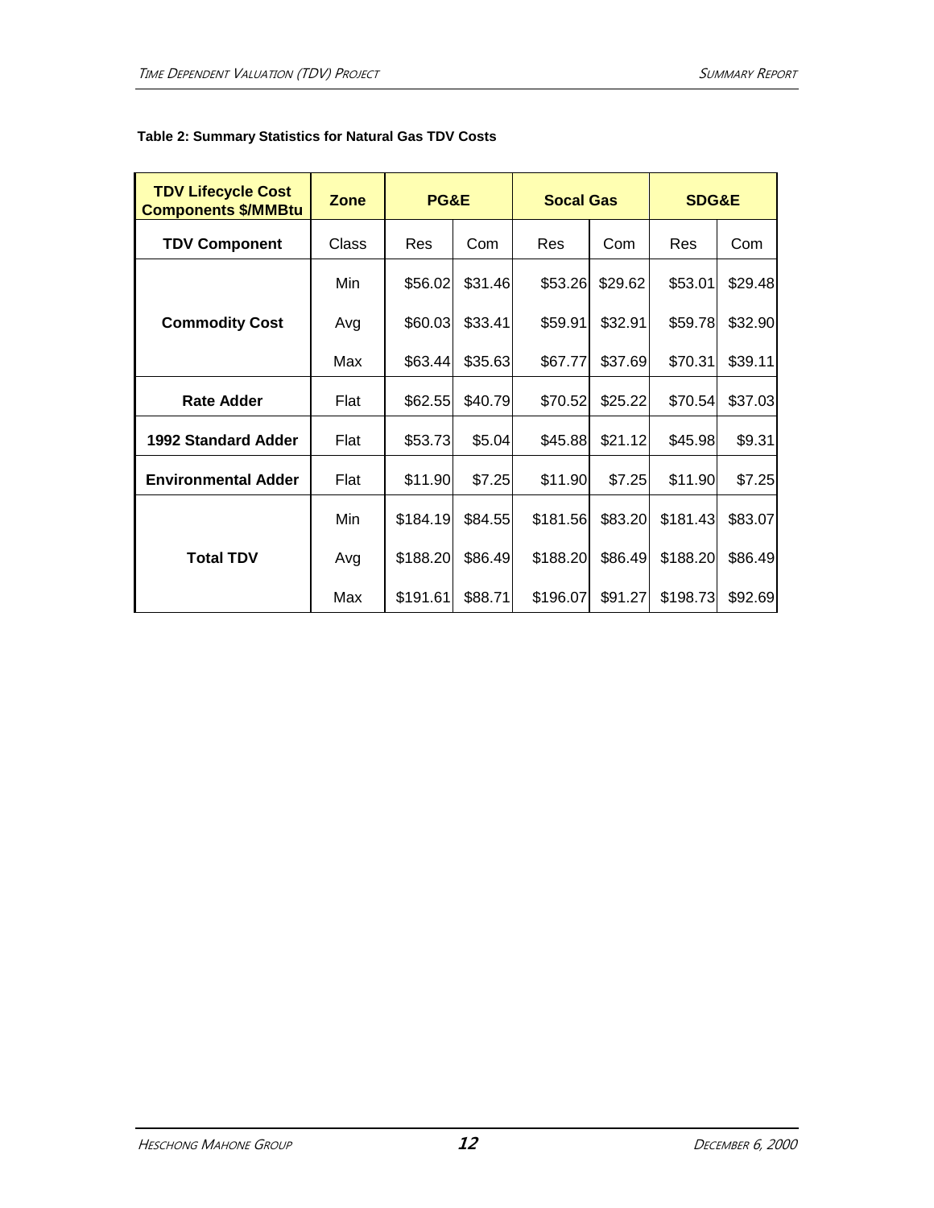**Table 2: Summary Statistics for Natural Gas TDV Costs**

| TDV Lifecycle Cost Components $/MMBtu | Zone | PG&E | | Socal Gas | | SDG&E | |
|---|---|---|---|---|---|---|---|
| **TDV Component** | Class | Res | Com | Res | Com | Res | Com |
| **Commodity Cost** | Min | $56.02 | $31.46 | $53.26 | $29.62 | $53.01 | $29.48 |
| | Avg | $60.03 | $33.41 | $59.91 | $32.91 | $59.78 | $32.90 |
| | Max | $63.44 | $35.63 | $67.77 | $37.69 | $70.31 | $39.11 |
| **Rate Adder** | Flat | $62.55 | $40.79 | $70.52 | $25.22 | $70.54 | $37.03 |
| **1992 Standard Adder** | Flat | $53.73 | $5.04 | $45.88 | $21.12 | $45.98 | $9.31 |
| **Environmental Adder** | Flat | $11.90 | $7.25 | $11.90 | $7.25 | $11.90 | $7.25 |
| **Total TDV** | Min | $184.19 | $84.55 | $181.56 | $83.20 | $181.43 | $83.07 |
| | Avg | $188.20 | $86.49 | $188.20 | $86.49 | $188.20 | $86.49 |
| | Max | $191.61 | $88.71 | $196.07 | $91.27 | $198.73 | $92.69 |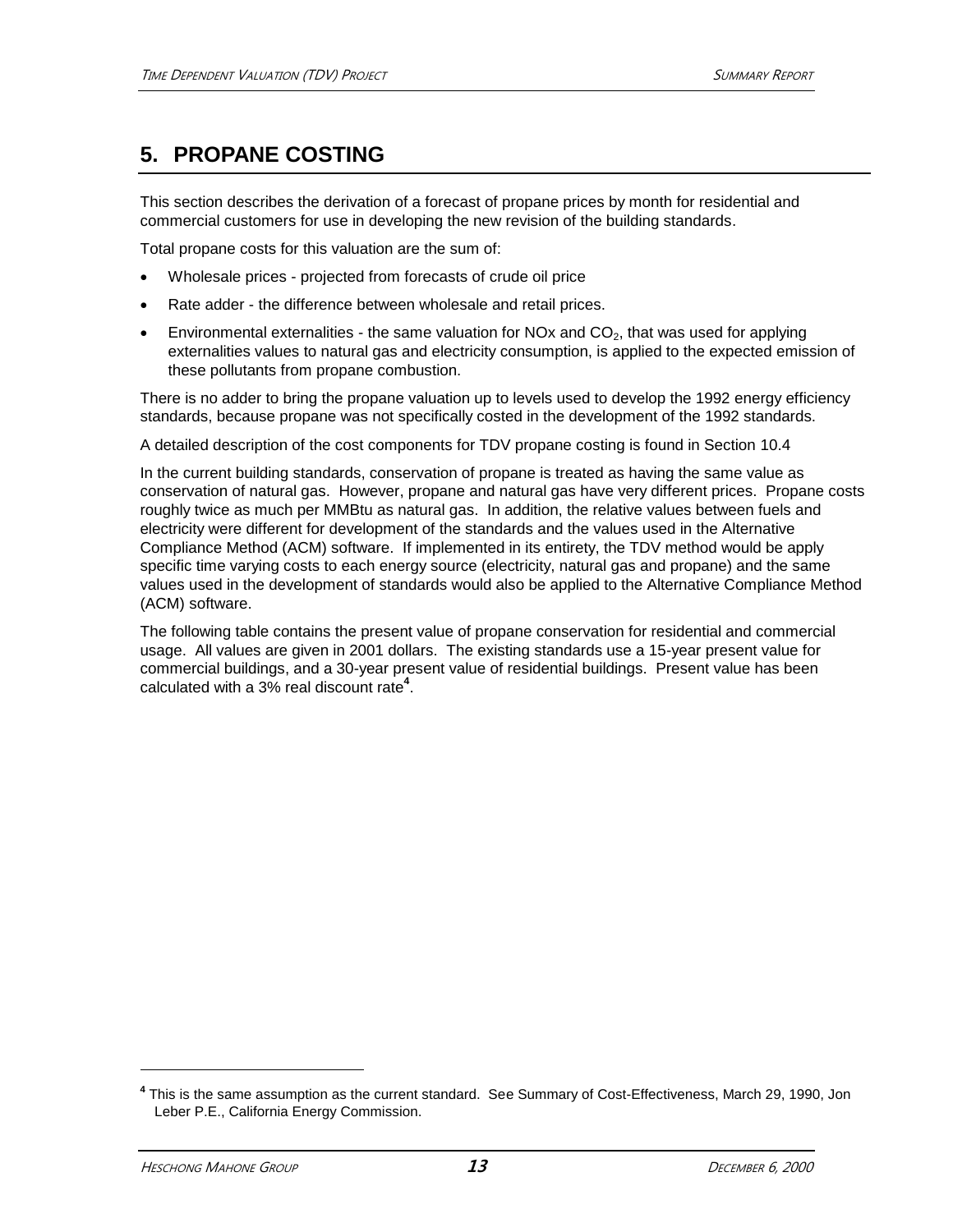# 5. PROPANE COSTING

This section describes the derivation of a forecast of propane prices by month for residential and commercial customers for use in developing the new revision of the building standards.

Total propane costs for this valuation are the sum of:

- Wholesale prices - projected from forecasts of crude oil price
- Rate adder - the difference between wholesale and retail prices.
- Environmental externalities - the same valuation for NOx and $CO_2$, that was used for applying externalities values to natural gas and electricity consumption, is applied to the expected emission of these pollutants from propane combustion.

There is no adder to bring the propane valuation up to levels used to develop the 1992 energy efficiency standards, because propane was not specifically costed in the development of the 1992 standards.

A detailed description of the cost components for TDV propane costing is found in Section 10.4

In the current building standards, conservation of propane is treated as having the same value as conservation of natural gas. However, propane and natural gas have very different prices. Propane costs roughly twice as much per MMBtu as natural gas. In addition, the relative values between fuels and electricity were different for development of the standards and the values used in the Alternative Compliance Method (ACM) software. If implemented in its entirety, the TDV method would be apply specific time varying costs to each energy source (electricity, natural gas and propane) and the same values used in the development of standards would also be applied to the Alternative Compliance Method (ACM) software.

The following table contains the present value of propane conservation for residential and commercial usage. All values are given in 2001 dollars. The existing standards use a 15-year present value for commercial buildings, and a 30-year present value of residential buildings. Present value has been calculated with a 3% real discount rate[4].

[4] This is the same assumption as the current standard. See Summary of Cost-Effectiveness, March 29, 1990, Jon Leber P.E., California Energy Commission.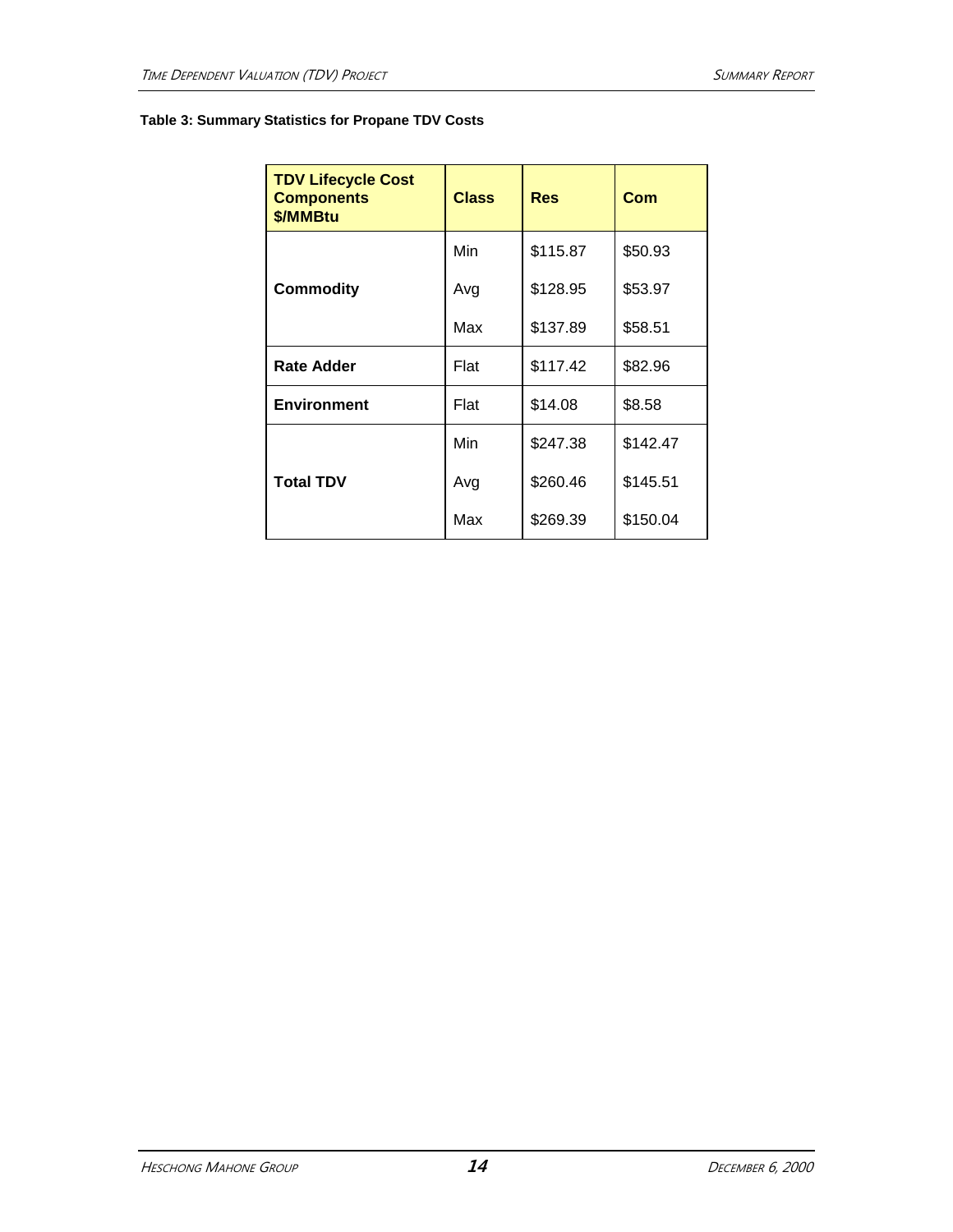**Table 3: Summary Statistics for Propane TDV Costs**

| TDV Lifecycle Cost Components $/MMBtu | Class | Res | Com |
|---|---|---|---|
| Commodity | Min | $115.87 | $50.93 |
| | Avg | $128.95 | $53.97 |
| | Max | $137.89 | $58.51 |
| Rate Adder | Flat | $117.42 | $82.96 |
| Environment | Flat | $14.08 | $8.58 |
| Total TDV | Min | $247.38 | $142.47 |
| | Avg | $260.46 | $145.51 |
| | Max | $269.39 | $150.04 |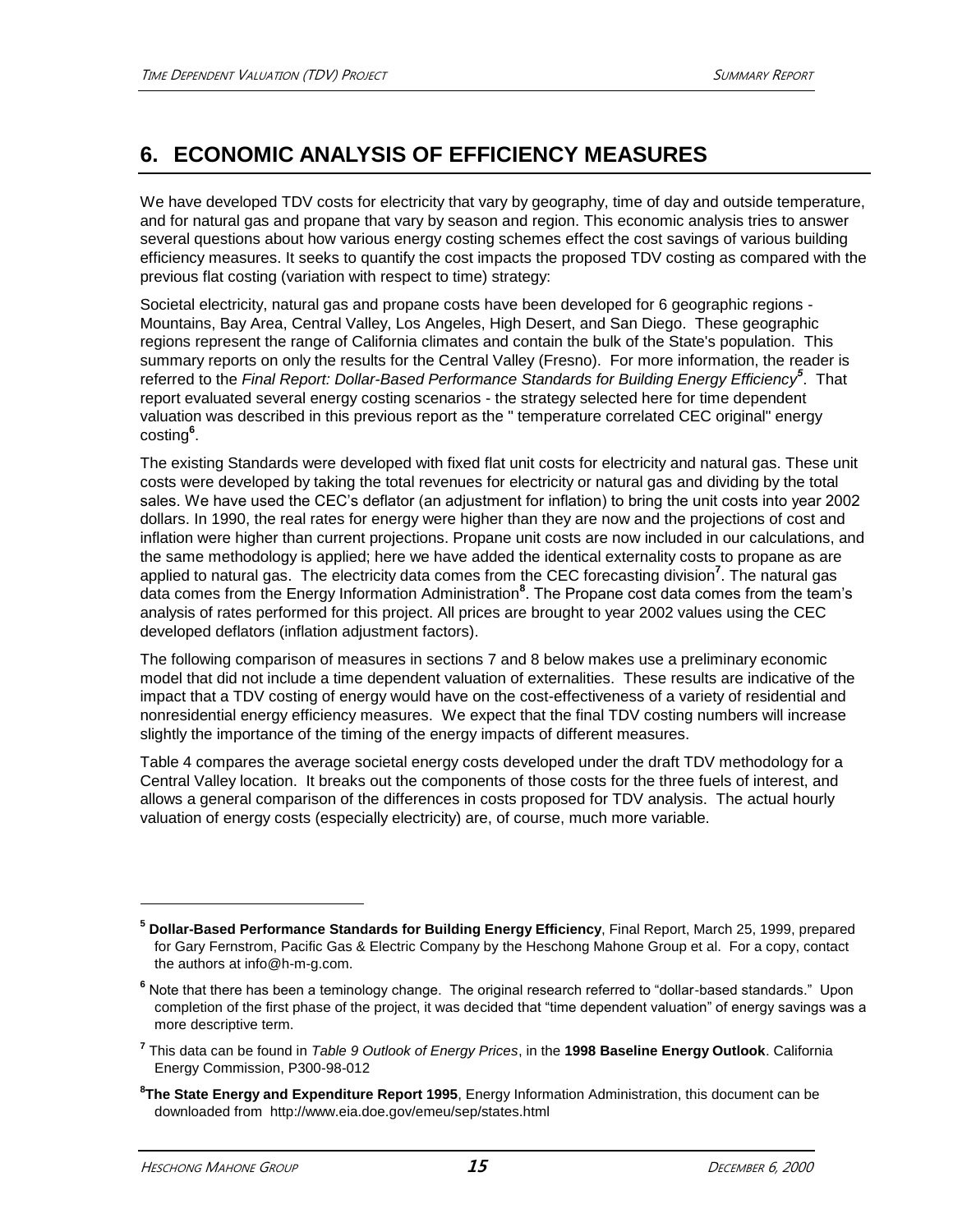# 6. ECONOMIC ANALYSIS OF EFFICIENCY MEASURES

We have developed TDV costs for electricity that vary by geography, time of day and outside temperature, and for natural gas and propane that vary by season and region. This economic analysis tries to answer several questions about how various energy costing schemes effect the cost savings of various building efficiency measures. It seeks to quantify the cost impacts the proposed TDV costing as compared with the previous flat costing (variation with respect to time) strategy:

Societal electricity, natural gas and propane costs have been developed for 6 geographic regions - Mountains, Bay Area, Central Valley, Los Angeles, High Desert, and San Diego. These geographic regions represent the range of California climates and contain the bulk of the State's population. This summary reports on only the results for the Central Valley (Fresno). For more information, the reader is referred to the *Final Report: Dollar-Based Performance Standards for Building Energy Efficiency*[5]. That report evaluated several energy costing scenarios - the strategy selected here for time dependent valuation was described in this previous report as the " temperature correlated CEC original" energy costing[6].

The existing Standards were developed with fixed flat unit costs for electricity and natural gas. These unit costs were developed by taking the total revenues for electricity or natural gas and dividing by the total sales. We have used the CEC's deflator (an adjustment for inflation) to bring the unit costs into year 2002 dollars. In 1990, the real rates for energy were higher than they are now and the projections of cost and inflation were higher than current projections. Propane unit costs are now included in our calculations, and the same methodology is applied; here we have added the identical externality costs to propane as are applied to natural gas. The electricity data comes from the CEC forecasting division[7]. The natural gas data comes from the Energy Information Administration[8]. The Propane cost data comes from the team's analysis of rates performed for this project. All prices are brought to year 2002 values using the CEC developed deflators (inflation adjustment factors).

The following comparison of measures in sections 7 and 8 below makes use a preliminary economic model that did not include a time dependent valuation of externalities. These results are indicative of the impact that a TDV costing of energy would have on the cost-effectiveness of a variety of residential and nonresidential energy efficiency measures. We expect that the final TDV costing numbers will increase slightly the importance of the timing of the energy impacts of different measures.

Table 4 compares the average societal energy costs developed under the draft TDV methodology for a Central Valley location. It breaks out the components of those costs for the three fuels of interest, and allows a general comparison of the differences in costs proposed for TDV analysis. The actual hourly valuation of energy costs (especially electricity) are, of course, much more variable.

---

[5] **Dollar-Based Performance Standards for Building Energy Efficiency**, Final Report, March 25, 1999, prepared for Gary Fernstrom, Pacific Gas & Electric Company by the Heschong Mahone Group et al. For a copy, contact the authors at info@h-m-g.com.

[6] Note that there has been a teminology change. The original research referred to "dollar-based standards." Upon completion of the first phase of the project, it was decided that "time dependent valuation" of energy savings was a more descriptive term.

[7] This data can be found in *Table 9 Outlook of Energy Prices*, in the **1998 Baseline Energy Outlook**. California Energy Commission, P300-98-012

[8] **The State Energy and Expenditure Report 1995**, Energy Information Administration, this document can be downloaded from http://www.eia.doe.gov/emeu/sep/states.html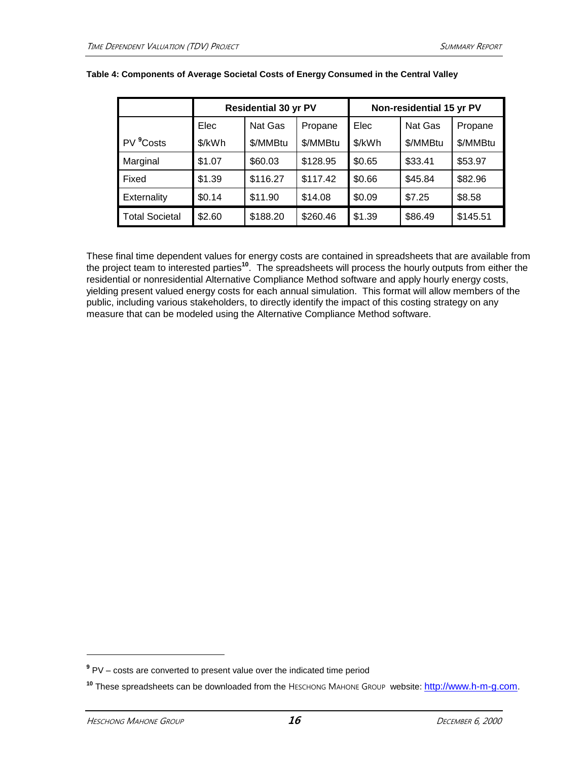**Table 4: Components of Average Societal Costs of Energy Consumed in the Central Valley**

| | Residential 30 yr PV | | | Non-residential 15 yr PV | | |
|---|---|---|---|---|---|---|
| | Elec | Nat Gas | Propane | Elec | Nat Gas | Propane |
| PV [9]Costs | $/kWh | $/MMBtu | $/MMBtu | $/kWh | $/MMBtu | $/MMBtu |
| Marginal | $1.07 | $60.03 | $128.95 | $0.65 | $33.41 | $53.97 |
| Fixed | $1.39 | $116.27 | $117.42 | $0.66 | $45.84 | $82.96 |
| Externality | $0.14 | $11.90 | $14.08 | $0.09 | $7.25 | $8.58 |
| Total Societal | $2.60 | $188.20 | $260.46 | $1.39 | $86.49 | $145.51 |

These final time dependent values for energy costs are contained in spreadsheets that are available from the project team to interested parties[10]. The spreadsheets will process the hourly outputs from either the residential or nonresidential Alternative Compliance Method software and apply hourly energy costs, yielding present valued energy costs for each annual simulation. This format will allow members of the public, including various stakeholders, to directly identify the impact of this costing strategy on any measure that can be modeled using the Alternative Compliance Method software.

---

[9] PV – costs are converted to present value over the indicated time period

[10] These spreadsheets can be downloaded from the HESCHONG MAHONE GROUP website: http://www.h-m-g.com.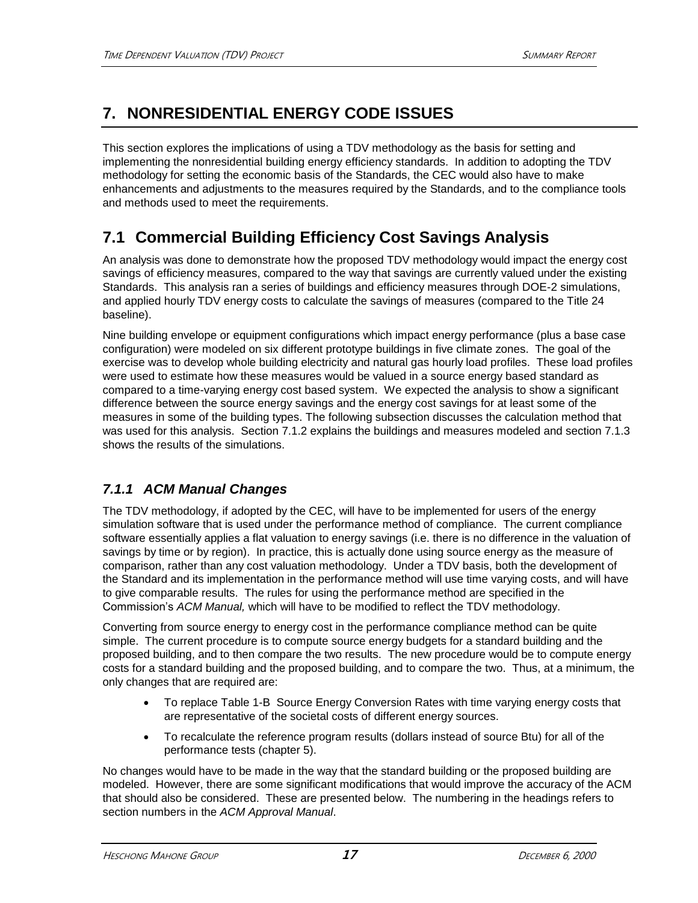# 7. NONRESIDENTIAL ENERGY CODE ISSUES

This section explores the implications of using a TDV methodology as the basis for setting and implementing the nonresidential building energy efficiency standards. In addition to adopting the TDV methodology for setting the economic basis of the Standards, the CEC would also have to make enhancements and adjustments to the measures required by the Standards, and to the compliance tools and methods used to meet the requirements.

## 7.1 Commercial Building Efficiency Cost Savings Analysis

An analysis was done to demonstrate how the proposed TDV methodology would impact the energy cost savings of efficiency measures, compared to the way that savings are currently valued under the existing Standards. This analysis ran a series of buildings and efficiency measures through DOE-2 simulations, and applied hourly TDV energy costs to calculate the savings of measures (compared to the Title 24 baseline).

Nine building envelope or equipment configurations which impact energy performance (plus a base case configuration) were modeled on six different prototype buildings in five climate zones. The goal of the exercise was to develop whole building electricity and natural gas hourly load profiles. These load profiles were used to estimate how these measures would be valued in a source energy based standard as compared to a time-varying energy cost based system. We expected the analysis to show a significant difference between the source energy savings and the energy cost savings for at least some of the measures in some of the building types. The following subsection discusses the calculation method that was used for this analysis. Section 7.1.2 explains the buildings and measures modeled and section 7.1.3 shows the results of the simulations.

### *7.1.1 ACM Manual Changes*

The TDV methodology, if adopted by the CEC, will have to be implemented for users of the energy simulation software that is used under the performance method of compliance. The current compliance software essentially applies a flat valuation to energy savings (i.e. there is no difference in the valuation of savings by time or by region). In practice, this is actually done using source energy as the measure of comparison, rather than any cost valuation methodology. Under a TDV basis, both the development of the Standard and its implementation in the performance method will use time varying costs, and will have to give comparable results. The rules for using the performance method are specified in the Commission's *ACM Manual,* which will have to be modified to reflect the TDV methodology.

Converting from source energy to energy cost in the performance compliance method can be quite simple. The current procedure is to compute source energy budgets for a standard building and the proposed building, and to then compare the two results. The new procedure would be to compute energy costs for a standard building and the proposed building, and to compare the two. Thus, at a minimum, the only changes that are required are:

- To replace Table 1-B Source Energy Conversion Rates with time varying energy costs that are representative of the societal costs of different energy sources.
- To recalculate the reference program results (dollars instead of source Btu) for all of the performance tests (chapter 5).

No changes would have to be made in the way that the standard building or the proposed building are modeled. However, there are some significant modifications that would improve the accuracy of the ACM that should also be considered. These are presented below. The numbering in the headings refers to section numbers in the *ACM Approval Manual*.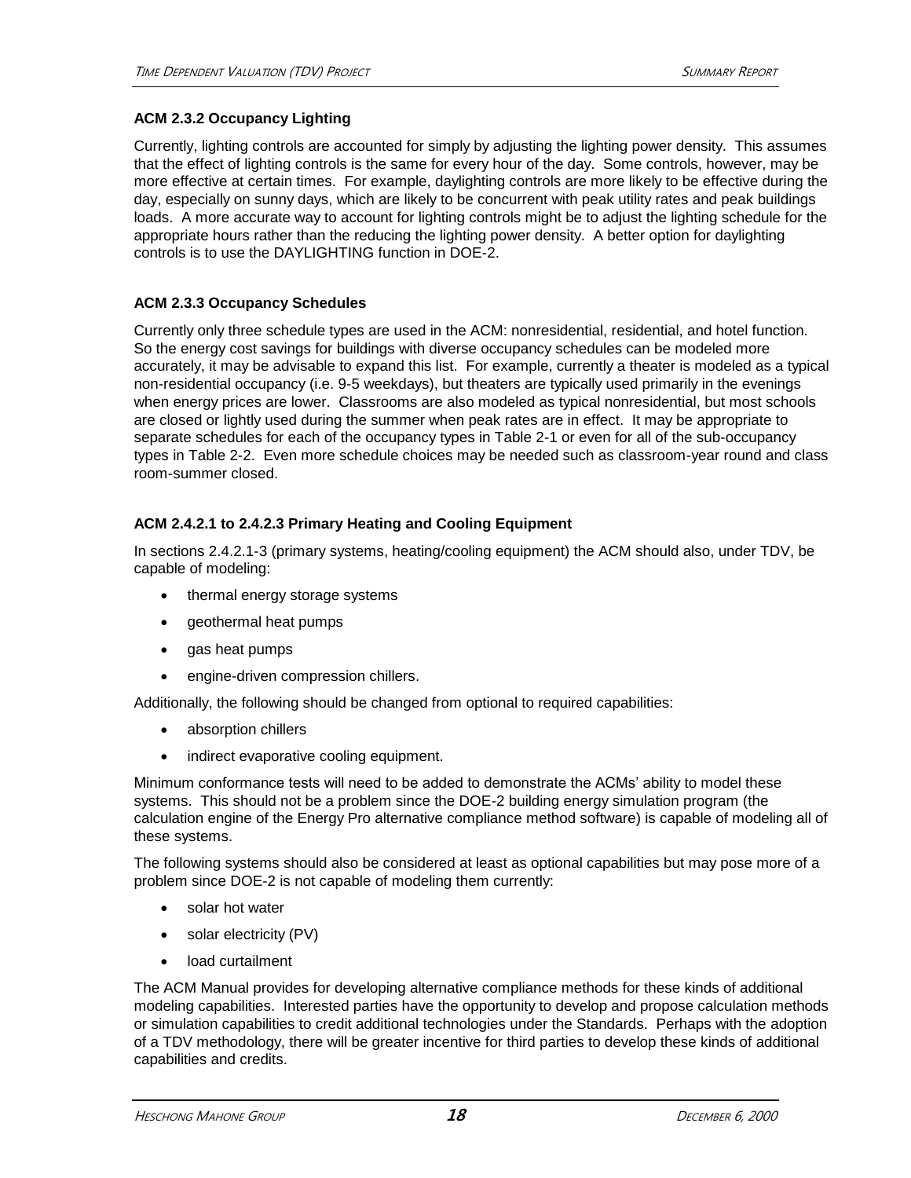#### ACM 2.3.2 Occupancy Lighting

Currently, lighting controls are accounted for simply by adjusting the lighting power density. This assumes that the effect of lighting controls is the same for every hour of the day. Some controls, however, may be more effective at certain times. For example, daylighting controls are more likely to be effective during the day, especially on sunny days, which are likely to be concurrent with peak utility rates and peak buildings loads. A more accurate way to account for lighting controls might be to adjust the lighting schedule for the appropriate hours rather than the reducing the lighting power density. A better option for daylighting controls is to use the DAYLIGHTING function in DOE-2.

#### ACM 2.3.3 Occupancy Schedules

Currently only three schedule types are used in the ACM: nonresidential, residential, and hotel function. So the energy cost savings for buildings with diverse occupancy schedules can be modeled more accurately, it may be advisable to expand this list. For example, currently a theater is modeled as a typical non-residential occupancy (i.e. 9-5 weekdays), but theaters are typically used primarily in the evenings when energy prices are lower. Classrooms are also modeled as typical nonresidential, but most schools are closed or lightly used during the summer when peak rates are in effect. It may be appropriate to separate schedules for each of the occupancy types in Table 2-1 or even for all of the sub-occupancy types in Table 2-2. Even more schedule choices may be needed such as classroom-year round and class room-summer closed.

#### ACM 2.4.2.1 to 2.4.2.3 Primary Heating and Cooling Equipment

In sections 2.4.2.1-3 (primary systems, heating/cooling equipment) the ACM should also, under TDV, be capable of modeling:

- thermal energy storage systems
- geothermal heat pumps
- gas heat pumps
- engine-driven compression chillers.

Additionally, the following should be changed from optional to required capabilities:

- absorption chillers
- indirect evaporative cooling equipment.

Minimum conformance tests will need to be added to demonstrate the ACMs' ability to model these systems. This should not be a problem since the DOE-2 building energy simulation program (the calculation engine of the Energy Pro alternative compliance method software) is capable of modeling all of these systems.

The following systems should also be considered at least as optional capabilities but may pose more of a problem since DOE-2 is not capable of modeling them currently:

- solar hot water
- solar electricity (PV)
- load curtailment

The ACM Manual provides for developing alternative compliance methods for these kinds of additional modeling capabilities. Interested parties have the opportunity to develop and propose calculation methods or simulation capabilities to credit additional technologies under the Standards. Perhaps with the adoption of a TDV methodology, there will be greater incentive for third parties to develop these kinds of additional capabilities and credits.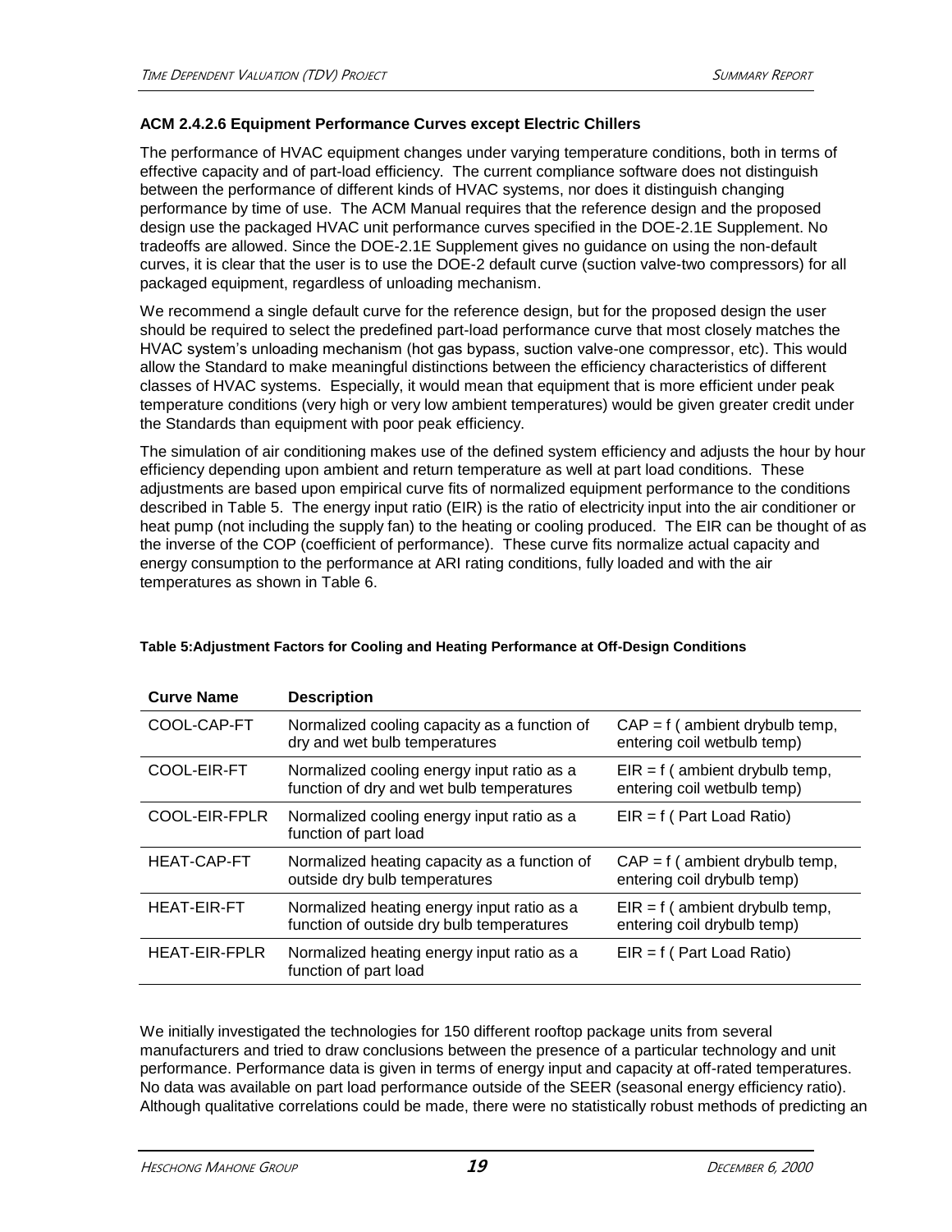### ACM 2.4.2.6 Equipment Performance Curves except Electric Chillers

The performance of HVAC equipment changes under varying temperature conditions, both in terms of effective capacity and of part-load efficiency. The current compliance software does not distinguish between the performance of different kinds of HVAC systems, nor does it distinguish changing performance by time of use. The ACM Manual requires that the reference design and the proposed design use the packaged HVAC unit performance curves specified in the DOE-2.1E Supplement. No tradeoffs are allowed. Since the DOE-2.1E Supplement gives no guidance on using the non-default curves, it is clear that the user is to use the DOE-2 default curve (suction valve-two compressors) for all packaged equipment, regardless of unloading mechanism.

We recommend a single default curve for the reference design, but for the proposed design the user should be required to select the predefined part-load performance curve that most closely matches the HVAC system's unloading mechanism (hot gas bypass, suction valve-one compressor, etc). This would allow the Standard to make meaningful distinctions between the efficiency characteristics of different classes of HVAC systems. Especially, it would mean that equipment that is more efficient under peak temperature conditions (very high or very low ambient temperatures) would be given greater credit under the Standards than equipment with poor peak efficiency.

The simulation of air conditioning makes use of the defined system efficiency and adjusts the hour by hour efficiency depending upon ambient and return temperature as well at part load conditions. These adjustments are based upon empirical curve fits of normalized equipment performance to the conditions described in Table 5. The energy input ratio (EIR) is the ratio of electricity input into the air conditioner or heat pump (not including the supply fan) to the heating or cooling produced. The EIR can be thought of as the inverse of the COP (coefficient of performance). These curve fits normalize actual capacity and energy consumption to the performance at ARI rating conditions, fully loaded and with the air temperatures as shown in Table 6.

**Table 5:Adjustment Factors for Cooling and Heating Performance at Off-Design Conditions**

| Curve Name | Description | |
|---|---|---|
| COOL-CAP-FT | Normalized cooling capacity as a function of dry and wet bulb temperatures | CAP = f ( ambient drybulb temp, entering coil wetbulb temp) |
| COOL-EIR-FT | Normalized cooling energy input ratio as a function of dry and wet bulb temperatures | EIR = f ( ambient drybulb temp, entering coil wetbulb temp) |
| COOL-EIR-FPLR | Normalized cooling energy input ratio as a function of part load | EIR = f ( Part Load Ratio) |
| HEAT-CAP-FT | Normalized heating capacity as a function of outside dry bulb temperatures | CAP = f ( ambient drybulb temp, entering coil drybulb temp) |
| HEAT-EIR-FT | Normalized heating energy input ratio as a function of outside dry bulb temperatures | EIR = f ( ambient drybulb temp, entering coil drybulb temp) |
| HEAT-EIR-FPLR | Normalized heating energy input ratio as a function of part load | EIR = f ( Part Load Ratio) |

We initially investigated the technologies for 150 different rooftop package units from several manufacturers and tried to draw conclusions between the presence of a particular technology and unit performance. Performance data is given in terms of energy input and capacity at off-rated temperatures. No data was available on part load performance outside of the SEER (seasonal energy efficiency ratio). Although qualitative correlations could be made, there were no statistically robust methods of predicting an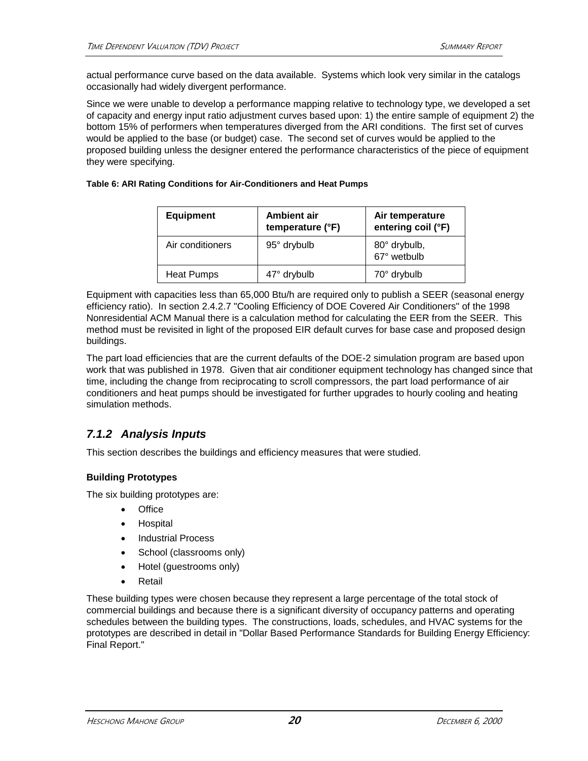actual performance curve based on the data available. Systems which look very similar in the catalogs occasionally had widely divergent performance.

Since we were unable to develop a performance mapping relative to technology type, we developed a set of capacity and energy input ratio adjustment curves based upon: 1) the entire sample of equipment 2) the bottom 15% of performers when temperatures diverged from the ARI conditions. The first set of curves would be applied to the base (or budget) case. The second set of curves would be applied to the proposed building unless the designer entered the performance characteristics of the piece of equipment they were specifying.

**Table 6: ARI Rating Conditions for Air-Conditioners and Heat Pumps**

| Equipment | Ambient air temperature (°F) | Air temperature entering coil (°F) |
|---|---|---|
| Air conditioners | 95° drybulb | 80° drybulb, 67° wetbulb |
| Heat Pumps | 47° drybulb | 70° drybulb |

Equipment with capacities less than 65,000 Btu/h are required only to publish a SEER (seasonal energy efficiency ratio). In section 2.4.2.7 "Cooling Efficiency of DOE Covered Air Conditioners" of the 1998 Nonresidential ACM Manual there is a calculation method for calculating the EER from the SEER. This method must be revisited in light of the proposed EIR default curves for base case and proposed design buildings.

The part load efficiencies that are the current defaults of the DOE-2 simulation program are based upon work that was published in 1978. Given that air conditioner equipment technology has changed since that time, including the change from reciprocating to scroll compressors, the part load performance of air conditioners and heat pumps should be investigated for further upgrades to hourly cooling and heating simulation methods.

### *7.1.2 Analysis Inputs*

This section describes the buildings and efficiency measures that were studied.

**Building Prototypes**

The six building prototypes are:

- Office
- Hospital
- Industrial Process
- School (classrooms only)
- Hotel (guestrooms only)
- Retail

These building types were chosen because they represent a large percentage of the total stock of commercial buildings and because there is a significant diversity of occupancy patterns and operating schedules between the building types. The constructions, loads, schedules, and HVAC systems for the prototypes are described in detail in "Dollar Based Performance Standards for Building Energy Efficiency: Final Report."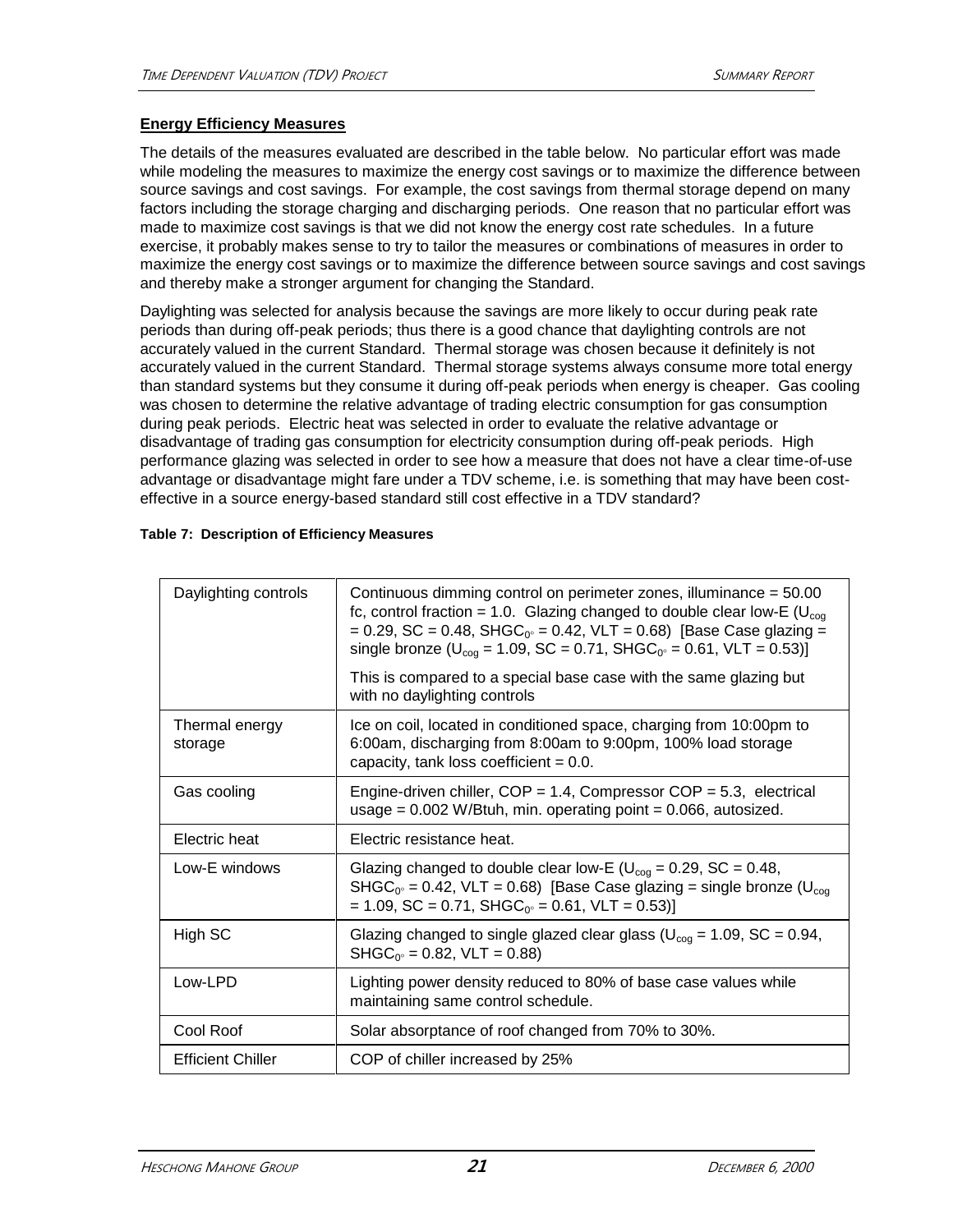**Energy Efficiency Measures**

The details of the measures evaluated are described in the table below. No particular effort was made while modeling the measures to maximize the energy cost savings or to maximize the difference between source savings and cost savings. For example, the cost savings from thermal storage depend on many factors including the storage charging and discharging periods. One reason that no particular effort was made to maximize cost savings is that we did not know the energy cost rate schedules. In a future exercise, it probably makes sense to try to tailor the measures or combinations of measures in order to maximize the energy cost savings or to maximize the difference between source savings and cost savings and thereby make a stronger argument for changing the Standard.

Daylighting was selected for analysis because the savings are more likely to occur during peak rate periods than during off-peak periods; thus there is a good chance that daylighting controls are not accurately valued in the current Standard. Thermal storage was chosen because it definitely is not accurately valued in the current Standard. Thermal storage systems always consume more total energy than standard systems but they consume it during off-peak periods when energy is cheaper. Gas cooling was chosen to determine the relative advantage of trading electric consumption for gas consumption during peak periods. Electric heat was selected in order to evaluate the relative advantage or disadvantage of trading gas consumption for electricity consumption during off-peak periods. High performance glazing was selected in order to see how a measure that does not have a clear time-of-use advantage or disadvantage might fare under a TDV scheme, i.e. is something that may have been cost-effective in a source energy-based standard still cost effective in a TDV standard?

**Table 7: Description of Efficiency Measures**

| Measure | Description |
|---|---|
| Daylighting controls | Continuous dimming control on perimeter zones, illuminance = 50.00 fc, control fraction = 1.0. Glazing changed to double clear low-E ($U_{cog}$ = 0.29, SC = 0.48, $SHGC_{0°}$ = 0.42, VLT = 0.68) [Base Case glazing = single bronze ($U_{cog}$ = 1.09, SC = 0.71, $SHGC_{0°}$ = 0.61, VLT = 0.53)]<br><br>This is compared to a special base case with the same glazing but with no daylighting controls |
| Thermal energy storage | Ice on coil, located in conditioned space, charging from 10:00pm to 6:00am, discharging from 8:00am to 9:00pm, 100% load storage capacity, tank loss coefficient = 0.0. |
| Gas cooling | Engine-driven chiller, COP = 1.4, Compressor COP = 5.3, electrical usage = 0.002 W/Btuh, min. operating point = 0.066, autosized. |
| Electric heat | Electric resistance heat. |
| Low-E windows | Glazing changed to double clear low-E ($U_{cog}$ = 0.29, SC = 0.48, $SHGC_{0°}$ = 0.42, VLT = 0.68) [Base Case glazing = single bronze ($U_{cog}$ = 1.09, SC = 0.71, $SHGC_{0°}$ = 0.61, VLT = 0.53)] |
| High SC | Glazing changed to single glazed clear glass ($U_{cog}$ = 1.09, SC = 0.94, $SHGC_{0°}$ = 0.82, VLT = 0.88) |
| Low-LPD | Lighting power density reduced to 80% of base case values while maintaining same control schedule. |
| Cool Roof | Solar absorptance of roof changed from 70% to 30%. |
| Efficient Chiller | COP of chiller increased by 25% |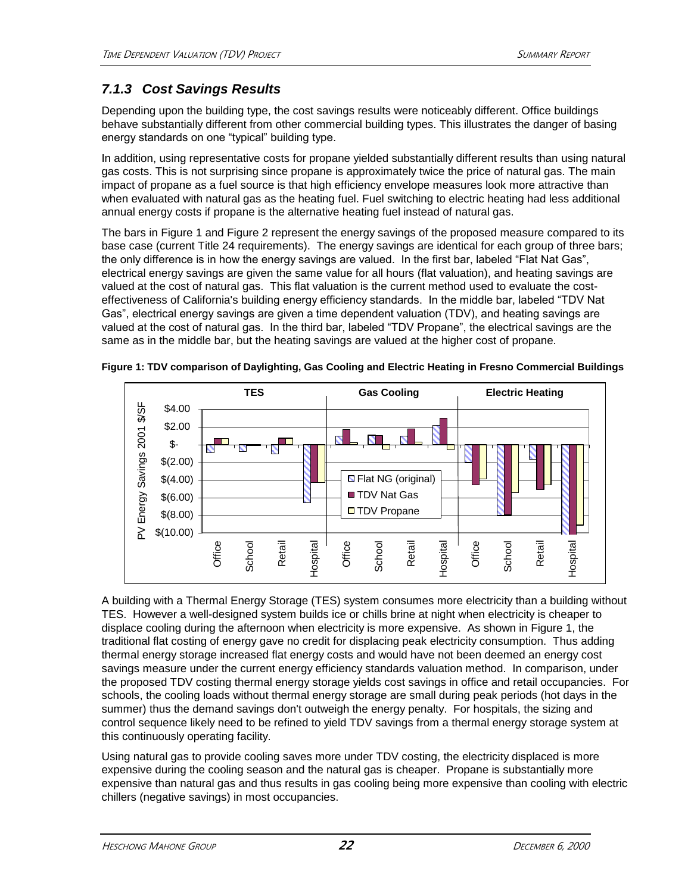### *7.1.3 Cost Savings Results*

Depending upon the building type, the cost savings results were noticeably different. Office buildings behave substantially different from other commercial building types. This illustrates the danger of basing energy standards on one "typical" building type.

In addition, using representative costs for propane yielded substantially different results than using natural gas costs. This is not surprising since propane is approximately twice the price of natural gas. The main impact of propane as a fuel source is that high efficiency envelope measures look more attractive than when evaluated with natural gas as the heating fuel. Fuel switching to electric heating had less additional annual energy costs if propane is the alternative heating fuel instead of natural gas.

The bars in Figure 1 and Figure 2 represent the energy savings of the proposed measure compared to its base case (current Title 24 requirements). The energy savings are identical for each group of three bars; the only difference is in how the energy savings are valued. In the first bar, labeled "Flat Nat Gas", electrical energy savings are given the same value for all hours (flat valuation), and heating savings are valued at the cost of natural gas. This flat valuation is the current method used to evaluate the cost-effectiveness of California's building energy efficiency standards. In the middle bar, labeled "TDV Nat Gas", electrical energy savings are given a time dependent valuation (TDV), and heating savings are valued at the cost of natural gas. In the third bar, labeled "TDV Propane", the electrical savings are the same as in the middle bar, but the heating savings are valued at the higher cost of propane.

**Figure 1: TDV comparison of Daylighting, Gas Cooling and Electric Heating in Fresno Commercial Buildings**

A building with a Thermal Energy Storage (TES) system consumes more electricity than a building without TES. However a well-designed system builds ice or chills brine at night when electricity is cheaper to displace cooling during the afternoon when electricity is more expensive. As shown in Figure 1, the traditional flat costing of energy gave no credit for displacing peak electricity consumption. Thus adding thermal energy storage increased flat energy costs and would have not been deemed an energy cost savings measure under the current energy efficiency standards valuation method. In comparison, under the proposed TDV costing thermal energy storage yields cost savings in office and retail occupancies. For schools, the cooling loads without thermal energy storage are small during peak periods (hot days in the summer) thus the demand savings don't outweigh the energy penalty. For hospitals, the sizing and control sequence likely need to be refined to yield TDV savings from a thermal energy storage system at this continuously operating facility.

Using natural gas to provide cooling saves more under TDV costing, the electricity displaced is more expensive during the cooling season and the natural gas is cheaper. Propane is substantially more expensive than natural gas and thus results in gas cooling being more expensive than cooling with electric chillers (negative savings) in most occupancies.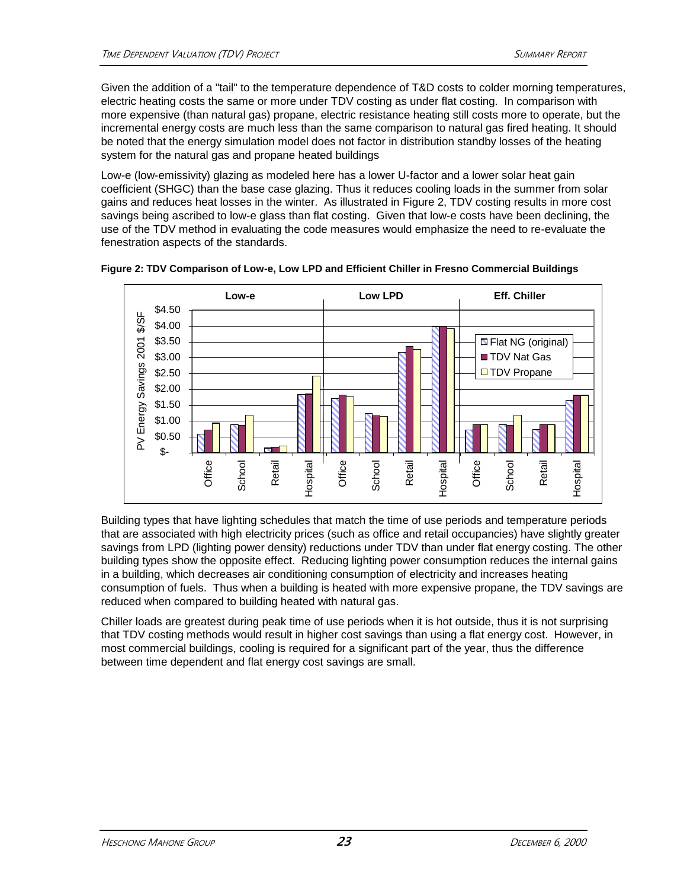Given the addition of a "tail" to the temperature dependence of T&D costs to colder morning temperatures, electric heating costs the same or more under TDV costing as under flat costing. In comparison with more expensive (than natural gas) propane, electric resistance heating still costs more to operate, but the incremental energy costs are much less than the same comparison to natural gas fired heating. It should be noted that the energy simulation model does not factor in distribution standby losses of the heating system for the natural gas and propane heated buildings

Low-e (low-emissivity) glazing as modeled here has a lower U-factor and a lower solar heat gain coefficient (SHGC) than the base case glazing. Thus it reduces cooling loads in the summer from solar gains and reduces heat losses in the winter. As illustrated in Figure 2, TDV costing results in more cost savings being ascribed to low-e glass than flat costing. Given that low-e costs have been declining, the use of the TDV method in evaluating the code measures would emphasize the need to re-evaluate the fenestration aspects of the standards.

**Figure 2: TDV Comparison of Low-e, Low LPD and Efficient Chiller in Fresno Commercial Buildings**

Building types that have lighting schedules that match the time of use periods and temperature periods that are associated with high electricity prices (such as office and retail occupancies) have slightly greater savings from LPD (lighting power density) reductions under TDV than under flat energy costing. The other building types show the opposite effect. Reducing lighting power consumption reduces the internal gains in a building, which decreases air conditioning consumption of electricity and increases heating consumption of fuels. Thus when a building is heated with more expensive propane, the TDV savings are reduced when compared to building heated with natural gas.

Chiller loads are greatest during peak time of use periods when it is hot outside, thus it is not surprising that TDV costing methods would result in higher cost savings than using a flat energy cost. However, in most commercial buildings, cooling is required for a significant part of the year, thus the difference between time dependent and flat energy cost savings are small.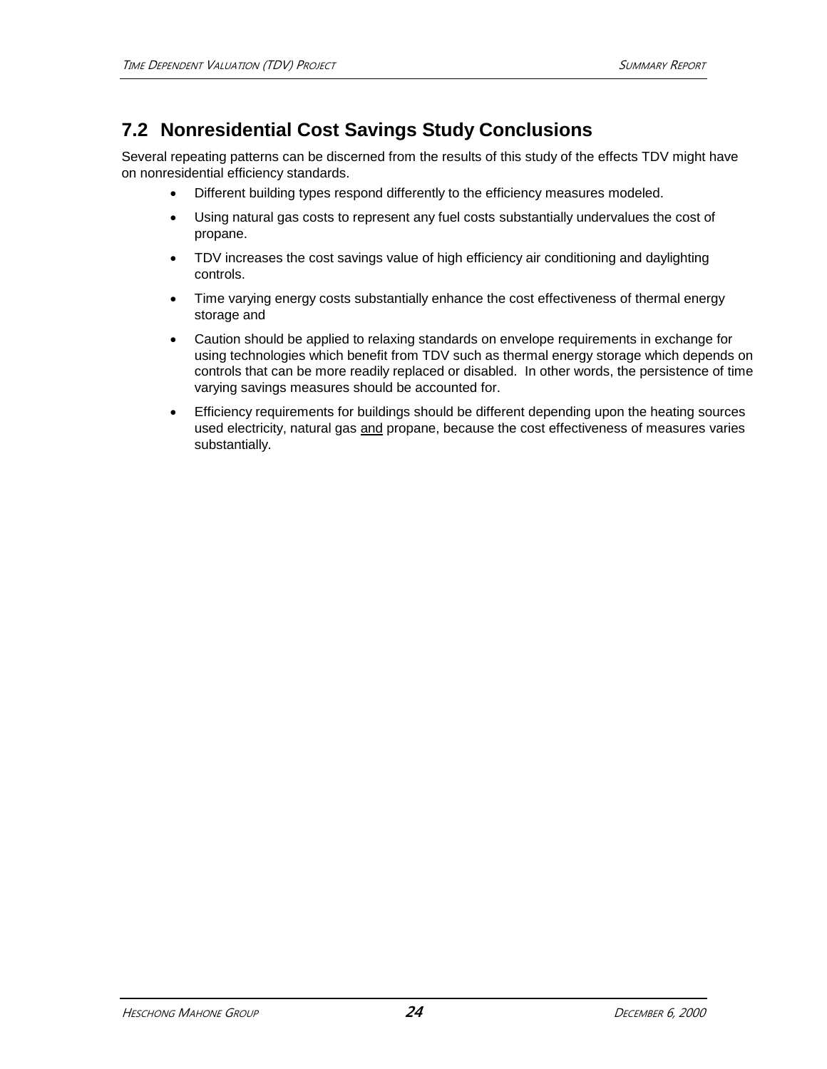## 7.2 Nonresidential Cost Savings Study Conclusions

Several repeating patterns can be discerned from the results of this study of the effects TDV might have on nonresidential efficiency standards.

- Different building types respond differently to the efficiency measures modeled.
- Using natural gas costs to represent any fuel costs substantially undervalues the cost of propane.
- TDV increases the cost savings value of high efficiency air conditioning and daylighting controls.
- Time varying energy costs substantially enhance the cost effectiveness of thermal energy storage and
- Caution should be applied to relaxing standards on envelope requirements in exchange for using technologies which benefit from TDV such as thermal energy storage which depends on controls that can be more readily replaced or disabled. In other words, the persistence of time varying savings measures should be accounted for.
- Efficiency requirements for buildings should be different depending upon the heating sources used electricity, natural gas <u>and</u> propane, because the cost effectiveness of measures varies substantially.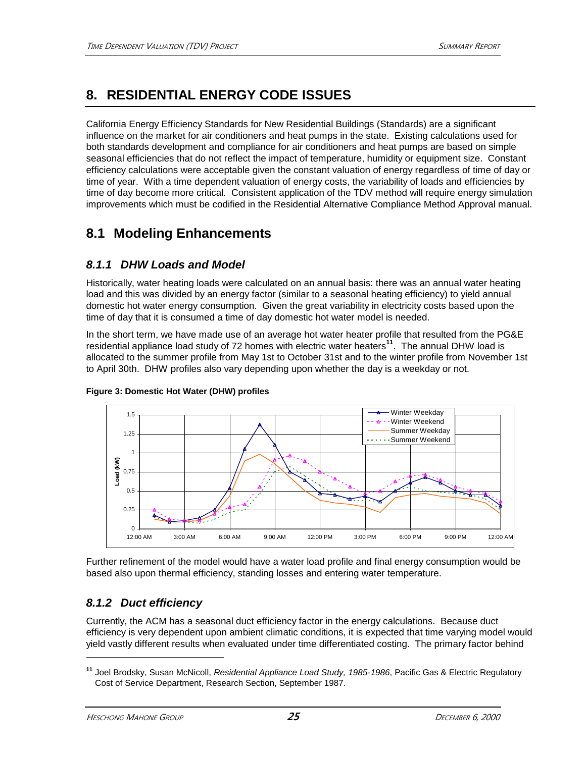# 8. RESIDENTIAL ENERGY CODE ISSUES

California Energy Efficiency Standards for New Residential Buildings (Standards) are a significant influence on the market for air conditioners and heat pumps in the state. Existing calculations used for both standards development and compliance for air conditioners and heat pumps are based on simple seasonal efficiencies that do not reflect the impact of temperature, humidity or equipment size. Constant efficiency calculations were acceptable given the constant valuation of energy regardless of time of day or time of year. With a time dependent valuation of energy costs, the variability of loads and efficiencies by time of day become more critical. Consistent application of the TDV method will require energy simulation improvements which must be codified in the Residential Alternative Compliance Method Approval manual.

## 8.1 Modeling Enhancements

### 8.1.1 DHW Loads and Model

Historically, water heating loads were calculated on an annual basis: there was an annual water heating load and this was divided by an energy factor (similar to a seasonal heating efficiency) to yield annual domestic hot water energy consumption. Given the great variability in electricity costs based upon the time of day that it is consumed a time of day domestic hot water model is needed.

In the short term, we have made use of an average hot water heater profile that resulted from the PG&E residential appliance load study of 72 homes with electric water heaters[11]. The annual DHW load is allocated to the summer profile from May 1st to October 31st and to the winter profile from November 1st to April 30th. DHW profiles also vary depending upon whether the day is a weekday or not.

**Figure 3: Domestic Hot Water (DHW) profiles**

Further refinement of the model would have a water load profile and final energy consumption would be based also upon thermal efficiency, standing losses and entering water temperature.

### 8.1.2 Duct efficiency

Currently, the ACM has a seasonal duct efficiency factor in the energy calculations. Because duct efficiency is very dependent upon ambient climatic conditions, it is expected that time varying model would yield vastly different results when evaluated under time differentiated costing. The primary factor behind

---

[11] Joel Brodsky, Susan McNicoll, *Residential Appliance Load Study, 1985-1986*, Pacific Gas & Electric Regulatory Cost of Service Department, Research Section, September 1987.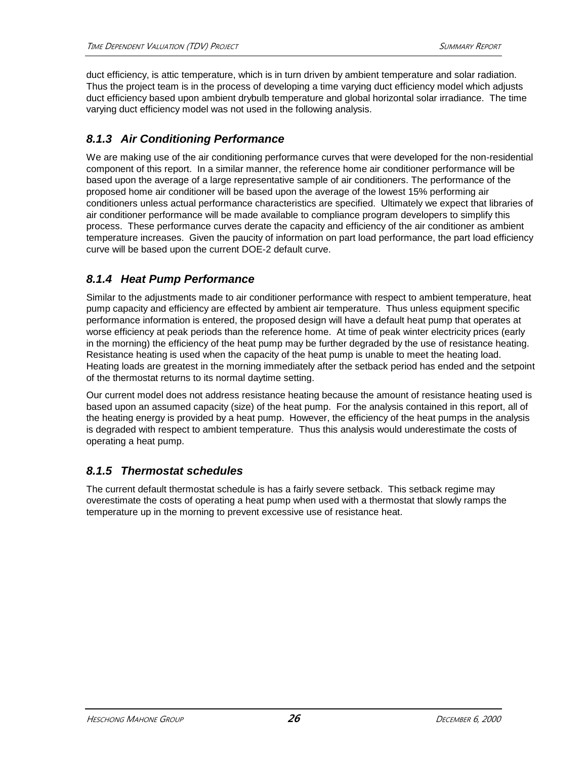duct efficiency, is attic temperature, which is in turn driven by ambient temperature and solar radiation. Thus the project team is in the process of developing a time varying duct efficiency model which adjusts duct efficiency based upon ambient drybulb temperature and global horizontal solar irradiance. The time varying duct efficiency model was not used in the following analysis.

### *8.1.3 Air Conditioning Performance*

We are making use of the air conditioning performance curves that were developed for the non-residential component of this report. In a similar manner, the reference home air conditioner performance will be based upon the average of a large representative sample of air conditioners. The performance of the proposed home air conditioner will be based upon the average of the lowest 15% performing air conditioners unless actual performance characteristics are specified. Ultimately we expect that libraries of air conditioner performance will be made available to compliance program developers to simplify this process. These performance curves derate the capacity and efficiency of the air conditioner as ambient temperature increases. Given the paucity of information on part load performance, the part load efficiency curve will be based upon the current DOE-2 default curve.

### *8.1.4 Heat Pump Performance*

Similar to the adjustments made to air conditioner performance with respect to ambient temperature, heat pump capacity and efficiency are effected by ambient air temperature. Thus unless equipment specific performance information is entered, the proposed design will have a default heat pump that operates at worse efficiency at peak periods than the reference home. At time of peak winter electricity prices (early in the morning) the efficiency of the heat pump may be further degraded by the use of resistance heating. Resistance heating is used when the capacity of the heat pump is unable to meet the heating load. Heating loads are greatest in the morning immediately after the setback period has ended and the setpoint of the thermostat returns to its normal daytime setting.

Our current model does not address resistance heating because the amount of resistance heating used is based upon an assumed capacity (size) of the heat pump. For the analysis contained in this report, all of the heating energy is provided by a heat pump. However, the efficiency of the heat pumps in the analysis is degraded with respect to ambient temperature. Thus this analysis would underestimate the costs of operating a heat pump.

### *8.1.5 Thermostat schedules*

The current default thermostat schedule is has a fairly severe setback. This setback regime may overestimate the costs of operating a heat pump when used with a thermostat that slowly ramps the temperature up in the morning to prevent excessive use of resistance heat.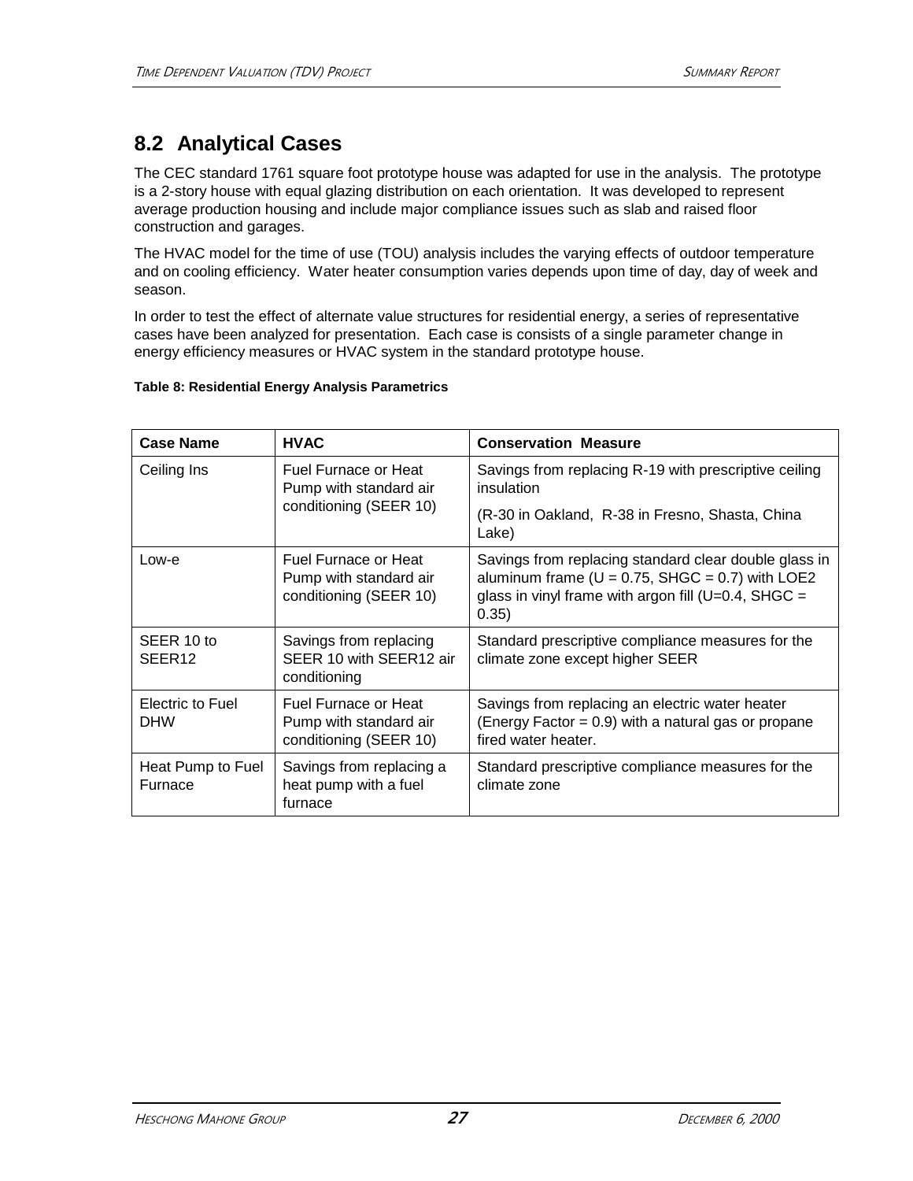## 8.2 Analytical Cases

The CEC standard 1761 square foot prototype house was adapted for use in the analysis. The prototype is a 2-story house with equal glazing distribution on each orientation. It was developed to represent average production housing and include major compliance issues such as slab and raised floor construction and garages.

The HVAC model for the time of use (TOU) analysis includes the varying effects of outdoor temperature and on cooling efficiency. Water heater consumption varies depends upon time of day, day of week and season.

In order to test the effect of alternate value structures for residential energy, a series of representative cases have been analyzed for presentation. Each case is consists of a single parameter change in energy efficiency measures or HVAC system in the standard prototype house.

**Table 8: Residential Energy Analysis Parametrics**

| Case Name | HVAC | Conservation Measure |
|---|---|---|
| Ceiling Ins | Fuel Furnace or Heat Pump with standard air conditioning (SEER 10) | Savings from replacing R-19 with prescriptive ceiling insulation<br><br>(R-30 in Oakland, R-38 in Fresno, Shasta, China Lake) |
| Low-e | Fuel Furnace or Heat Pump with standard air conditioning (SEER 10) | Savings from replacing standard clear double glass in aluminum frame (U = 0.75, SHGC = 0.7) with LOE2 glass in vinyl frame with argon fill (U=0.4, SHGC = 0.35) |
| SEER 10 to SEER12 | Savings from replacing SEER 10 with SEER12 air conditioning | Standard prescriptive compliance measures for the climate zone except higher SEER |
| Electric to Fuel DHW | Fuel Furnace or Heat Pump with standard air conditioning (SEER 10) | Savings from replacing an electric water heater (Energy Factor = 0.9) with a natural gas or propane fired water heater. |
| Heat Pump to Fuel Furnace | Savings from replacing a heat pump with a fuel furnace | Standard prescriptive compliance measures for the climate zone |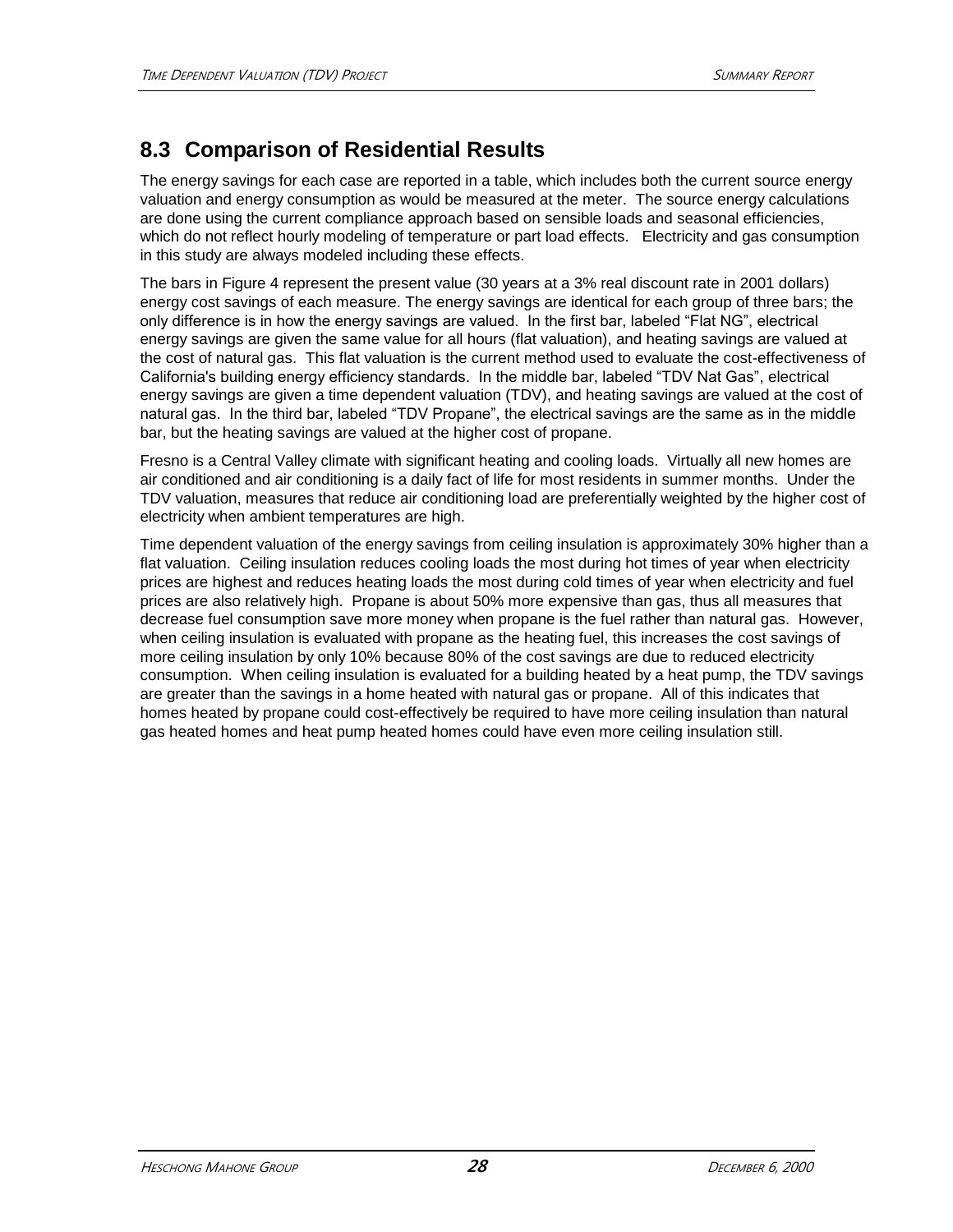## 8.3 Comparison of Residential Results

The energy savings for each case are reported in a table, which includes both the current source energy valuation and energy consumption as would be measured at the meter. The source energy calculations are done using the current compliance approach based on sensible loads and seasonal efficiencies, which do not reflect hourly modeling of temperature or part load effects. Electricity and gas consumption in this study are always modeled including these effects.

The bars in Figure 4 represent the present value (30 years at a 3% real discount rate in 2001 dollars) energy cost savings of each measure. The energy savings are identical for each group of three bars; the only difference is in how the energy savings are valued. In the first bar, labeled "Flat NG", electrical energy savings are given the same value for all hours (flat valuation), and heating savings are valued at the cost of natural gas. This flat valuation is the current method used to evaluate the cost-effectiveness of California's building energy efficiency standards. In the middle bar, labeled "TDV Nat Gas", electrical energy savings are given a time dependent valuation (TDV), and heating savings are valued at the cost of natural gas. In the third bar, labeled "TDV Propane", the electrical savings are the same as in the middle bar, but the heating savings are valued at the higher cost of propane.

Fresno is a Central Valley climate with significant heating and cooling loads. Virtually all new homes are air conditioned and air conditioning is a daily fact of life for most residents in summer months. Under the TDV valuation, measures that reduce air conditioning load are preferentially weighted by the higher cost of electricity when ambient temperatures are high.

Time dependent valuation of the energy savings from ceiling insulation is approximately 30% higher than a flat valuation. Ceiling insulation reduces cooling loads the most during hot times of year when electricity prices are highest and reduces heating loads the most during cold times of year when electricity and fuel prices are also relatively high. Propane is about 50% more expensive than gas, thus all measures that decrease fuel consumption save more money when propane is the fuel rather than natural gas. However, when ceiling insulation is evaluated with propane as the heating fuel, this increases the cost savings of more ceiling insulation by only 10% because 80% of the cost savings are due to reduced electricity consumption. When ceiling insulation is evaluated for a building heated by a heat pump, the TDV savings are greater than the savings in a home heated with natural gas or propane. All of this indicates that homes heated by propane could cost-effectively be required to have more ceiling insulation than natural gas heated homes and heat pump heated homes could have even more ceiling insulation still.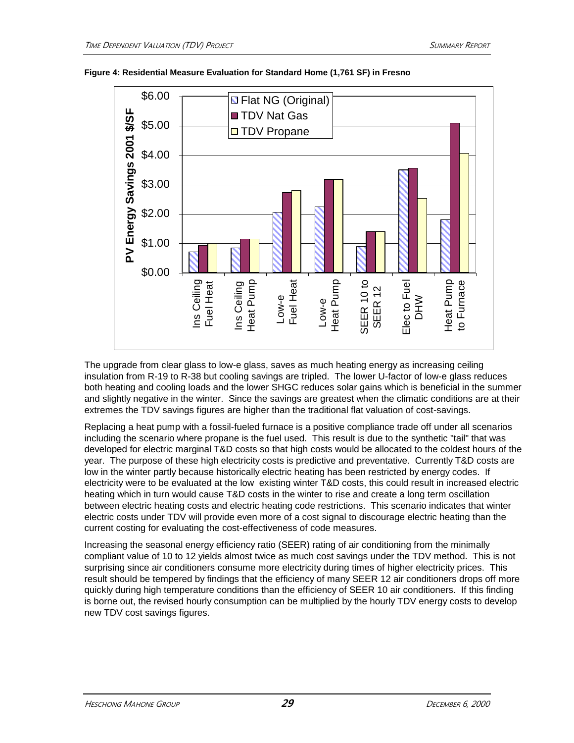**Figure 4: Residential Measure Evaluation for Standard Home (1,761 SF) in Fresno**

The upgrade from clear glass to low-e glass, saves as much heating energy as increasing ceiling insulation from R-19 to R-38 but cooling savings are tripled. The lower U-factor of low-e glass reduces both heating and cooling loads and the lower SHGC reduces solar gains which is beneficial in the summer and slightly negative in the winter. Since the savings are greatest when the climatic conditions are at their extremes the TDV savings figures are higher than the traditional flat valuation of cost-savings.

Replacing a heat pump with a fossil-fueled furnace is a positive compliance trade off under all scenarios including the scenario where propane is the fuel used. This result is due to the synthetic "tail" that was developed for electric marginal T&D costs so that high costs would be allocated to the coldest hours of the year. The purpose of these high electricity costs is predictive and preventative. Currently T&D costs are low in the winter partly because historically electric heating has been restricted by energy codes. If electricity were to be evaluated at the low existing winter T&D costs, this could result in increased electric heating which in turn would cause T&D costs in the winter to rise and create a long term oscillation between electric heating costs and electric heating code restrictions. This scenario indicates that winter electric costs under TDV will provide even more of a cost signal to discourage electric heating than the current costing for evaluating the cost-effectiveness of code measures.

Increasing the seasonal energy efficiency ratio (SEER) rating of air conditioning from the minimally compliant value of 10 to 12 yields almost twice as much cost savings under the TDV method. This is not surprising since air conditioners consume more electricity during times of higher electricity prices. This result should be tempered by findings that the efficiency of many SEER 12 air conditioners drops off more quickly during high temperature conditions than the efficiency of SEER 10 air conditioners. If this finding is borne out, the revised hourly consumption can be multiplied by the hourly TDV energy costs to develop new TDV cost savings figures.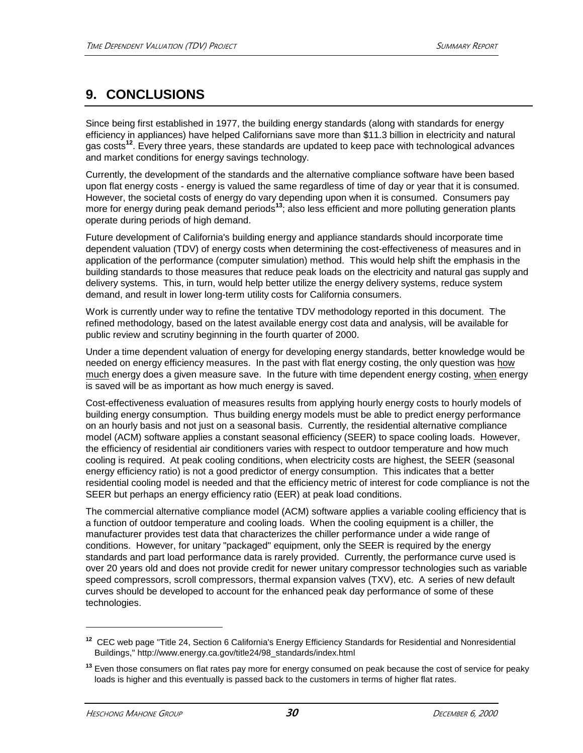# 9. CONCLUSIONS

Since being first established in 1977, the building energy standards (along with standards for energy efficiency in appliances) have helped Californians save more than $11.3 billion in electricity and natural gas costs[12]. Every three years, these standards are updated to keep pace with technological advances and market conditions for energy savings technology.

Currently, the development of the standards and the alternative compliance software have been based upon flat energy costs - energy is valued the same regardless of time of day or year that it is consumed. However, the societal costs of energy do vary depending upon when it is consumed. Consumers pay more for energy during peak demand periods[13]; also less efficient and more polluting generation plants operate during periods of high demand.

Future development of California's building energy and appliance standards should incorporate time dependent valuation (TDV) of energy costs when determining the cost-effectiveness of measures and in application of the performance (computer simulation) method. This would help shift the emphasis in the building standards to those measures that reduce peak loads on the electricity and natural gas supply and delivery systems. This, in turn, would help better utilize the energy delivery systems, reduce system demand, and result in lower long-term utility costs for California consumers.

Work is currently under way to refine the tentative TDV methodology reported in this document. The refined methodology, based on the latest available energy cost data and analysis, will be available for public review and scrutiny beginning in the fourth quarter of 2000.

Under a time dependent valuation of energy for developing energy standards, better knowledge would be needed on energy efficiency measures. In the past with flat energy costing, the only question was <u>how much</u> energy does a given measure save. In the future with time dependent energy costing, <u>when</u> energy is saved will be as important as how much energy is saved.

Cost-effectiveness evaluation of measures results from applying hourly energy costs to hourly models of building energy consumption. Thus building energy models must be able to predict energy performance on an hourly basis and not just on a seasonal basis. Currently, the residential alternative compliance model (ACM) software applies a constant seasonal efficiency (SEER) to space cooling loads. However, the efficiency of residential air conditioners varies with respect to outdoor temperature and how much cooling is required. At peak cooling conditions, when electricity costs are highest, the SEER (seasonal energy efficiency ratio) is not a good predictor of energy consumption. This indicates that a better residential cooling model is needed and that the efficiency metric of interest for code compliance is not the SEER but perhaps an energy efficiency ratio (EER) at peak load conditions.

The commercial alternative compliance model (ACM) software applies a variable cooling efficiency that is a function of outdoor temperature and cooling loads. When the cooling equipment is a chiller, the manufacturer provides test data that characterizes the chiller performance under a wide range of conditions. However, for unitary "packaged" equipment, only the SEER is required by the energy standards and part load performance data is rarely provided. Currently, the performance curve used is over 20 years old and does not provide credit for newer unitary compressor technologies such as variable speed compressors, scroll compressors, thermal expansion valves (TXV), etc. A series of new default curves should be developed to account for the enhanced peak day performance of some of these technologies.

---

[12] CEC web page "Title 24, Section 6 California's Energy Efficiency Standards for Residential and Nonresidential Buildings," http://www.energy.ca.gov/title24/98_standards/index.html

[13] Even those consumers on flat rates pay more for energy consumed on peak because the cost of service for peaky loads is higher and this eventually is passed back to the customers in terms of higher flat rates.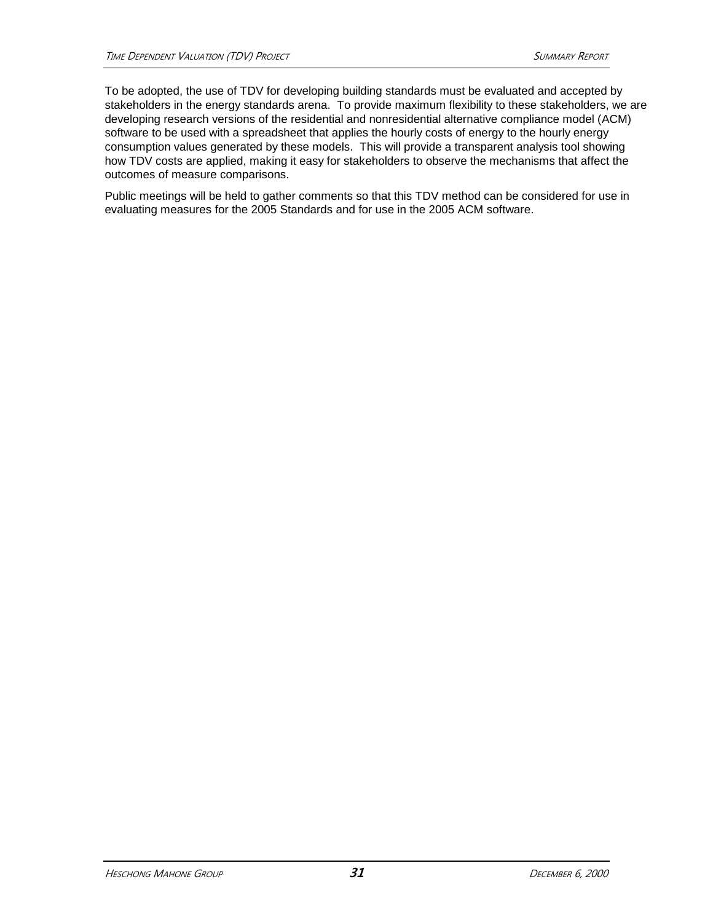To be adopted, the use of TDV for developing building standards must be evaluated and accepted by stakeholders in the energy standards arena. To provide maximum flexibility to these stakeholders, we are developing research versions of the residential and nonresidential alternative compliance model (ACM) software to be used with a spreadsheet that applies the hourly costs of energy to the hourly energy consumption values generated by these models. This will provide a transparent analysis tool showing how TDV costs are applied, making it easy for stakeholders to observe the mechanisms that affect the outcomes of measure comparisons.

Public meetings will be held to gather comments so that this TDV method can be considered for use in evaluating measures for the 2005 Standards and for use in the 2005 ACM software.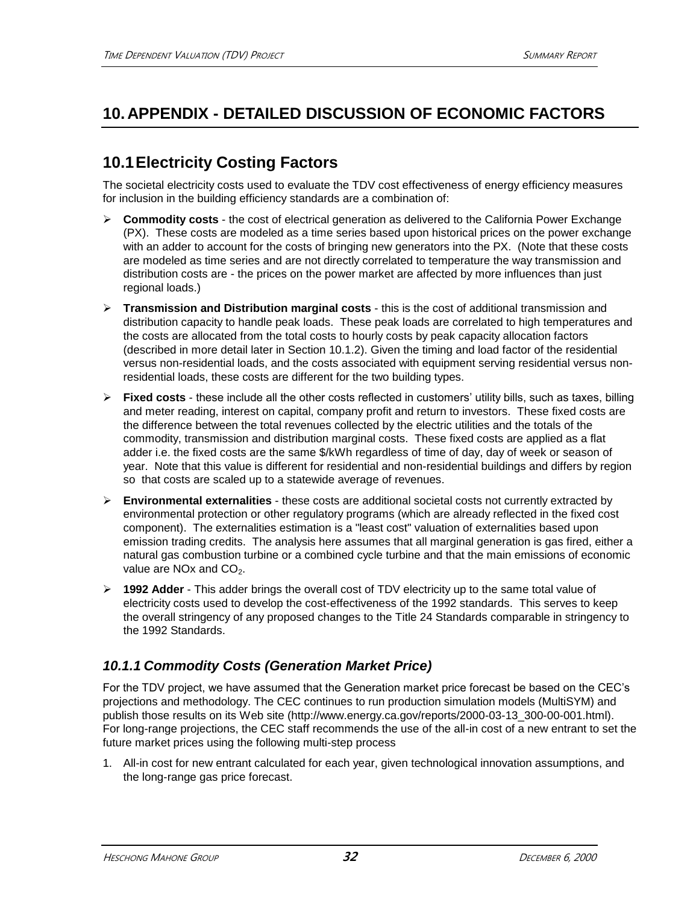# 10. APPENDIX - DETAILED DISCUSSION OF ECONOMIC FACTORS

## 10.1 Electricity Costing Factors

The societal electricity costs used to evaluate the TDV cost effectiveness of energy efficiency measures for inclusion in the building efficiency standards are a combination of:

- **Commodity costs** - the cost of electrical generation as delivered to the California Power Exchange (PX). These costs are modeled as a time series based upon historical prices on the power exchange with an adder to account for the costs of bringing new generators into the PX. (Note that these costs are modeled as time series and are not directly correlated to temperature the way transmission and distribution costs are - the prices on the power market are affected by more influences than just regional loads.)
- **Transmission and Distribution marginal costs** - this is the cost of additional transmission and distribution capacity to handle peak loads. These peak loads are correlated to high temperatures and the costs are allocated from the total costs to hourly costs by peak capacity allocation factors (described in more detail later in Section 10.1.2). Given the timing and load factor of the residential versus non-residential loads, and the costs associated with equipment serving residential versus non-residential loads, these costs are different for the two building types.
- **Fixed costs** - these include all the other costs reflected in customers' utility bills, such as taxes, billing and meter reading, interest on capital, company profit and return to investors. These fixed costs are the difference between the total revenues collected by the electric utilities and the totals of the commodity, transmission and distribution marginal costs. These fixed costs are applied as a flat adder i.e. the fixed costs are the same $/kWh regardless of time of day, day of week or season of year. Note that this value is different for residential and non-residential buildings and differs by region so that costs are scaled up to a statewide average of revenues.
- **Environmental externalities** - these costs are additional societal costs not currently extracted by environmental protection or other regulatory programs (which are already reflected in the fixed cost component). The externalities estimation is a "least cost" valuation of externalities based upon emission trading credits. The analysis here assumes that all marginal generation is gas fired, either a natural gas combustion turbine or a combined cycle turbine and that the main emissions of economic value are NOx and $CO_2$.
- **1992 Adder** - This adder brings the overall cost of TDV electricity up to the same total value of electricity costs used to develop the cost-effectiveness of the 1992 standards. This serves to keep the overall stringency of any proposed changes to the Title 24 Standards comparable in stringency to the 1992 Standards.

### *10.1.1 Commodity Costs (Generation Market Price)*

For the TDV project, we have assumed that the Generation market price forecast be based on the CEC's projections and methodology. The CEC continues to run production simulation models (MultiSYM) and publish those results on its Web site (http://www.energy.ca.gov/reports/2000-03-13_300-00-001.html). For long-range projections, the CEC staff recommends the use of the all-in cost of a new entrant to set the future market prices using the following multi-step process

1. All-in cost for new entrant calculated for each year, given technological innovation assumptions, and the long-range gas price forecast.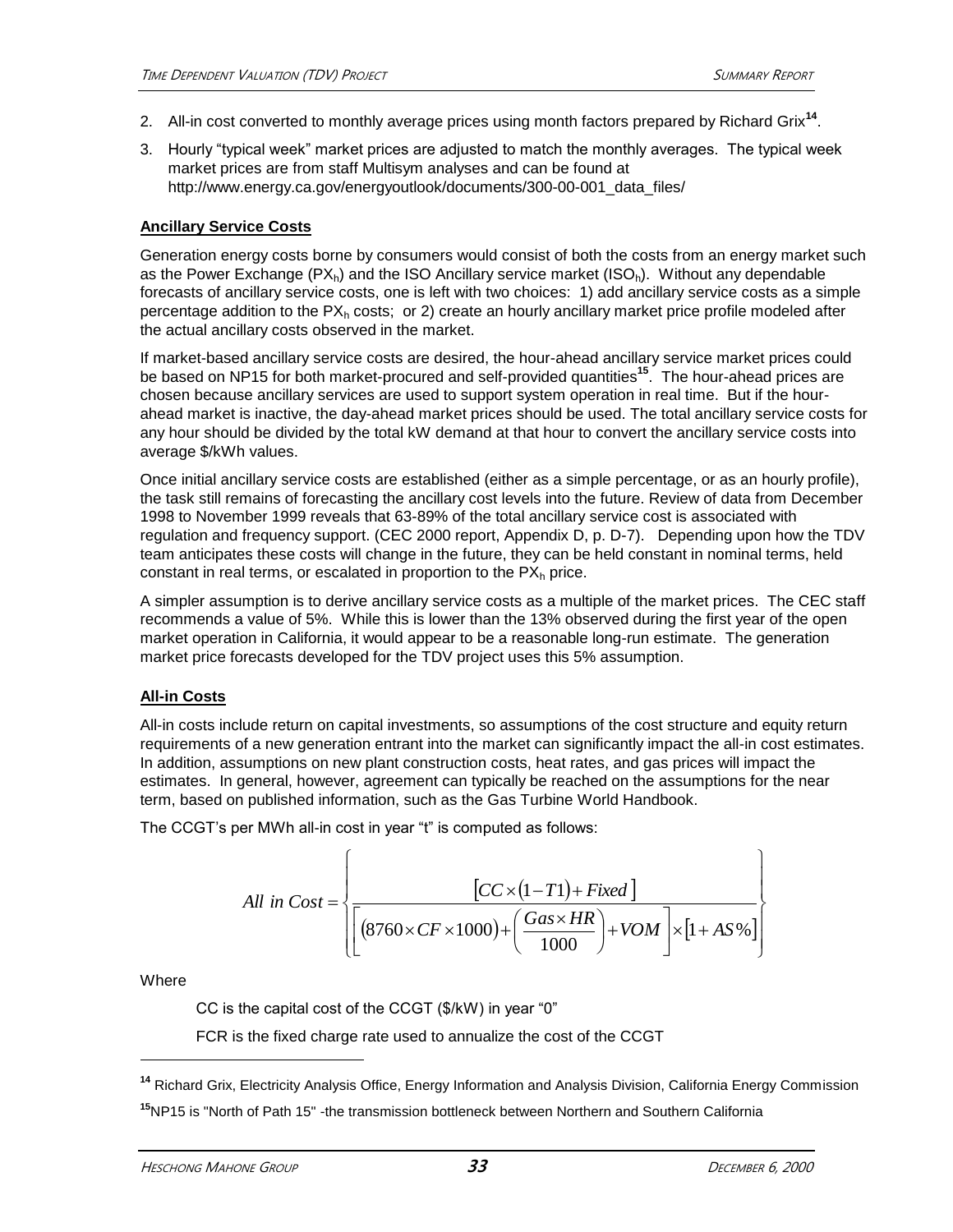2. All-in cost converted to monthly average prices using month factors prepared by Richard Grix[14].
3. Hourly "typical week" market prices are adjusted to match the monthly averages. The typical week market prices are from staff Multisym analyses and can be found at http://www.energy.ca.gov/energyoutlook/documents/300-00-001_data_files/

**Ancillary Service Costs**

Generation energy costs borne by consumers would consist of both the costs from an energy market such as the Power Exchange ($PX_h$) and the ISO Ancillary service market ($ISO_h$). Without any dependable forecasts of ancillary service costs, one is left with two choices: 1) add ancillary service costs as a simple percentage addition to the $PX_h$ costs; or 2) create an hourly ancillary market price profile modeled after the actual ancillary costs observed in the market.

If market-based ancillary service costs are desired, the hour-ahead ancillary service market prices could be based on NP15 for both market-procured and self-provided quantities[15]. The hour-ahead prices are chosen because ancillary services are used to support system operation in real time. But if the hour-ahead market is inactive, the day-ahead market prices should be used. The total ancillary service costs for any hour should be divided by the total kW demand at that hour to convert the ancillary service costs into average $/kWh values.

Once initial ancillary service costs are established (either as a simple percentage, or as an hourly profile), the task still remains of forecasting the ancillary cost levels into the future. Review of data from December 1998 to November 1999 reveals that 63-89% of the total ancillary service cost is associated with regulation and frequency support. (CEC 2000 report, Appendix D, p. D-7). Depending upon how the TDV team anticipates these costs will change in the future, they can be held constant in nominal terms, held constant in real terms, or escalated in proportion to the $PX_h$ price.

A simpler assumption is to derive ancillary service costs as a multiple of the market prices. The CEC staff recommends a value of 5%. While this is lower than the 13% observed during the first year of the open market operation in California, it would appear to be a reasonable long-run estimate. The generation market price forecasts developed for the TDV project uses this 5% assumption.

**All-in Costs**

All-in costs include return on capital investments, so assumptions of the cost structure and equity return requirements of a new generation entrant into the market can significantly impact the all-in cost estimates. In addition, assumptions on new plant construction costs, heat rates, and gas prices will impact the estimates. In general, however, agreement can typically be reached on the assumptions for the near term, based on published information, such as the Gas Turbine World Handbook.

The CCGT's per MWh all-in cost in year "t" is computed as follows:

$$All\ in\ Cost = \left\{ \frac{\left[CC \times (1 - T1) + Fixed\right]}{\left[(8760 \times CF \times 1000) + \left(\frac{Gas \times HR}{1000}\right) + VOM\right] \times [1 + AS\%]} \right\}$$

Where

CC is the capital cost of the CCGT ($/kW) in year "0"

FCR is the fixed charge rate used to annualize the cost of the CCGT

---

[14] Richard Grix, Electricity Analysis Office, Energy Information and Analysis Division, California Energy Commission

[15] NP15 is "North of Path 15" -the transmission bottleneck between Northern and Southern California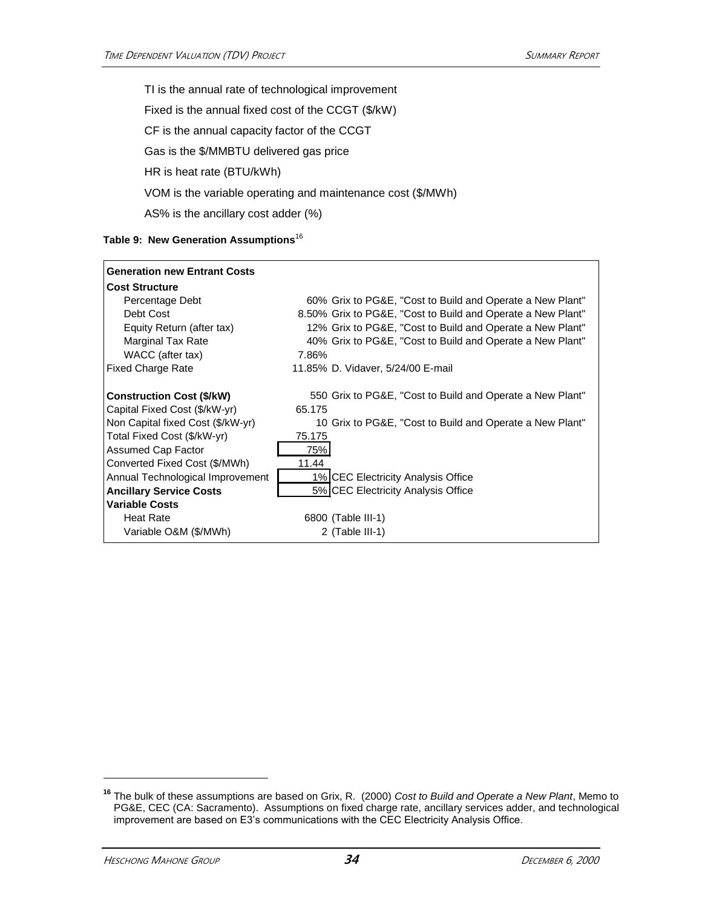TI is the annual rate of technological improvement

Fixed is the annual fixed cost of the CCGT ($/kW)

CF is the annual capacity factor of the CCGT

Gas is the $/MMBTU delivered gas price

HR is heat rate (BTU/kWh)

VOM is the variable operating and maintenance cost ($/MWh)

AS% is the ancillary cost adder (%)

**Table 9: New Generation Assumptions**[16]

| Generation new Entrant Costs | | |
|---|---|---|
| **Cost Structure** | | |
| Percentage Debt | 60% | Grix to PG&E, "Cost to Build and Operate a New Plant" |
| Debt Cost | 8.50% | Grix to PG&E, "Cost to Build and Operate a New Plant" |
| Equity Return (after tax) | 12% | Grix to PG&E, "Cost to Build and Operate a New Plant" |
| Marginal Tax Rate | 40% | Grix to PG&E, "Cost to Build and Operate a New Plant" |
| WACC (after tax) | 7.86% | |
| Fixed Charge Rate | 11.85% | D. Vidaver, 5/24/00 E-mail |
| **Construction Cost ($/kW)** | 550 | Grix to PG&E, "Cost to Build and Operate a New Plant" |
| Capital Fixed Cost ($/kW-yr) | 65.175 | |
| Non Capital fixed Cost ($/kW-yr) | 10 | Grix to PG&E, "Cost to Build and Operate a New Plant" |
| Total Fixed Cost ($/kW-yr) | 75.175 | |
| Assumed Cap Factor | 75% | |
| Converted Fixed Cost ($/MWh) | 11.44 | |
| Annual Technological Improvement | 1% | CEC Electricity Analysis Office |
| **Ancillary Service Costs** | 5% | CEC Electricity Analysis Office |
| **Variable Costs** | | |
| Heat Rate | 6800 | (Table III-1) |
| Variable O&M ($/MWh) | 2 | (Table III-1) |

[16] The bulk of these assumptions are based on Grix, R. (2000) *Cost to Build and Operate a New Plant*, Memo to PG&E, CEC (CA: Sacramento). Assumptions on fixed charge rate, ancillary services adder, and technological improvement are based on E3's communications with the CEC Electricity Analysis Office.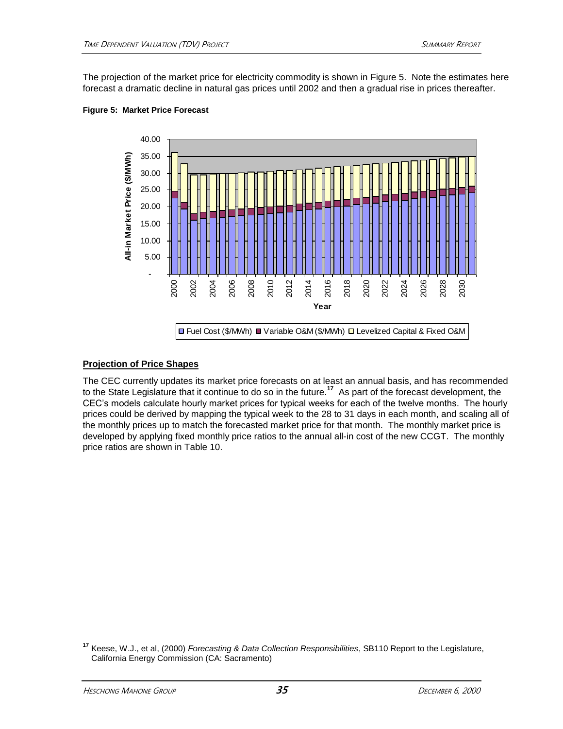The projection of the market price for electricity commodity is shown in Figure 5. Note the estimates here forecast a dramatic decline in natural gas prices until 2002 and then a gradual rise in prices thereafter.

**Figure 5: Market Price Forecast**

### Projection of Price Shapes

The CEC currently updates its market price forecasts on at least an annual basis, and has recommended to the State Legislature that it continue to do so in the future.[17] As part of the forecast development, the CEC's models calculate hourly market prices for typical weeks for each of the twelve months. The hourly prices could be derived by mapping the typical week to the 28 to 31 days in each month, and scaling all of the monthly prices up to match the forecasted market price for that month. The monthly market price is developed by applying fixed monthly price ratios to the annual all-in cost of the new CCGT. The monthly price ratios are shown in Table 10.

---

[17] Keese, W.J., et al, (2000) *Forecasting & Data Collection Responsibilities*, SB110 Report to the Legislature, California Energy Commission (CA: Sacramento)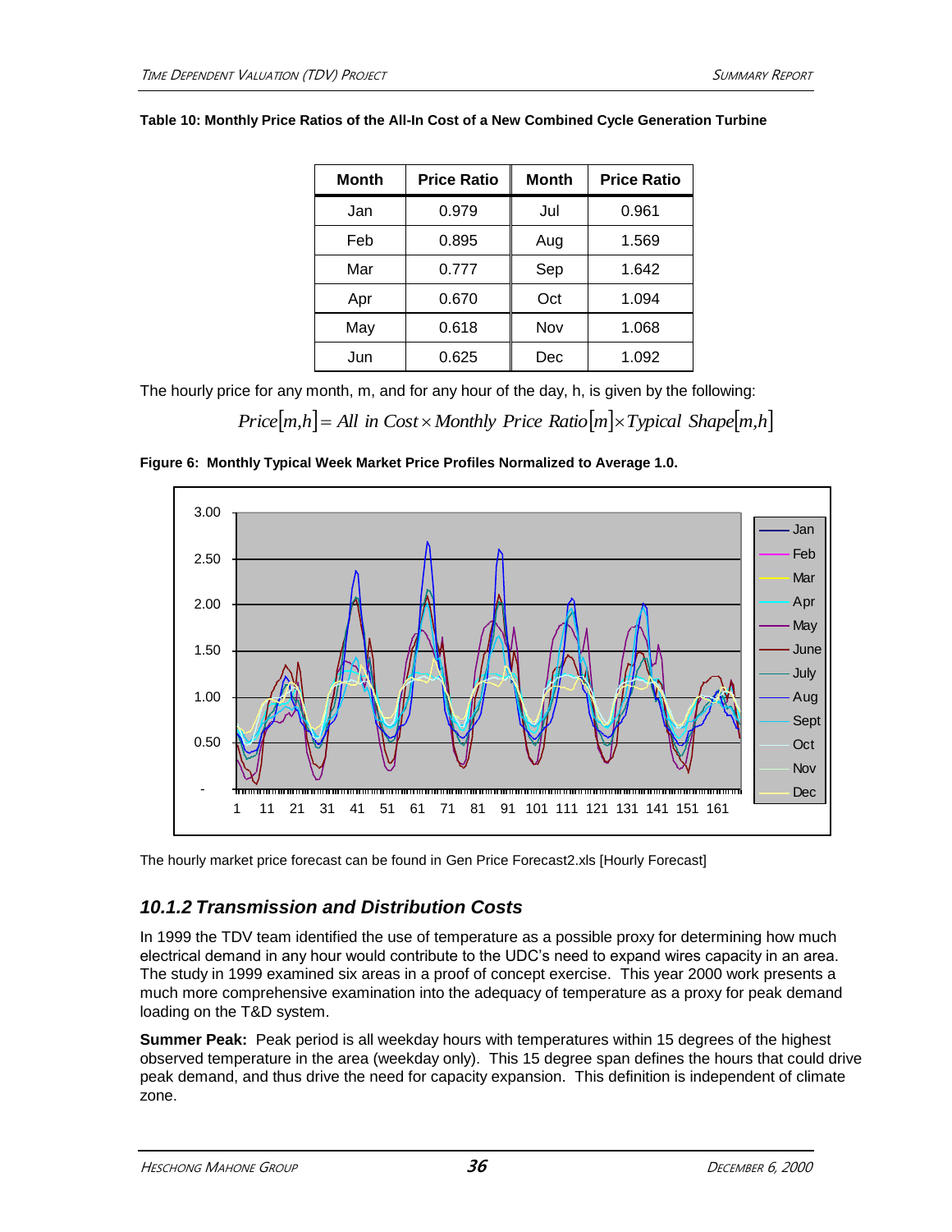**Table 10: Monthly Price Ratios of the All-In Cost of a New Combined Cycle Generation Turbine**

| Month | Price Ratio | Month | Price Ratio |
|---|---|---|---|
| Jan | 0.979 | Jul | 0.961 |
| Feb | 0.895 | Aug | 1.569 |
| Mar | 0.777 | Sep | 1.642 |
| Apr | 0.670 | Oct | 1.094 |
| May | 0.618 | Nov | 1.068 |
| Jun | 0.625 | Dec | 1.092 |

The hourly price for any month, m, and for any hour of the day, h, is given by the following:

$$Price[m,h] = All\ in\ Cost \times Monthly\ Price\ Ratio[m] \times Typical\ Shape[m,h]$$

**Figure 6: Monthly Typical Week Market Price Profiles Normalized to Average 1.0.**

The hourly market price forecast can be found in Gen Price Forecast2.xls [Hourly Forecast]

### *10.1.2 Transmission and Distribution Costs*

In 1999 the TDV team identified the use of temperature as a possible proxy for determining how much electrical demand in any hour would contribute to the UDC's need to expand wires capacity in an area. The study in 1999 examined six areas in a proof of concept exercise. This year 2000 work presents a much more comprehensive examination into the adequacy of temperature as a proxy for peak demand loading on the T&D system.

**Summer Peak:** Peak period is all weekday hours with temperatures within 15 degrees of the highest observed temperature in the area (weekday only). This 15 degree span defines the hours that could drive peak demand, and thus drive the need for capacity expansion. This definition is independent of climate zone.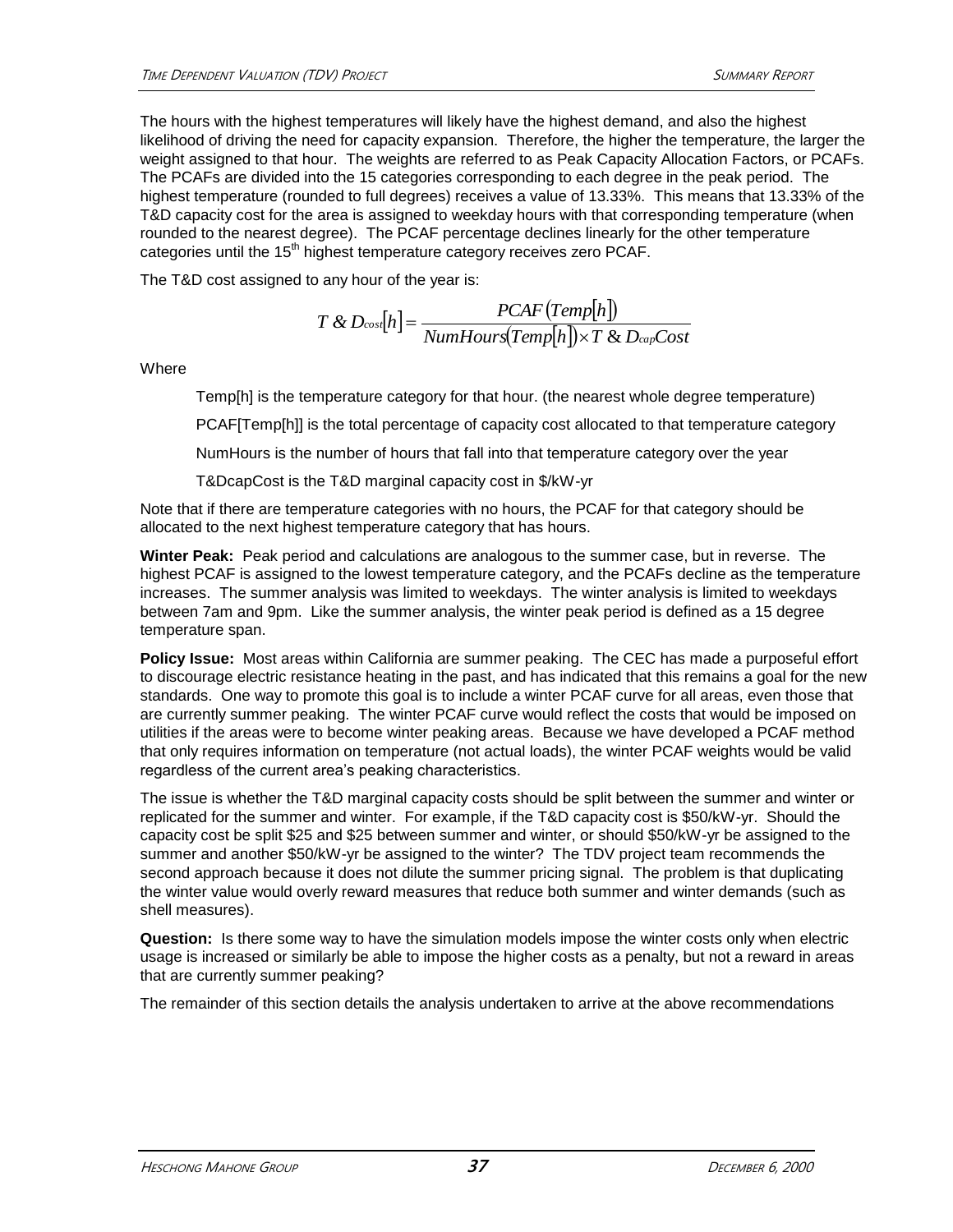The hours with the highest temperatures will likely have the highest demand, and also the highest likelihood of driving the need for capacity expansion. Therefore, the higher the temperature, the larger the weight assigned to that hour. The weights are referred to as Peak Capacity Allocation Factors, or PCAFs. The PCAFs are divided into the 15 categories corresponding to each degree in the peak period. The highest temperature (rounded to full degrees) receives a value of 13.33%. This means that 13.33% of the T&D capacity cost for the area is assigned to weekday hours with that corresponding temperature (when rounded to the nearest degree). The PCAF percentage declines linearly for the other temperature categories until the 15th highest temperature category receives zero PCAF.

The T&D cost assigned to any hour of the year is:

$$T \,\&\, D_{cost}[h] = \frac{PCAF(Temp[h])}{NumHours(Temp[h]) \times T \,\&\, D_{cap}Cost}$$

Where

Temp[h] is the temperature category for that hour. (the nearest whole degree temperature)

PCAF[Temp[h]] is the total percentage of capacity cost allocated to that temperature category

NumHours is the number of hours that fall into that temperature category over the year

T&DcapCost is the T&D marginal capacity cost in $/kW-yr

Note that if there are temperature categories with no hours, the PCAF for that category should be allocated to the next highest temperature category that has hours.

**Winter Peak:** Peak period and calculations are analogous to the summer case, but in reverse. The highest PCAF is assigned to the lowest temperature category, and the PCAFs decline as the temperature increases. The summer analysis was limited to weekdays. The winter analysis is limited to weekdays between 7am and 9pm. Like the summer analysis, the winter peak period is defined as a 15 degree temperature span.

**Policy Issue:** Most areas within California are summer peaking. The CEC has made a purposeful effort to discourage electric resistance heating in the past, and has indicated that this remains a goal for the new standards. One way to promote this goal is to include a winter PCAF curve for all areas, even those that are currently summer peaking. The winter PCAF curve would reflect the costs that would be imposed on utilities if the areas were to become winter peaking areas. Because we have developed a PCAF method that only requires information on temperature (not actual loads), the winter PCAF weights would be valid regardless of the current area's peaking characteristics.

The issue is whether the T&D marginal capacity costs should be split between the summer and winter or replicated for the summer and winter. For example, if the T&D capacity cost is $50/kW-yr. Should the capacity cost be split $25 and $25 between summer and winter, or should $50/kW-yr be assigned to the summer and another $50/kW-yr be assigned to the winter? The TDV project team recommends the second approach because it does not dilute the summer pricing signal. The problem is that duplicating the winter value would overly reward measures that reduce both summer and winter demands (such as shell measures).

**Question:** Is there some way to have the simulation models impose the winter costs only when electric usage is increased or similarly be able to impose the higher costs as a penalty, but not a reward in areas that are currently summer peaking?

The remainder of this section details the analysis undertaken to arrive at the above recommendations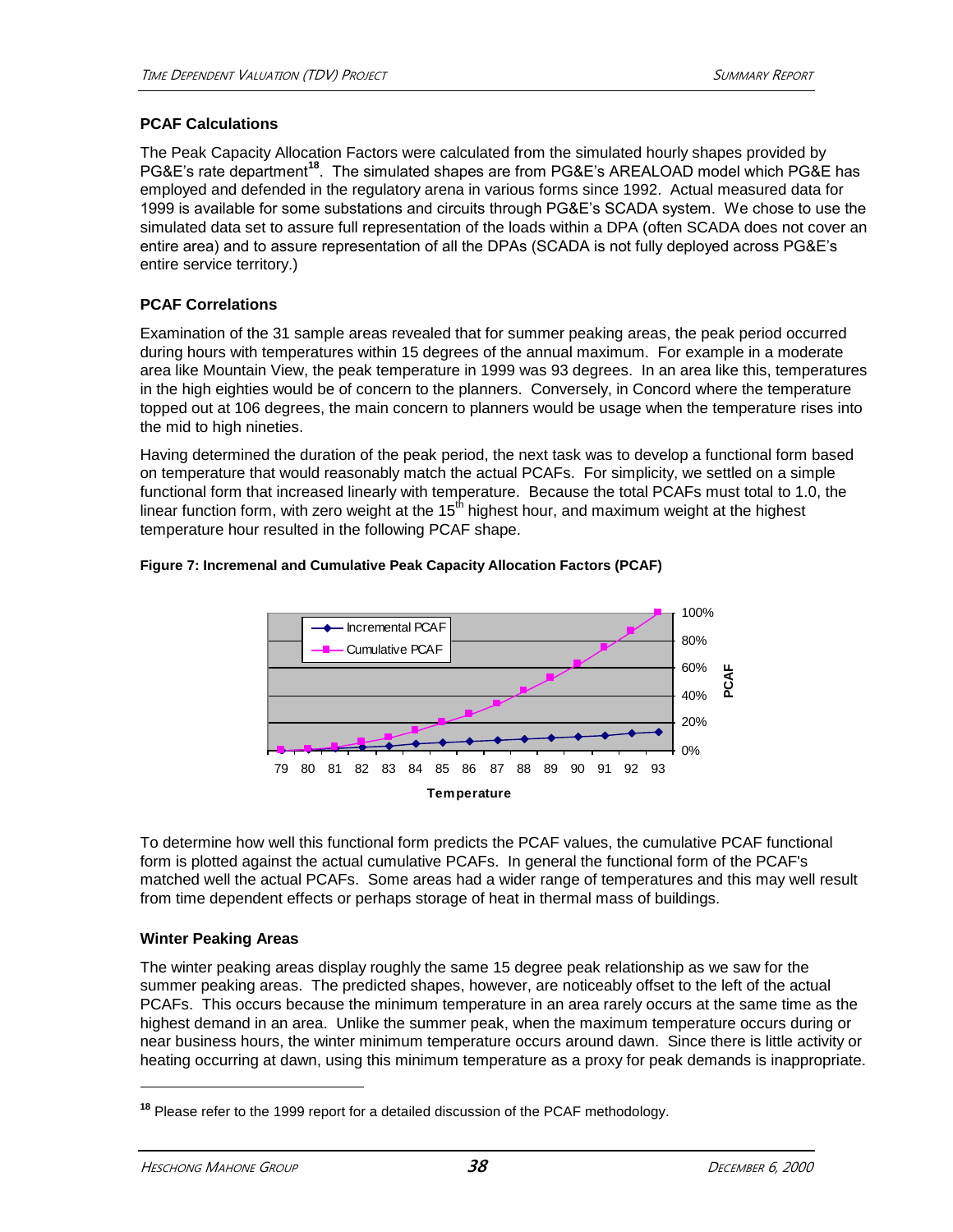### PCAF Calculations

The Peak Capacity Allocation Factors were calculated from the simulated hourly shapes provided by PG&E's rate department[18]. The simulated shapes are from PG&E's AREALOAD model which PG&E has employed and defended in the regulatory arena in various forms since 1992. Actual measured data for 1999 is available for some substations and circuits through PG&E's SCADA system. We chose to use the simulated data set to assure full representation of the loads within a DPA (often SCADA does not cover an entire area) and to assure representation of all the DPAs (SCADA is not fully deployed across PG&E's entire service territory.)

### PCAF Correlations

Examination of the 31 sample areas revealed that for summer peaking areas, the peak period occurred during hours with temperatures within 15 degrees of the annual maximum. For example in a moderate area like Mountain View, the peak temperature in 1999 was 93 degrees. In an area like this, temperatures in the high eighties would be of concern to the planners. Conversely, in Concord where the temperature topped out at 106 degrees, the main concern to planners would be usage when the temperature rises into the mid to high nineties.

Having determined the duration of the peak period, the next task was to develop a functional form based on temperature that would reasonably match the actual PCAFs. For simplicity, we settled on a simple functional form that increased linearly with temperature. Because the total PCAFs must total to 1.0, the linear function form, with zero weight at the 15th highest hour, and maximum weight at the highest temperature hour resulted in the following PCAF shape.

**Figure 7: Incremenal and Cumulative Peak Capacity Allocation Factors (PCAF)**

To determine how well this functional form predicts the PCAF values, the cumulative PCAF functional form is plotted against the actual cumulative PCAFs. In general the functional form of the PCAF's matched well the actual PCAFs. Some areas had a wider range of temperatures and this may well result from time dependent effects or perhaps storage of heat in thermal mass of buildings.

### Winter Peaking Areas

The winter peaking areas display roughly the same 15 degree peak relationship as we saw for the summer peaking areas. The predicted shapes, however, are noticeably offset to the left of the actual PCAFs. This occurs because the minimum temperature in an area rarely occurs at the same time as the highest demand in an area. Unlike the summer peak, when the maximum temperature occurs during or near business hours, the winter minimum temperature occurs around dawn. Since there is little activity or heating occurring at dawn, using this minimum temperature as a proxy for peak demands is inappropriate.

---

[18] Please refer to the 1999 report for a detailed discussion of the PCAF methodology.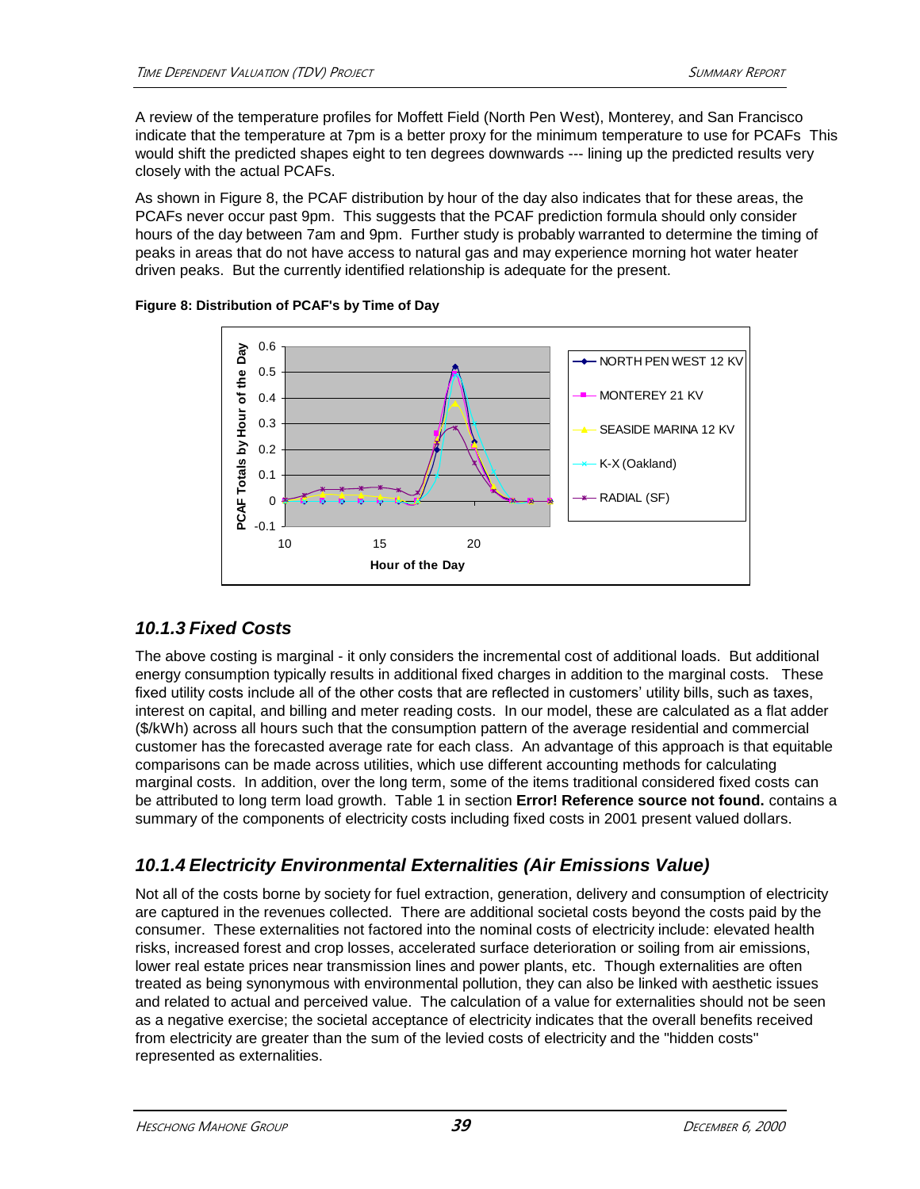A review of the temperature profiles for Moffett Field (North Pen West), Monterey, and San Francisco indicate that the temperature at 7pm is a better proxy for the minimum temperature to use for PCAFs This would shift the predicted shapes eight to ten degrees downwards --- lining up the predicted results very closely with the actual PCAFs.

As shown in Figure 8, the PCAF distribution by hour of the day also indicates that for these areas, the PCAFs never occur past 9pm. This suggests that the PCAF prediction formula should only consider hours of the day between 7am and 9pm. Further study is probably warranted to determine the timing of peaks in areas that do not have access to natural gas and may experience morning hot water heater driven peaks. But the currently identified relationship is adequate for the present.

**Figure 8: Distribution of PCAF's by Time of Day**

## *10.1.3 Fixed Costs*

The above costing is marginal - it only considers the incremental cost of additional loads. But additional energy consumption typically results in additional fixed charges in addition to the marginal costs. These fixed utility costs include all of the other costs that are reflected in customers' utility bills, such as taxes, interest on capital, and billing and meter reading costs. In our model, these are calculated as a flat adder ($/kWh) across all hours such that the consumption pattern of the average residential and commercial customer has the forecasted average rate for each class. An advantage of this approach is that equitable comparisons can be made across utilities, which use different accounting methods for calculating marginal costs. In addition, over the long term, some of the items traditional considered fixed costs can be attributed to long term load growth. Table 1 in section **Error! Reference source not found.** contains a summary of the components of electricity costs including fixed costs in 2001 present valued dollars.

## *10.1.4 Electricity Environmental Externalities (Air Emissions Value)*

Not all of the costs borne by society for fuel extraction, generation, delivery and consumption of electricity are captured in the revenues collected. There are additional societal costs beyond the costs paid by the consumer. These externalities not factored into the nominal costs of electricity include: elevated health risks, increased forest and crop losses, accelerated surface deterioration or soiling from air emissions, lower real estate prices near transmission lines and power plants, etc. Though externalities are often treated as being synonymous with environmental pollution, they can also be linked with aesthetic issues and related to actual and perceived value. The calculation of a value for externalities should not be seen as a negative exercise; the societal acceptance of electricity indicates that the overall benefits received from electricity are greater than the sum of the levied costs of electricity and the "hidden costs" represented as externalities.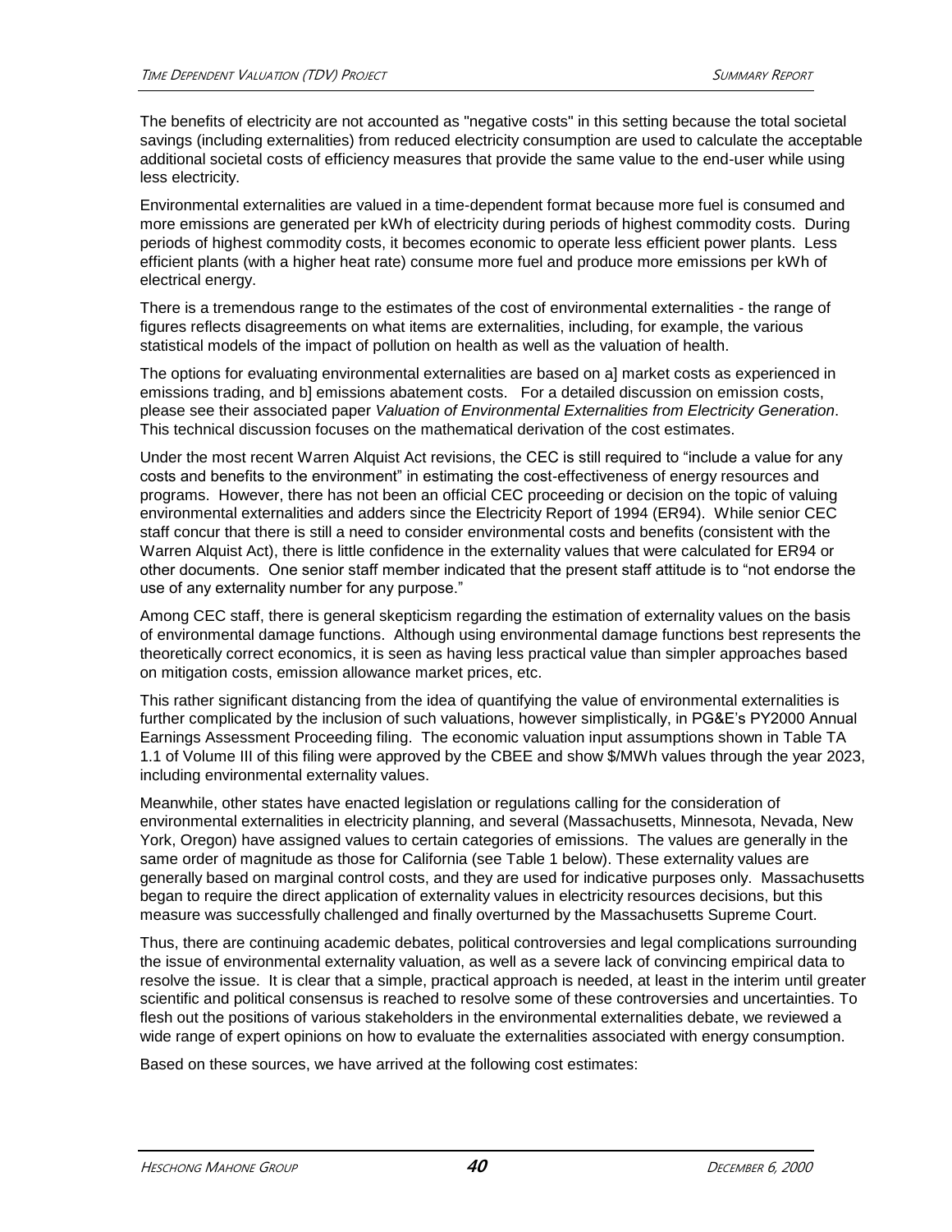The benefits of electricity are not accounted as "negative costs" in this setting because the total societal savings (including externalities) from reduced electricity consumption are used to calculate the acceptable additional societal costs of efficiency measures that provide the same value to the end-user while using less electricity.

Environmental externalities are valued in a time-dependent format because more fuel is consumed and more emissions are generated per kWh of electricity during periods of highest commodity costs. During periods of highest commodity costs, it becomes economic to operate less efficient power plants. Less efficient plants (with a higher heat rate) consume more fuel and produce more emissions per kWh of electrical energy.

There is a tremendous range to the estimates of the cost of environmental externalities - the range of figures reflects disagreements on what items are externalities, including, for example, the various statistical models of the impact of pollution on health as well as the valuation of health.

The options for evaluating environmental externalities are based on a] market costs as experienced in emissions trading, and b] emissions abatement costs. For a detailed discussion on emission costs, please see their associated paper *Valuation of Environmental Externalities from Electricity Generation*. This technical discussion focuses on the mathematical derivation of the cost estimates.

Under the most recent Warren Alquist Act revisions, the CEC is still required to "include a value for any costs and benefits to the environment" in estimating the cost-effectiveness of energy resources and programs. However, there has not been an official CEC proceeding or decision on the topic of valuing environmental externalities and adders since the Electricity Report of 1994 (ER94). While senior CEC staff concur that there is still a need to consider environmental costs and benefits (consistent with the Warren Alquist Act), there is little confidence in the externality values that were calculated for ER94 or other documents. One senior staff member indicated that the present staff attitude is to "not endorse the use of any externality number for any purpose."

Among CEC staff, there is general skepticism regarding the estimation of externality values on the basis of environmental damage functions. Although using environmental damage functions best represents the theoretically correct economics, it is seen as having less practical value than simpler approaches based on mitigation costs, emission allowance market prices, etc.

This rather significant distancing from the idea of quantifying the value of environmental externalities is further complicated by the inclusion of such valuations, however simplistically, in PG&E's PY2000 Annual Earnings Assessment Proceeding filing. The economic valuation input assumptions shown in Table TA 1.1 of Volume III of this filing were approved by the CBEE and show $/MWh values through the year 2023, including environmental externality values.

Meanwhile, other states have enacted legislation or regulations calling for the consideration of environmental externalities in electricity planning, and several (Massachusetts, Minnesota, Nevada, New York, Oregon) have assigned values to certain categories of emissions. The values are generally in the same order of magnitude as those for California (see Table 1 below). These externality values are generally based on marginal control costs, and they are used for indicative purposes only. Massachusetts began to require the direct application of externality values in electricity resources decisions, but this measure was successfully challenged and finally overturned by the Massachusetts Supreme Court.

Thus, there are continuing academic debates, political controversies and legal complications surrounding the issue of environmental externality valuation, as well as a severe lack of convincing empirical data to resolve the issue. It is clear that a simple, practical approach is needed, at least in the interim until greater scientific and political consensus is reached to resolve some of these controversies and uncertainties. To flesh out the positions of various stakeholders in the environmental externalities debate, we reviewed a wide range of expert opinions on how to evaluate the externalities associated with energy consumption.

Based on these sources, we have arrived at the following cost estimates: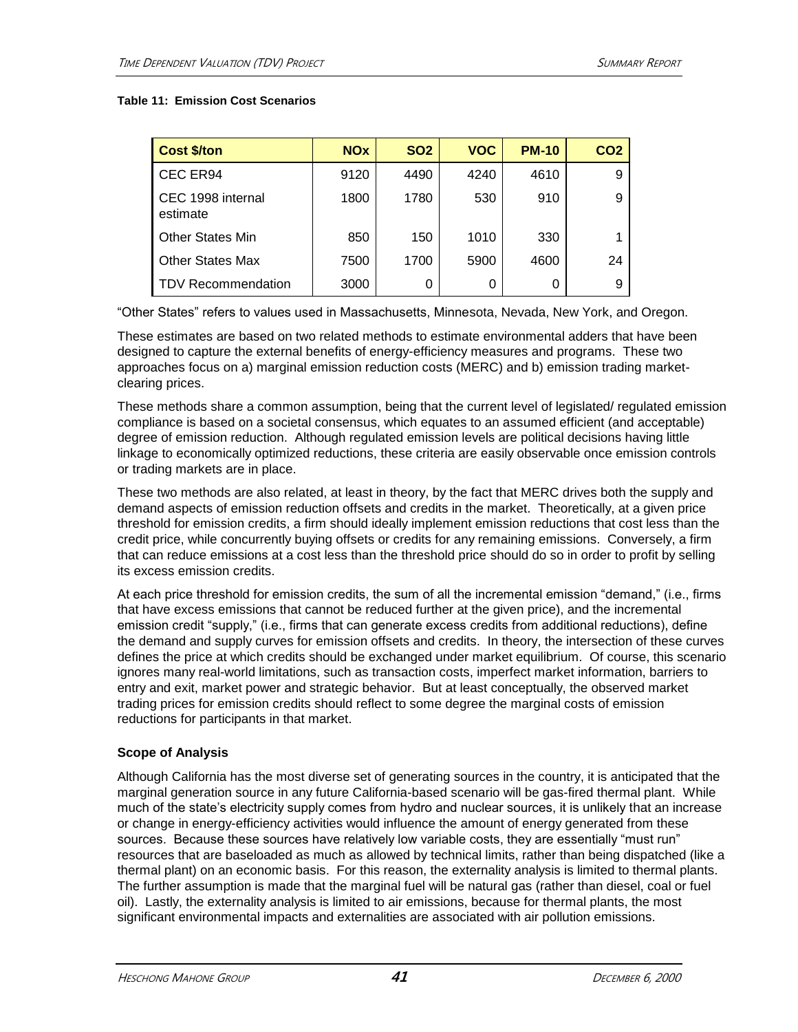**Table 11: Emission Cost Scenarios**

| Cost $/ton | NOx | SO2 | VOC | PM-10 | CO2 |
|---|---|---|---|---|---|
| CEC ER94 | 9120 | 4490 | 4240 | 4610 | 9 |
| CEC 1998 internal estimate | 1800 | 1780 | 530 | 910 | 9 |
| Other States Min | 850 | 150 | 1010 | 330 | 1 |
| Other States Max | 7500 | 1700 | 5900 | 4600 | 24 |
| TDV Recommendation | 3000 | 0 | 0 | 0 | 9 |

"Other States" refers to values used in Massachusetts, Minnesota, Nevada, New York, and Oregon.

These estimates are based on two related methods to estimate environmental adders that have been designed to capture the external benefits of energy-efficiency measures and programs. These two approaches focus on a) marginal emission reduction costs (MERC) and b) emission trading market-clearing prices.

These methods share a common assumption, being that the current level of legislated/ regulated emission compliance is based on a societal consensus, which equates to an assumed efficient (and acceptable) degree of emission reduction. Although regulated emission levels are political decisions having little linkage to economically optimized reductions, these criteria are easily observable once emission controls or trading markets are in place.

These two methods are also related, at least in theory, by the fact that MERC drives both the supply and demand aspects of emission reduction offsets and credits in the market. Theoretically, at a given price threshold for emission credits, a firm should ideally implement emission reductions that cost less than the credit price, while concurrently buying offsets or credits for any remaining emissions. Conversely, a firm that can reduce emissions at a cost less than the threshold price should do so in order to profit by selling its excess emission credits.

At each price threshold for emission credits, the sum of all the incremental emission "demand," (i.e., firms that have excess emissions that cannot be reduced further at the given price), and the incremental emission credit "supply," (i.e., firms that can generate excess credits from additional reductions), define the demand and supply curves for emission offsets and credits. In theory, the intersection of these curves defines the price at which credits should be exchanged under market equilibrium. Of course, this scenario ignores many real-world limitations, such as transaction costs, imperfect market information, barriers to entry and exit, market power and strategic behavior. But at least conceptually, the observed market trading prices for emission credits should reflect to some degree the marginal costs of emission reductions for participants in that market.

### Scope of Analysis

Although California has the most diverse set of generating sources in the country, it is anticipated that the marginal generation source in any future California-based scenario will be gas-fired thermal plant. While much of the state's electricity supply comes from hydro and nuclear sources, it is unlikely that an increase or change in energy-efficiency activities would influence the amount of energy generated from these sources. Because these sources have relatively low variable costs, they are essentially "must run" resources that are baseloaded as much as allowed by technical limits, rather than being dispatched (like a thermal plant) on an economic basis. For this reason, the externality analysis is limited to thermal plants. The further assumption is made that the marginal fuel will be natural gas (rather than diesel, coal or fuel oil). Lastly, the externality analysis is limited to air emissions, because for thermal plants, the most significant environmental impacts and externalities are associated with air pollution emissions.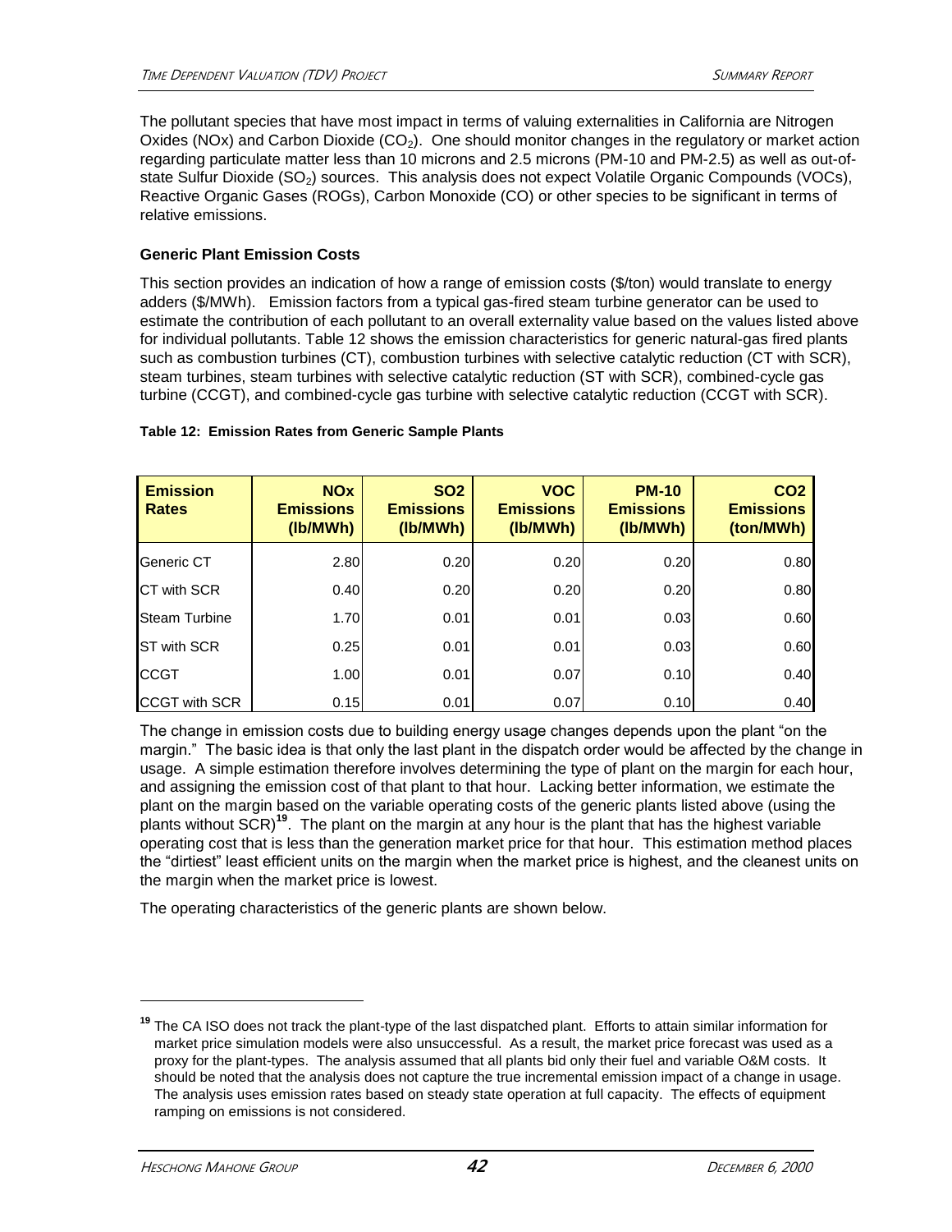The pollutant species that have most impact in terms of valuing externalities in California are Nitrogen Oxides (NOx) and Carbon Dioxide ($CO_2$). One should monitor changes in the regulatory or market action regarding particulate matter less than 10 microns and 2.5 microns (PM-10 and PM-2.5) as well as out-of-state Sulfur Dioxide ($SO_2$) sources. This analysis does not expect Volatile Organic Compounds (VOCs), Reactive Organic Gases (ROGs), Carbon Monoxide (CO) or other species to be significant in terms of relative emissions.

**Generic Plant Emission Costs**

This section provides an indication of how a range of emission costs ($/ton) would translate to energy adders ($/MWh). Emission factors from a typical gas-fired steam turbine generator can be used to estimate the contribution of each pollutant to an overall externality value based on the values listed above for individual pollutants. Table 12 shows the emission characteristics for generic natural-gas fired plants such as combustion turbines (CT), combustion turbines with selective catalytic reduction (CT with SCR), steam turbines, steam turbines with selective catalytic reduction (ST with SCR), combined-cycle gas turbine (CCGT), and combined-cycle gas turbine with selective catalytic reduction (CCGT with SCR).

**Table 12: Emission Rates from Generic Sample Plants**

| Emission Rates | NOx Emissions (lb/MWh) | SO2 Emissions (lb/MWh) | VOC Emissions (lb/MWh) | PM-10 Emissions (lb/MWh) | CO2 Emissions (ton/MWh) |
|---|---|---|---|---|---|
| Generic CT | 2.80 | 0.20 | 0.20 | 0.20 | 0.80 |
| CT with SCR | 0.40 | 0.20 | 0.20 | 0.20 | 0.80 |
| Steam Turbine | 1.70 | 0.01 | 0.01 | 0.03 | 0.60 |
| ST with SCR | 0.25 | 0.01 | 0.01 | 0.03 | 0.60 |
| CCGT | 1.00 | 0.01 | 0.07 | 0.10 | 0.40 |
| CCGT with SCR | 0.15 | 0.01 | 0.07 | 0.10 | 0.40 |

The change in emission costs due to building energy usage changes depends upon the plant "on the margin." The basic idea is that only the last plant in the dispatch order would be affected by the change in usage. A simple estimation therefore involves determining the type of plant on the margin for each hour, and assigning the emission cost of that plant to that hour. Lacking better information, we estimate the plant on the margin based on the variable operating costs of the generic plants listed above (using the plants without SCR)[19]. The plant on the margin at any hour is the plant that has the highest variable operating cost that is less than the generation market price for that hour. This estimation method places the "dirtiest" least efficient units on the margin when the market price is highest, and the cleanest units on the margin when the market price is lowest.

The operating characteristics of the generic plants are shown below.

[19] The CA ISO does not track the plant-type of the last dispatched plant. Efforts to attain similar information for market price simulation models were also unsuccessful. As a result, the market price forecast was used as a proxy for the plant-types. The analysis assumed that all plants bid only their fuel and variable O&M costs. It should be noted that the analysis does not capture the true incremental emission impact of a change in usage. The analysis uses emission rates based on steady state operation at full capacity. The effects of equipment ramping on emissions is not considered.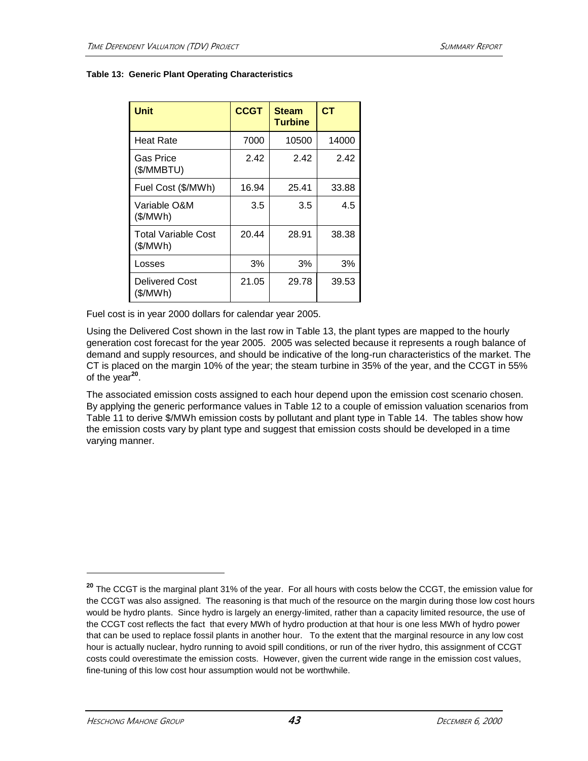**Table 13: Generic Plant Operating Characteristics**

| Unit | CCGT | Steam Turbine | CT |
|---|---|---|---|
| Heat Rate | 7000 | 10500 | 14000 |
| Gas Price ($/MMBTU) | 2.42 | 2.42 | 2.42 |
| Fuel Cost ($/MWh) | 16.94 | 25.41 | 33.88 |
| Variable O&M ($/MWh) | 3.5 | 3.5 | 4.5 |
| Total Variable Cost ($/MWh) | 20.44 | 28.91 | 38.38 |
| Losses | 3% | 3% | 3% |
| Delivered Cost ($/MWh) | 21.05 | 29.78 | 39.53 |

Fuel cost is in year 2000 dollars for calendar year 2005.

Using the Delivered Cost shown in the last row in Table 13, the plant types are mapped to the hourly generation cost forecast for the year 2005. 2005 was selected because it represents a rough balance of demand and supply resources, and should be indicative of the long-run characteristics of the market. The CT is placed on the margin 10% of the year; the steam turbine in 35% of the year, and the CCGT in 55% of the year[20].

The associated emission costs assigned to each hour depend upon the emission cost scenario chosen. By applying the generic performance values in Table 12 to a couple of emission valuation scenarios from Table 11 to derive $/MWh emission costs by pollutant and plant type in Table 14. The tables show how the emission costs vary by plant type and suggest that emission costs should be developed in a time varying manner.

---

[20] The CCGT is the marginal plant 31% of the year. For all hours with costs below the CCGT, the emission value for the CCGT was also assigned. The reasoning is that much of the resource on the margin during those low cost hours would be hydro plants. Since hydro is largely an energy-limited, rather than a capacity limited resource, the use of the CCGT cost reflects the fact that every MWh of hydro production at that hour is one less MWh of hydro power that can be used to replace fossil plants in another hour. To the extent that the marginal resource in any low cost hour is actually nuclear, hydro running to avoid spill conditions, or run of the river hydro, this assignment of CCGT costs could overestimate the emission costs. However, given the current wide range in the emission cost values, fine-tuning of this low cost hour assumption would not be worthwhile.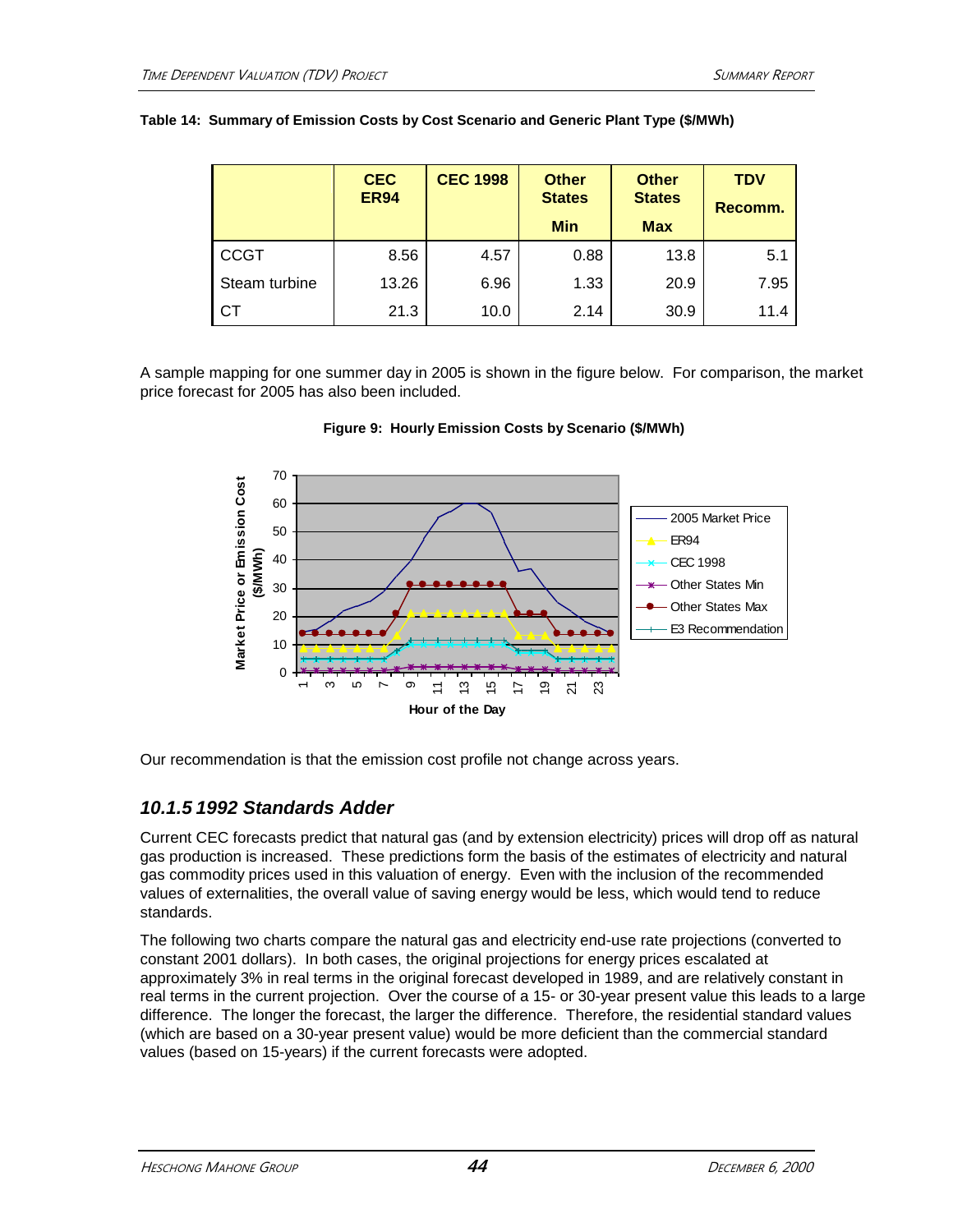**Table 14: Summary of Emission Costs by Cost Scenario and Generic Plant Type ($/MWh)**

| | CEC ER94 | CEC 1998 | Other States Min | Other States Max | TDV Recomm. |
|---|---|---|---|---|---|
| CCGT | 8.56 | 4.57 | 0.88 | 13.8 | 5.1 |
| Steam turbine | 13.26 | 6.96 | 1.33 | 20.9 | 7.95 |
| CT | 21.3 | 10.0 | 2.14 | 30.9 | 11.4 |

A sample mapping for one summer day in 2005 is shown in the figure below. For comparison, the market price forecast for 2005 has also been included.

**Figure 9: Hourly Emission Costs by Scenario ($/MWh)**

Our recommendation is that the emission cost profile not change across years.

### *10.1.5 1992 Standards Adder*

Current CEC forecasts predict that natural gas (and by extension electricity) prices will drop off as natural gas production is increased. These predictions form the basis of the estimates of electricity and natural gas commodity prices used in this valuation of energy. Even with the inclusion of the recommended values of externalities, the overall value of saving energy would be less, which would tend to reduce standards.

The following two charts compare the natural gas and electricity end-use rate projections (converted to constant 2001 dollars). In both cases, the original projections for energy prices escalated at approximately 3% in real terms in the original forecast developed in 1989, and are relatively constant in real terms in the current projection. Over the course of a 15- or 30-year present value this leads to a large difference. The longer the forecast, the larger the difference. Therefore, the residential standard values (which are based on a 30-year present value) would be more deficient than the commercial standard values (based on 15-years) if the current forecasts were adopted.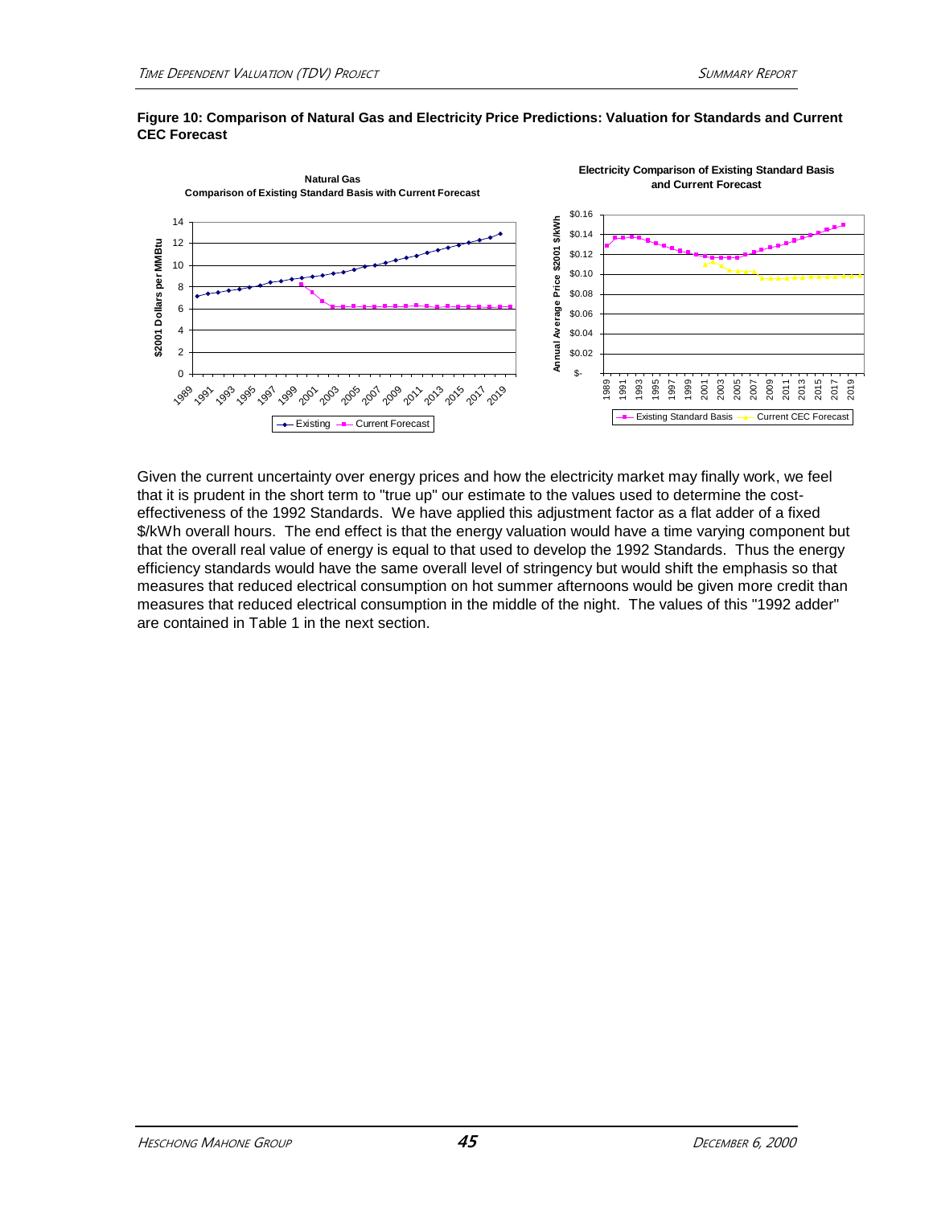**Figure 10: Comparison of Natural Gas and Electricity Price Predictions: Valuation for Standards and Current CEC Forecast**

Given the current uncertainty over energy prices and how the electricity market may finally work, we feel that it is prudent in the short term to "true up" our estimate to the values used to determine the cost-effectiveness of the 1992 Standards. We have applied this adjustment factor as a flat adder of a fixed $/kWh overall hours. The end effect is that the energy valuation would have a time varying component but that the overall real value of energy is equal to that used to develop the 1992 Standards. Thus the energy efficiency standards would have the same overall level of stringency but would shift the emphasis so that measures that reduced electrical consumption on hot summer afternoons would be given more credit than measures that reduced electrical consumption in the middle of the night. The values of this "1992 adder" are contained in Table 1 in the next section.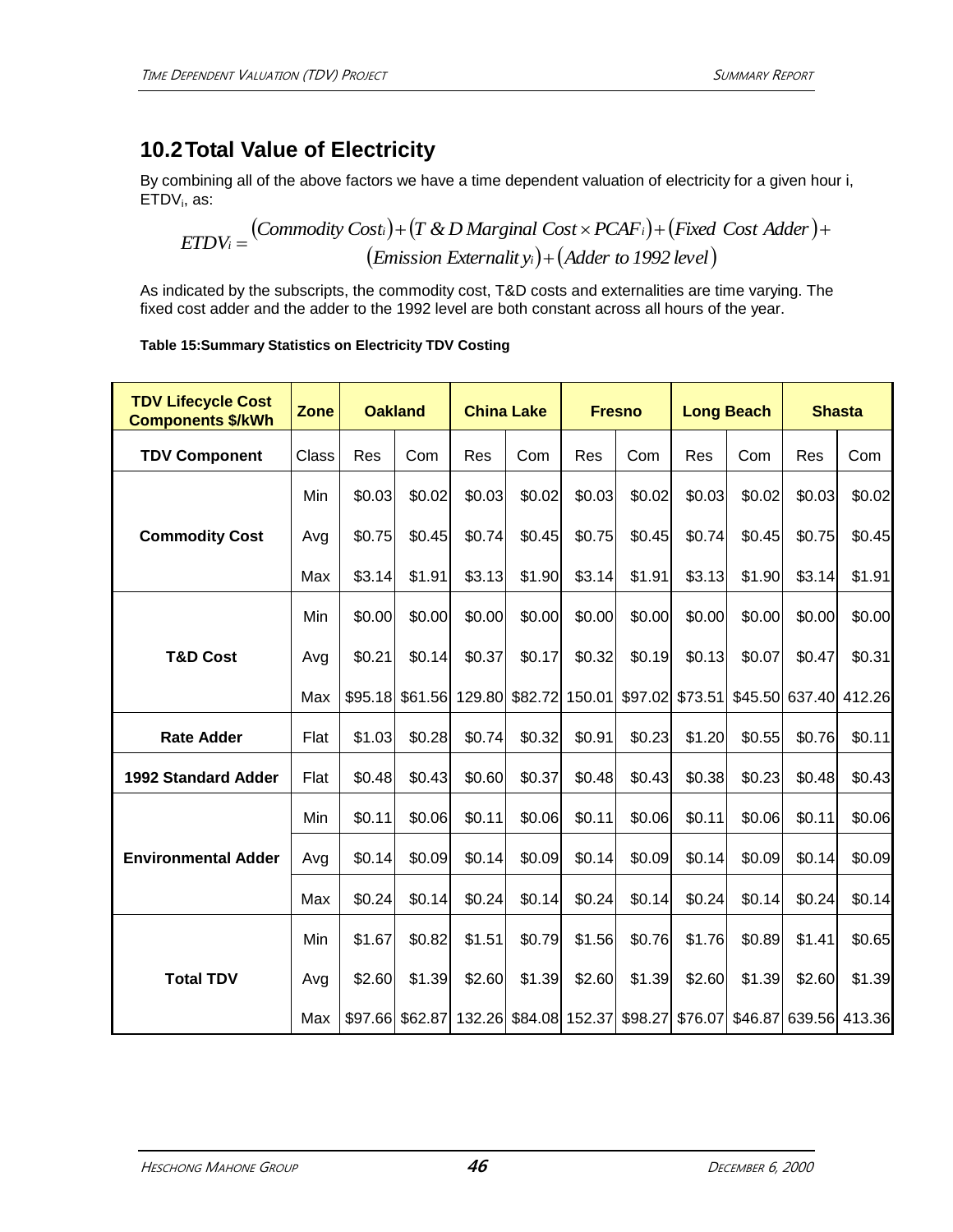## 10.2 Total Value of Electricity

By combining all of the above factors we have a time dependent valuation of electricity for a given hour i, $ETDV_i$, as:

$$ETDV_i = \begin{array}{l}(Commodity\ Cost_i) + (T\ \&\ D\ Marginal\ Cost \times PCAF_i) + (Fixed\ Cost\ Adder) + \\ (Emission\ Externality_i) + (Adder\ to\ 1992\ level)\end{array}$$

As indicated by the subscripts, the commodity cost, T&D costs and externalities are time varying. The fixed cost adder and the adder to the 1992 level are both constant across all hours of the year.

**Table 15:Summary Statistics on Electricity TDV Costing**

| TDV Lifecycle Cost Components $/kWh | Zone | Oakland | | China Lake | | Fresno | | Long Beach | | Shasta | |
|---|---|---|---|---|---|---|---|---|---|---|---|
| TDV Component | Class | Res | Com | Res | Com | Res | Com | Res | Com | Res | Com |
| Commodity Cost | Min | $0.03 | $0.02 | $0.03 | $0.02 | $0.03 | $0.02 | $0.03 | $0.02 | $0.03 | $0.02 |
| | Avg | $0.75 | $0.45 | $0.74 | $0.45 | $0.75 | $0.45 | $0.74 | $0.45 | $0.75 | $0.45 |
| | Max | $3.14 | $1.91 | $3.13 | $1.90 | $3.14 | $1.91 | $3.13 | $1.90 | $3.14 | $1.91 |
| T&D Cost | Min | $0.00 | $0.00 | $0.00 | $0.00 | $0.00 | $0.00 | $0.00 | $0.00 | $0.00 | $0.00 |
| | Avg | $0.21 | $0.14 | $0.37 | $0.17 | $0.32 | $0.19 | $0.13 | $0.07 | $0.47 | $0.31 |
| | Max | $95.18 | $61.56 | 129.80 | $82.72 | 150.01 | $97.02 | $73.51 | $45.50 | 637.40 | 412.26 |
| Rate Adder | Flat | $1.03 | $0.28 | $0.74 | $0.32 | $0.91 | $0.23 | $1.20 | $0.55 | $0.76 | $0.11 |
| 1992 Standard Adder | Flat | $0.48 | $0.43 | $0.60 | $0.37 | $0.48 | $0.43 | $0.38 | $0.23 | $0.48 | $0.43 |
| Environmental Adder | Min | $0.11 | $0.06 | $0.11 | $0.06 | $0.11 | $0.06 | $0.11 | $0.06 | $0.11 | $0.06 |
| | Avg | $0.14 | $0.09 | $0.14 | $0.09 | $0.14 | $0.09 | $0.14 | $0.09 | $0.14 | $0.09 |
| | Max | $0.24 | $0.14 | $0.24 | $0.14 | $0.24 | $0.14 | $0.24 | $0.14 | $0.24 | $0.14 |
| Total TDV | Min | $1.67 | $0.82 | $1.51 | $0.79 | $1.56 | $0.76 | $1.76 | $0.89 | $1.41 | $0.65 |
| | Avg | $2.60 | $1.39 | $2.60 | $1.39 | $2.60 | $1.39 | $2.60 | $1.39 | $2.60 | $1.39 |
| | Max | $97.66 | $62.87 | 132.26 | $84.08 | 152.37 | $98.27 | $76.07 | $46.87 | 639.56 | 413.36 |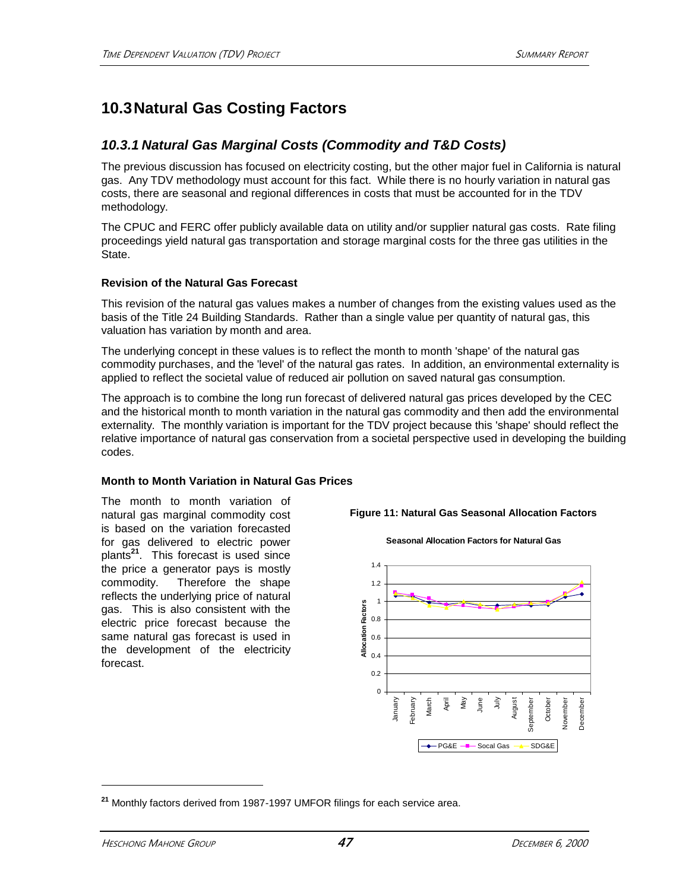## 10.3 Natural Gas Costing Factors

### *10.3.1 Natural Gas Marginal Costs (Commodity and T&D Costs)*

The previous discussion has focused on electricity costing, but the other major fuel in California is natural gas. Any TDV methodology must account for this fact. While there is no hourly variation in natural gas costs, there are seasonal and regional differences in costs that must be accounted for in the TDV methodology.

The CPUC and FERC offer publicly available data on utility and/or supplier natural gas costs. Rate filing proceedings yield natural gas transportation and storage marginal costs for the three gas utilities in the State.

**Revision of the Natural Gas Forecast**

This revision of the natural gas values makes a number of changes from the existing values used as the basis of the Title 24 Building Standards. Rather than a single value per quantity of natural gas, this valuation has variation by month and area.

The underlying concept in these values is to reflect the month to month 'shape' of the natural gas commodity purchases, and the 'level' of the natural gas rates. In addition, an environmental externality is applied to reflect the societal value of reduced air pollution on saved natural gas consumption.

The approach is to combine the long run forecast of delivered natural gas prices developed by the CEC and the historical month to month variation in the natural gas commodity and then add the environmental externality. The monthly variation is important for the TDV project because this 'shape' should reflect the relative importance of natural gas conservation from a societal perspective used in developing the building codes.

**Month to Month Variation in Natural Gas Prices**

The month to month variation of natural gas marginal commodity cost is based on the variation forecasted for gas delivered to electric power plants[21]. This forecast is used since the price a generator pays is mostly commodity. Therefore the shape reflects the underlying price of natural gas. This is also consistent with the electric price forecast because the same natural gas forecast is used in the development of the electricity forecast.

**Figure 11: Natural Gas Seasonal Allocation Factors**

[21] Monthly factors derived from 1987-1997 UMFOR filings for each service area.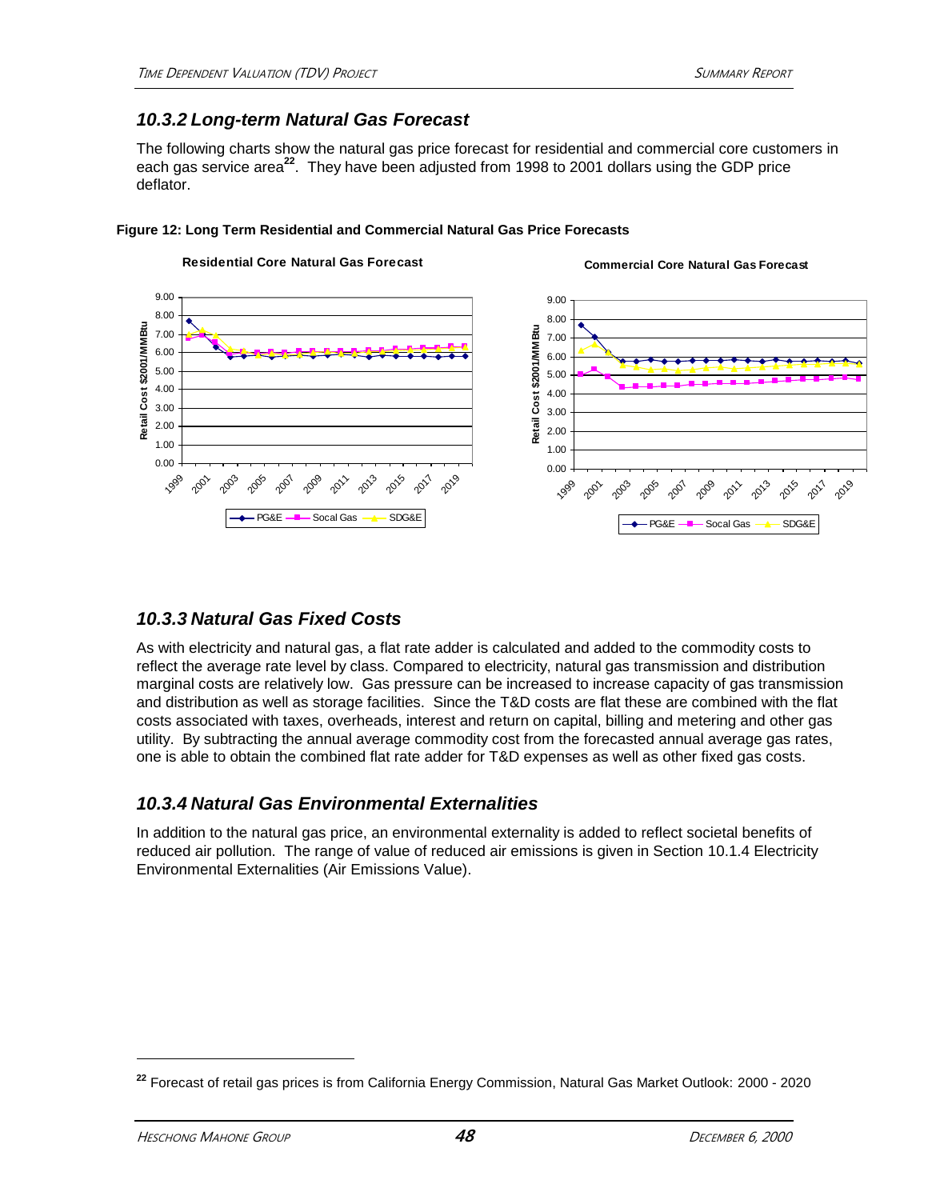### 10.3.2 Long-term Natural Gas Forecast

The following charts show the natural gas price forecast for residential and commercial core customers in each gas service area[22]. They have been adjusted from 1998 to 2001 dollars using the GDP price deflator.

**Figure 12: Long Term Residential and Commercial Natural Gas Price Forecasts**

### 10.3.3 Natural Gas Fixed Costs

As with electricity and natural gas, a flat rate adder is calculated and added to the commodity costs to reflect the average rate level by class. Compared to electricity, natural gas transmission and distribution marginal costs are relatively low. Gas pressure can be increased to increase capacity of gas transmission and distribution as well as storage facilities. Since the T&D costs are flat these are combined with the flat costs associated with taxes, overheads, interest and return on capital, billing and metering and other gas utility. By subtracting the annual average commodity cost from the forecasted annual average gas rates, one is able to obtain the combined flat rate adder for T&D expenses as well as other fixed gas costs.

### 10.3.4 Natural Gas Environmental Externalities

In addition to the natural gas price, an environmental externality is added to reflect societal benefits of reduced air pollution. The range of value of reduced air emissions is given in Section 10.1.4 Electricity Environmental Externalities (Air Emissions Value).

---

[22] Forecast of retail gas prices is from California Energy Commission, Natural Gas Market Outlook: 2000 - 2020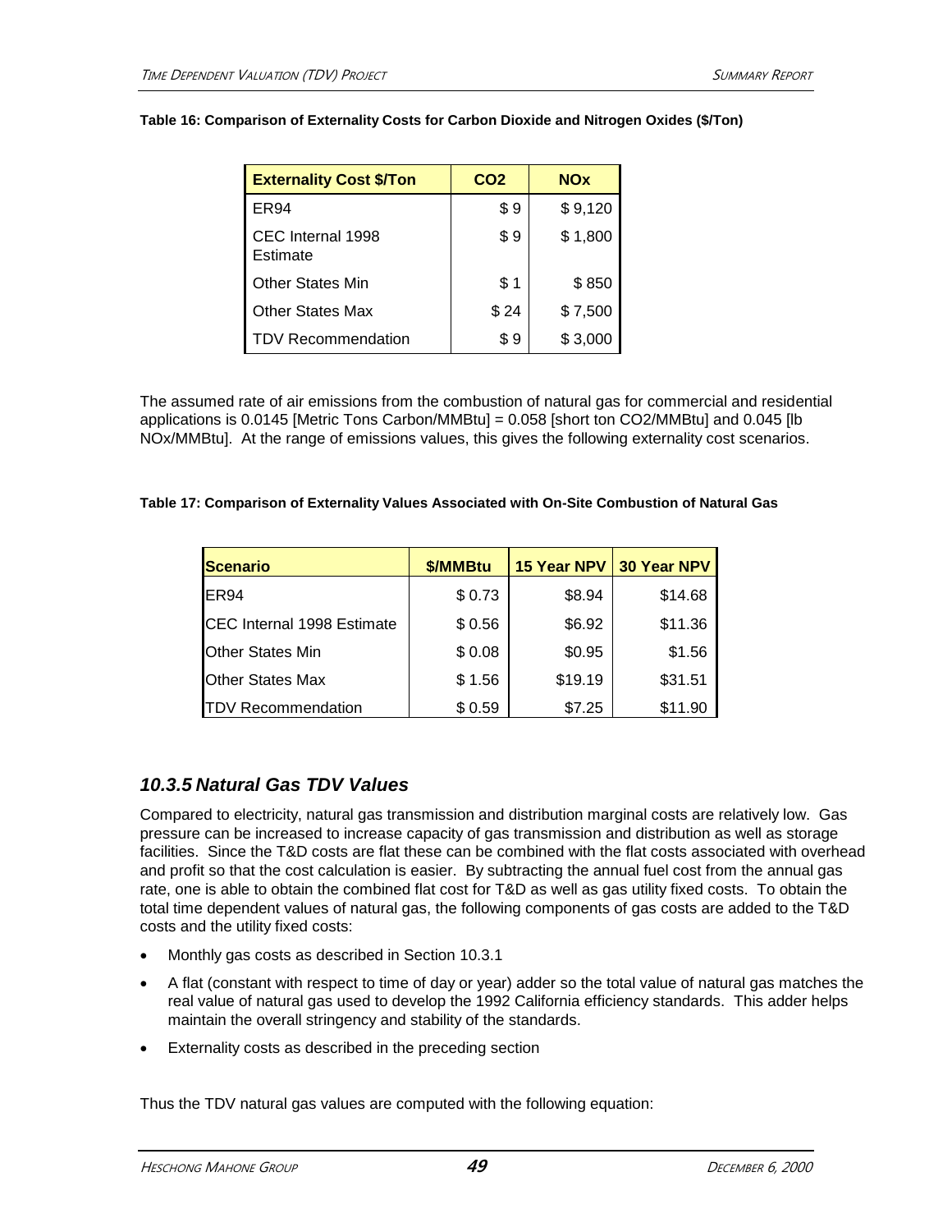**Table 16: Comparison of Externality Costs for Carbon Dioxide and Nitrogen Oxides ($/Ton)**

| Externality Cost $/Ton | CO2 | NOx |
|---|---|---|
| ER94 | $ 9 | $ 9,120 |
| CEC Internal 1998 Estimate | $ 9 | $ 1,800 |
| Other States Min | $ 1 | $ 850 |
| Other States Max | $ 24 | $ 7,500 |
| TDV Recommendation | $ 9 | $ 3,000 |

The assumed rate of air emissions from the combustion of natural gas for commercial and residential applications is 0.0145 [Metric Tons Carbon/MMBtu] = 0.058 [short ton CO2/MMBtu] and 0.045 [lb NOx/MMBtu]. At the range of emissions values, this gives the following externality cost scenarios.

**Table 17: Comparison of Externality Values Associated with On-Site Combustion of Natural Gas**

| Scenario | $/MMBtu | 15 Year NPV | 30 Year NPV |
|---|---|---|---|
| ER94 | $ 0.73 | $8.94 | $14.68 |
| CEC Internal 1998 Estimate | $ 0.56 | $6.92 | $11.36 |
| Other States Min | $ 0.08 | $0.95 | $1.56 |
| Other States Max | $ 1.56 | $19.19 | $31.51 |
| TDV Recommendation | $ 0.59 | $7.25 | $11.90 |

### *10.3.5 Natural Gas TDV Values*

Compared to electricity, natural gas transmission and distribution marginal costs are relatively low. Gas pressure can be increased to increase capacity of gas transmission and distribution as well as storage facilities. Since the T&D costs are flat these can be combined with the flat costs associated with overhead and profit so that the cost calculation is easier. By subtracting the annual fuel cost from the annual gas rate, one is able to obtain the combined flat cost for T&D as well as gas utility fixed costs. To obtain the total time dependent values of natural gas, the following components of gas costs are added to the T&D costs and the utility fixed costs:

- Monthly gas costs as described in Section 10.3.1
- A flat (constant with respect to time of day or year) adder so the total value of natural gas matches the real value of natural gas used to develop the 1992 California efficiency standards. This adder helps maintain the overall stringency and stability of the standards.
- Externality costs as described in the preceding section

Thus the TDV natural gas values are computed with the following equation: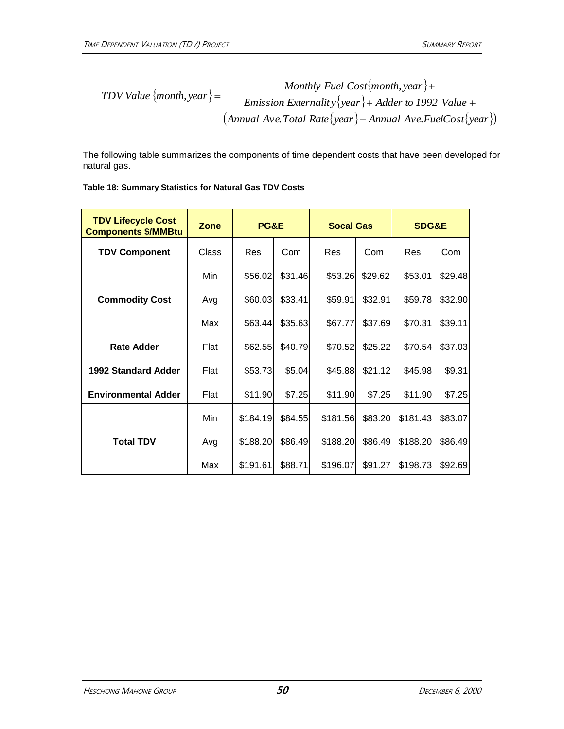$$TDV\ Value\ \{month, year\} = \begin{array}{c} Monthly\ Fuel\ Cost\{month, year\} + \\ Emission\ Externality\{year\} + Adder\ to\ 1992\ Value + \\ (Annual\ Ave.Total\ Rate\{year\} - Annual\ Ave.FuelCost\{year\}) \end{array}$$

The following table summarizes the components of time dependent costs that have been developed for natural gas.

**Table 18: Summary Statistics for Natural Gas TDV Costs**

| TDV Lifecycle Cost Components $/MMBtu | Zone | PG&E | | Socal Gas | | SDG&E | |
|---|---|---|---|---|---|---|---|
| **TDV Component** | Class | Res | Com | Res | Com | Res | Com |
| **Commodity Cost** | Min | $56.02 | $31.46 | $53.26 | $29.62 | $53.01 | $29.48 |
| | Avg | $60.03 | $33.41 | $59.91 | $32.91 | $59.78 | $32.90 |
| | Max | $63.44 | $35.63 | $67.77 | $37.69 | $70.31 | $39.11 |
| **Rate Adder** | Flat | $62.55 | $40.79 | $70.52 | $25.22 | $70.54 | $37.03 |
| **1992 Standard Adder** | Flat | $53.73 | $5.04 | $45.88 | $21.12 | $45.98 | $9.31 |
| **Environmental Adder** | Flat | $11.90 | $7.25 | $11.90 | $7.25 | $11.90 | $7.25 |
| **Total TDV** | Min | $184.19 | $84.55 | $181.56 | $83.20 | $181.43 | $83.07 |
| | Avg | $188.20 | $86.49 | $188.20 | $86.49 | $188.20 | $86.49 |
| | Max | $191.61 | $88.71 | $196.07 | $91.27 | $198.73 | $92.69 |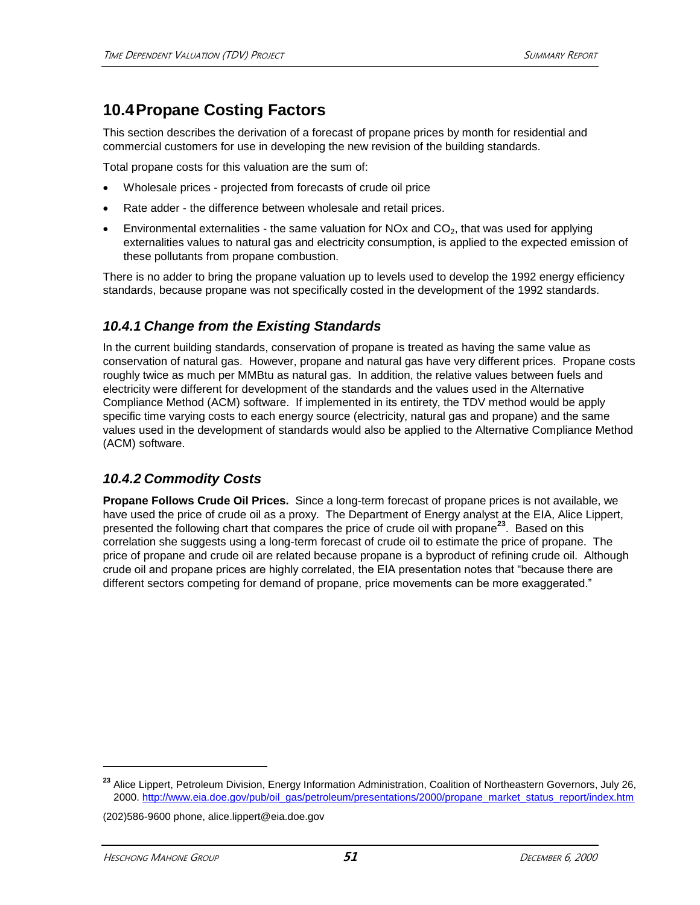## 10.4 Propane Costing Factors

This section describes the derivation of a forecast of propane prices by month for residential and commercial customers for use in developing the new revision of the building standards.

Total propane costs for this valuation are the sum of:

- Wholesale prices - projected from forecasts of crude oil price
- Rate adder - the difference between wholesale and retail prices.
- Environmental externalities - the same valuation for NOx and $CO_2$, that was used for applying externalities values to natural gas and electricity consumption, is applied to the expected emission of these pollutants from propane combustion.

There is no adder to bring the propane valuation up to levels used to develop the 1992 energy efficiency standards, because propane was not specifically costed in the development of the 1992 standards.

### *10.4.1 Change from the Existing Standards*

In the current building standards, conservation of propane is treated as having the same value as conservation of natural gas. However, propane and natural gas have very different prices. Propane costs roughly twice as much per MMBtu as natural gas. In addition, the relative values between fuels and electricity were different for development of the standards and the values used in the Alternative Compliance Method (ACM) software. If implemented in its entirety, the TDV method would be apply specific time varying costs to each energy source (electricity, natural gas and propane) and the same values used in the development of standards would also be applied to the Alternative Compliance Method (ACM) software.

### *10.4.2 Commodity Costs*

**Propane Follows Crude Oil Prices.** Since a long-term forecast of propane prices is not available, we have used the price of crude oil as a proxy. The Department of Energy analyst at the EIA, Alice Lippert, presented the following chart that compares the price of crude oil with propane[23]. Based on this correlation she suggests using a long-term forecast of crude oil to estimate the price of propane. The price of propane and crude oil are related because propane is a byproduct of refining crude oil. Although crude oil and propane prices are highly correlated, the EIA presentation notes that "because there are different sectors competing for demand of propane, price movements can be more exaggerated."

---

[23] Alice Lippert, Petroleum Division, Energy Information Administration, Coalition of Northeastern Governors, July 26, 2000. http://www.eia.doe.gov/pub/oil_gas/petroleum/presentations/2000/propane_market_status_report/index.htm

(202)586-9600 phone, alice.lippert@eia.doe.gov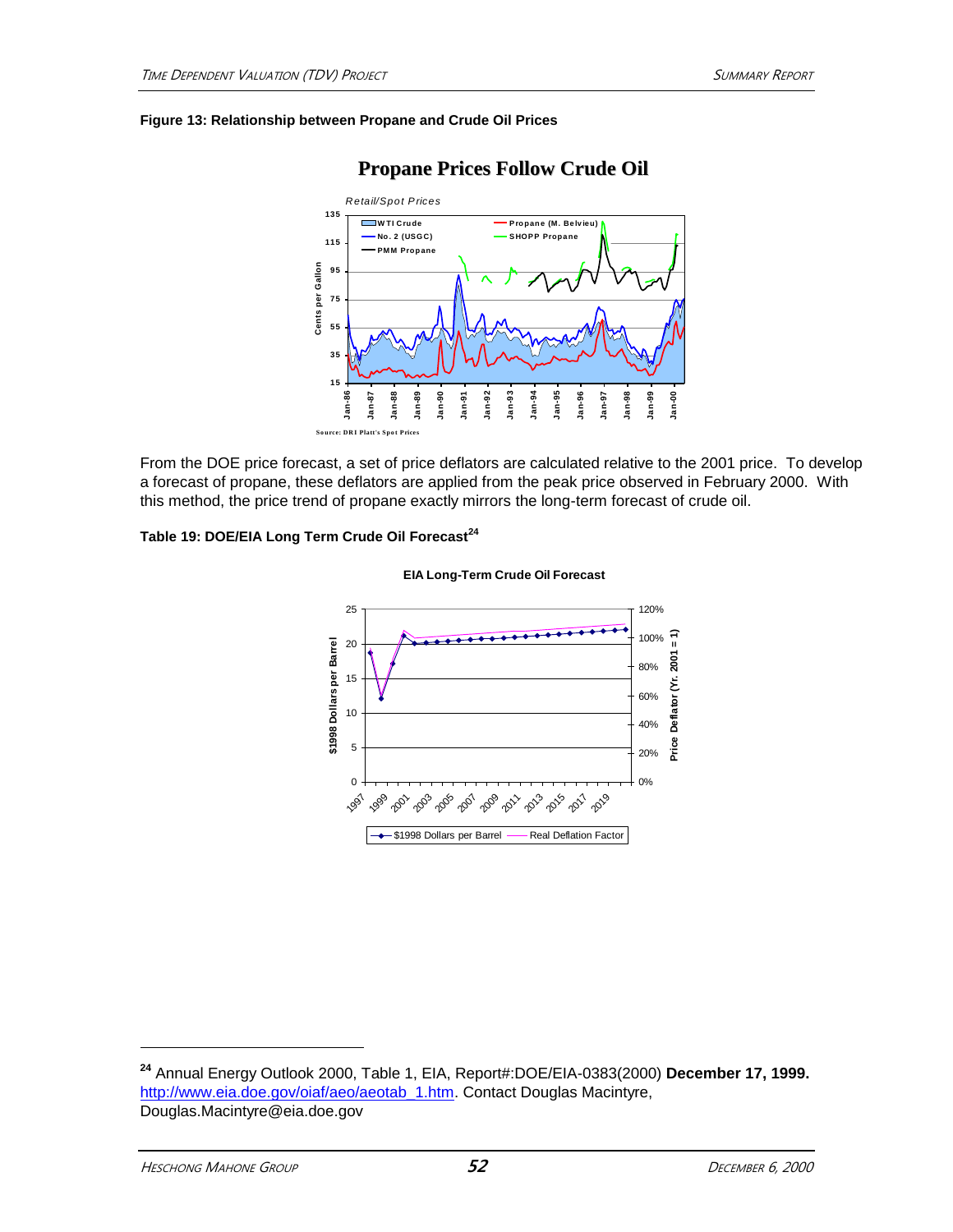**Figure 13: Relationship between Propane and Crude Oil Prices**

From the DOE price forecast, a set of price deflators are calculated relative to the 2001 price. To develop a forecast of propane, these deflators are applied from the peak price observed in February 2000. With this method, the price trend of propane exactly mirrors the long-term forecast of crude oil.

**Table 19: DOE/EIA Long Term Crude Oil Forecast[24]**

[24] Annual Energy Outlook 2000, Table 1, EIA, Report#:DOE/EIA-0383(2000) **December 17, 1999.** http://www.eia.doe.gov/oiaf/aeo/aeotab_1.htm. Contact Douglas Macintyre, Douglas.Macintyre@eia.doe.gov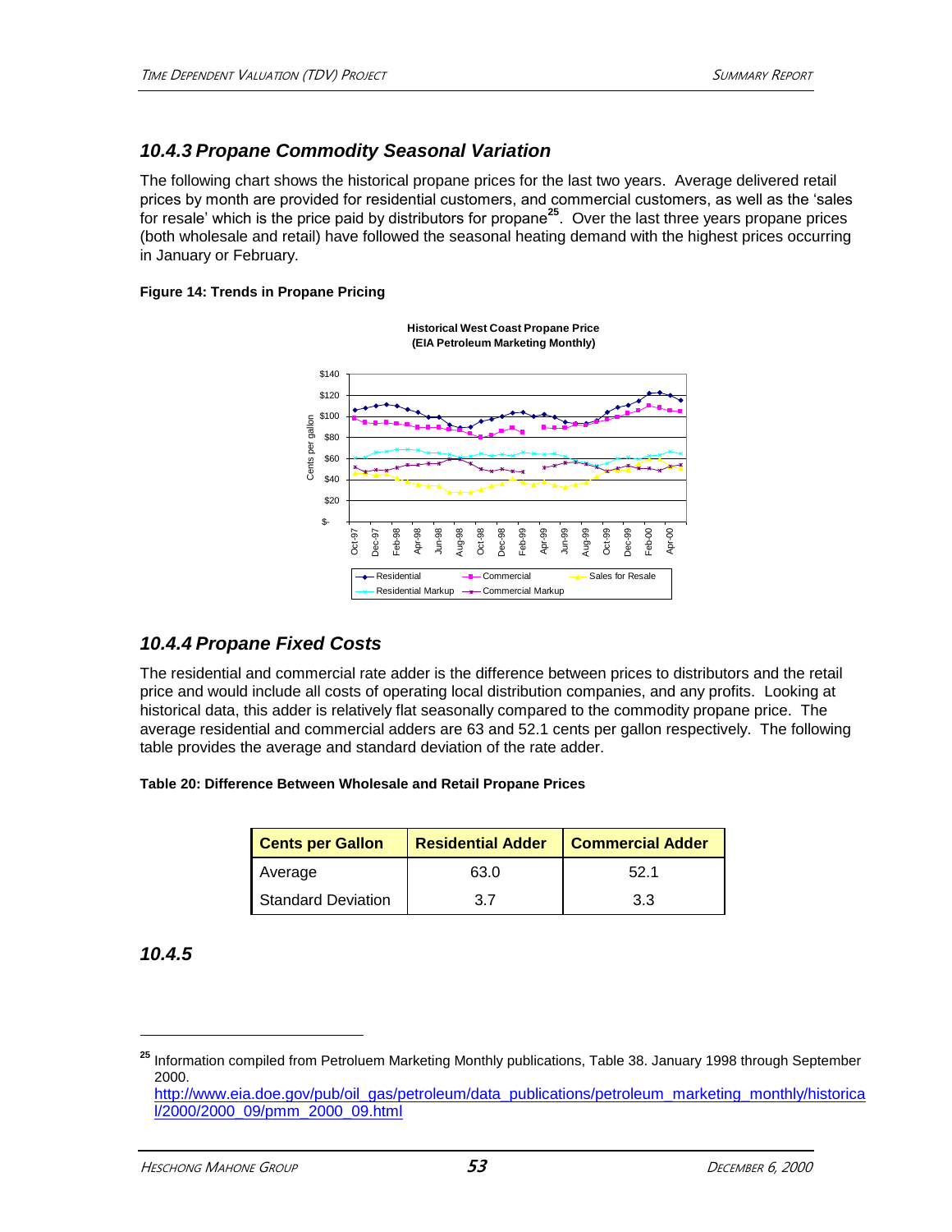### 10.4.3 Propane Commodity Seasonal Variation

The following chart shows the historical propane prices for the last two years. Average delivered retail prices by month are provided for residential customers, and commercial customers, as well as the 'sales for resale' which is the price paid by distributors for propane[25]. Over the last three years propane prices (both wholesale and retail) have followed the seasonal heating demand with the highest prices occurring in January or February.

**Figure 14: Trends in Propane Pricing**

### 10.4.4 Propane Fixed Costs

The residential and commercial rate adder is the difference between prices to distributors and the retail price and would include all costs of operating local distribution companies, and any profits. Looking at historical data, this adder is relatively flat seasonally compared to the commodity propane price. The average residential and commercial adders are 63 and 52.1 cents per gallon respectively. The following table provides the average and standard deviation of the rate adder.

**Table 20: Difference Between Wholesale and Retail Propane Prices**

| Cents per Gallon | Residential Adder | Commercial Adder |
|---|---|---|
| Average | 63.0 | 52.1 |
| Standard Deviation | 3.7 | 3.3 |

### 10.4.5

---

[25] Information compiled from Petroluem Marketing Monthly publications, Table 38. January 1998 through September 2000. http://www.eia.doe.gov/pub/oil_gas/petroleum/data_publications/petroleum_marketing_monthly/historical/2000/2000_09/pmm_2000_09.html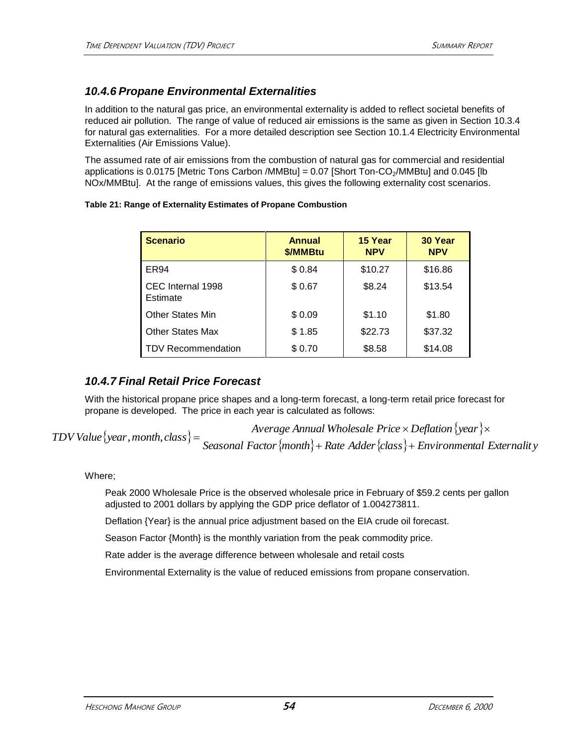### 10.4.6 Propane Environmental Externalities

In addition to the natural gas price, an environmental externality is added to reflect societal benefits of reduced air pollution. The range of value of reduced air emissions is the same as given in Section 10.3.4 for natural gas externalities. For a more detailed description see Section 10.1.4 Electricity Environmental Externalities (Air Emissions Value).

The assumed rate of air emissions from the combustion of natural gas for commercial and residential applications is 0.0175 [Metric Tons Carbon /MMBtu] = 0.07 [Short Ton-$CO_2$/MMBtu] and 0.045 [lb NOx/MMBtu]. At the range of emissions values, this gives the following externality cost scenarios.

**Table 21: Range of Externality Estimates of Propane Combustion**

| Scenario | Annual $/MMBtu | 15 Year NPV | 30 Year NPV |
|---|---|---|---|
| ER94 | $ 0.84 | $10.27 | $16.86 |
| CEC Internal 1998 Estimate | $ 0.67 | $8.24 | $13.54 |
| Other States Min | $ 0.09 | $1.10 | $1.80 |
| Other States Max | $ 1.85 | $22.73 | $37.32 |
| TDV Recommendation | $ 0.70 | $8.58 | $14.08 |

### 10.4.7 Final Retail Price Forecast

With the historical propane price shapes and a long-term forecast, a long-term retail price forecast for propane is developed. The price in each year is calculated as follows:

$$TDV\,Value\{year, month, class\} = \begin{array}{c} Average\ Annual\ Wholesale\ Price \times Deflation\{year\} \times \\ Seasonal\ Factor\{month\} + Rate\ Adder\{class\} + Environmental\ Externality \end{array}$$

Where;

Peak 2000 Wholesale Price is the observed wholesale price in February of $59.2 cents per gallon adjusted to 2001 dollars by applying the GDP price deflator of 1.004273811.

Deflation {Year} is the annual price adjustment based on the EIA crude oil forecast.

Season Factor {Month} is the monthly variation from the peak commodity price.

Rate adder is the average difference between wholesale and retail costs

Environmental Externality is the value of reduced emissions from propane conservation.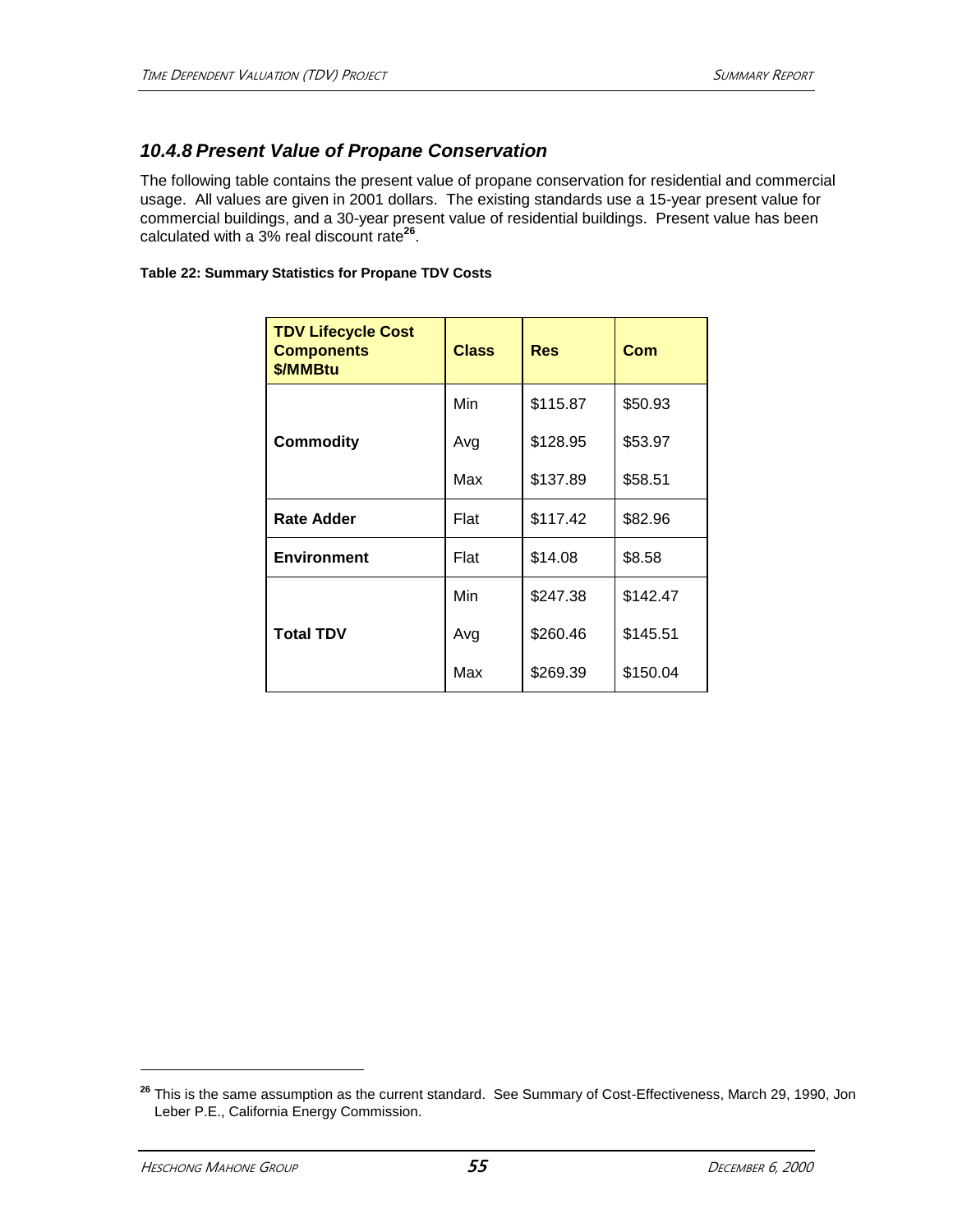### 10.4.8 Present Value of Propane Conservation

The following table contains the present value of propane conservation for residential and commercial usage. All values are given in 2001 dollars. The existing standards use a 15-year present value for commercial buildings, and a 30-year present value of residential buildings. Present value has been calculated with a 3% real discount rate[26].

**Table 22: Summary Statistics for Propane TDV Costs**

| TDV Lifecycle Cost Components $/MMBtu | Class | Res | Com |
|---|---|---|---|
| Commodity | Min | $115.87 | $50.93 |
| | Avg | $128.95 | $53.97 |
| | Max | $137.89 | $58.51 |
| Rate Adder | Flat | $117.42 | $82.96 |
| Environment | Flat | $14.08 | $8.58 |
| Total TDV | Min | $247.38 | $142.47 |
| | Avg | $260.46 | $145.51 |
| | Max | $269.39 | $150.04 |

[26] This is the same assumption as the current standard. See Summary of Cost-Effectiveness, March 29, 1990, Jon Leber P.E., California Energy Commission.